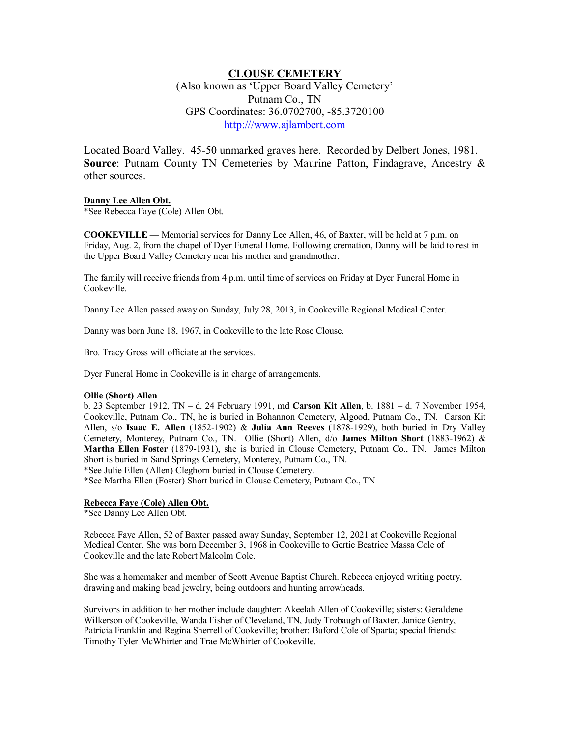# CLOUSE CEMETERY

(Also known as 'Upper Board Valley Cemetery'
Putnam Co., TN
GPS Coordinates: 36.0702700, -85.3720100
http:///www.ajlambert.com

Located Board Valley. 45-50 unmarked graves here. Recorded by Delbert Jones, 1981. **Source**: Putnam County TN Cemeteries by Maurine Patton, Findagrave, Ancestry & other sources.

**Danny Lee Allen Obt.**
*See Rebecca Faye (Cole) Allen Obt.

**COOKEVILLE** — Memorial services for Danny Lee Allen, 46, of Baxter, will be held at 7 p.m. on Friday, Aug. 2, from the chapel of Dyer Funeral Home. Following cremation, Danny will be laid to rest in the Upper Board Valley Cemetery near his mother and grandmother.

The family will receive friends from 4 p.m. until time of services on Friday at Dyer Funeral Home in Cookeville.

Danny Lee Allen passed away on Sunday, July 28, 2013, in Cookeville Regional Medical Center.

Danny was born June 18, 1967, in Cookeville to the late Rose Clouse.

Bro. Tracy Gross will officiate at the services.

Dyer Funeral Home in Cookeville is in charge of arrangements.

**Ollie (Short) Allen**
b. 23 September 1912, TN – d. 24 February 1991, md **Carson Kit Allen**, b. 1881 – d. 7 November 1954, Cookeville, Putnam Co., TN, he is buried in Bohannon Cemetery, Algood, Putnam Co., TN. Carson Kit Allen, s/o **Isaac E. Allen** (1852-1902) & **Julia Ann Reeves** (1878-1929), both buried in Dry Valley Cemetery, Monterey, Putnam Co., TN. Ollie (Short) Allen, d/o **James Milton Short** (1883-1962) & **Martha Ellen Foster** (1879-1931), she is buried in Clouse Cemetery, Putnam Co., TN. James Milton Short is buried in Sand Springs Cemetery, Monterey, Putnam Co., TN.
*See Julie Ellen (Allen) Cleghorn buried in Clouse Cemetery.
*See Martha Ellen (Foster) Short buried in Clouse Cemetery, Putnam Co., TN

**Rebecca Faye (Cole) Allen Obt.**
*See Danny Lee Allen Obt.

Rebecca Faye Allen, 52 of Baxter passed away Sunday, September 12, 2021 at Cookeville Regional Medical Center. She was born December 3, 1968 in Cookeville to Gertie Beatrice Massa Cole of Cookeville and the late Robert Malcolm Cole.

She was a homemaker and member of Scott Avenue Baptist Church. Rebecca enjoyed writing poetry, drawing and making bead jewelry, being outdoors and hunting arrowheads.

Survivors in addition to her mother include daughter: Akeelah Allen of Cookeville; sisters: Geraldene Wilkerson of Cookeville, Wanda Fisher of Cleveland, TN, Judy Trobaugh of Baxter, Janice Gentry, Patricia Franklin and Regina Sherrell of Cookeville; brother: Buford Cole of Sparta; special friends: Timothy Tyler McWhirter and Trae McWhirter of Cookeville.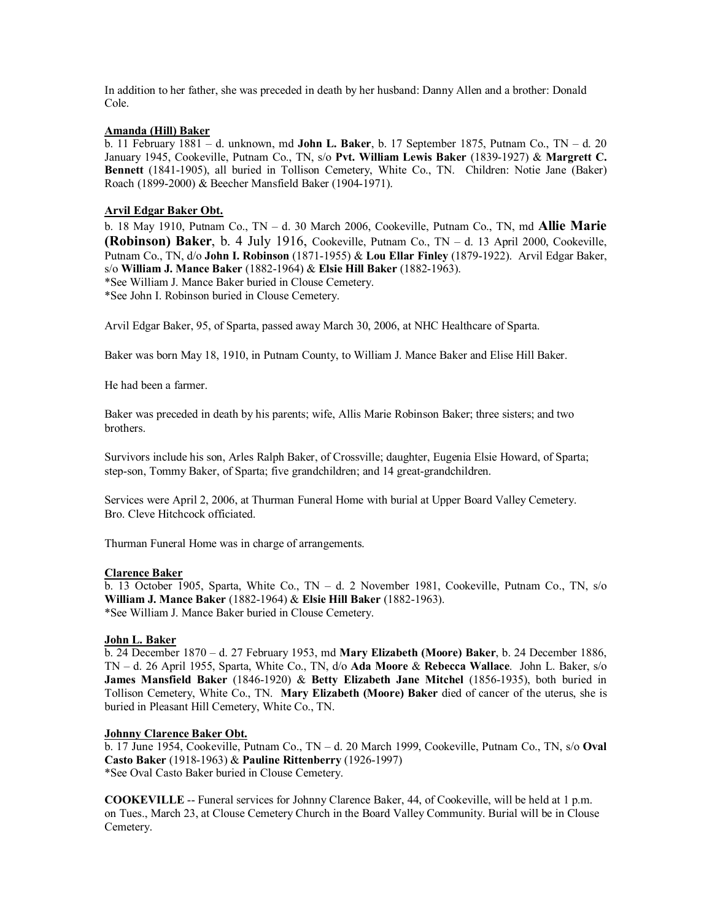In addition to her father, she was preceded in death by her husband: Danny Allen and a brother: Donald Cole.

**Amanda (Hill) Baker**

b. 11 February 1881 – d. unknown, md **John L. Baker**, b. 17 September 1875, Putnam Co., TN – d. 20 January 1945, Cookeville, Putnam Co., TN, s/o **Pvt. William Lewis Baker** (1839-1927) & **Margrett C. Bennett** (1841-1905), all buried in Tollison Cemetery, White Co., TN. Children: Notie Jane (Baker) Roach (1899-2000) & Beecher Mansfield Baker (1904-1971).

**Arvil Edgar Baker Obt.**

b. 18 May 1910, Putnam Co., TN – d. 30 March 2006, Cookeville, Putnam Co., TN, md **Allie Marie (Robinson) Baker**, b. 4 July 1916, Cookeville, Putnam Co., TN – d. 13 April 2000, Cookeville, Putnam Co., TN, d/o **John I. Robinson** (1871-1955) & **Lou Ellar Finley** (1879-1922). Arvil Edgar Baker, s/o **William J. Mance Baker** (1882-1964) & **Elsie Hill Baker** (1882-1963).
*See William J. Mance Baker buried in Clouse Cemetery.
*See John I. Robinson buried in Clouse Cemetery.

Arvil Edgar Baker, 95, of Sparta, passed away March 30, 2006, at NHC Healthcare of Sparta.

Baker was born May 18, 1910, in Putnam County, to William J. Mance Baker and Elise Hill Baker.

He had been a farmer.

Baker was preceded in death by his parents; wife, Allis Marie Robinson Baker; three sisters; and two brothers.

Survivors include his son, Arles Ralph Baker, of Crossville; daughter, Eugenia Elsie Howard, of Sparta; step-son, Tommy Baker, of Sparta; five grandchildren; and 14 great-grandchildren.

Services were April 2, 2006, at Thurman Funeral Home with burial at Upper Board Valley Cemetery. Bro. Cleve Hitchcock officiated.

Thurman Funeral Home was in charge of arrangements.

**Clarence Baker**

b. 13 October 1905, Sparta, White Co., TN – d. 2 November 1981, Cookeville, Putnam Co., TN, s/o **William J. Mance Baker** (1882-1964) & **Elsie Hill Baker** (1882-1963).
*See William J. Mance Baker buried in Clouse Cemetery.

**John L. Baker**

b. 24 December 1870 – d. 27 February 1953, md **Mary Elizabeth (Moore) Baker**, b. 24 December 1886, TN – d. 26 April 1955, Sparta, White Co., TN, d/o **Ada Moore** & **Rebecca Wallace**. John L. Baker, s/o **James Mansfield Baker** (1846-1920) & **Betty Elizabeth Jane Mitchel** (1856-1935), both buried in Tollison Cemetery, White Co., TN. **Mary Elizabeth (Moore) Baker** died of cancer of the uterus, she is buried in Pleasant Hill Cemetery, White Co., TN.

**Johnny Clarence Baker Obt.**

b. 17 June 1954, Cookeville, Putnam Co., TN – d. 20 March 1999, Cookeville, Putnam Co., TN, s/o **Oval Casto Baker** (1918-1963) & **Pauline Rittenberry** (1926-1997)
*See Oval Casto Baker buried in Clouse Cemetery.

**COOKEVILLE** -- Funeral services for Johnny Clarence Baker, 44, of Cookeville, will be held at 1 p.m. on Tues., March 23, at Clouse Cemetery Church in the Board Valley Community. Burial will be in Clouse Cemetery.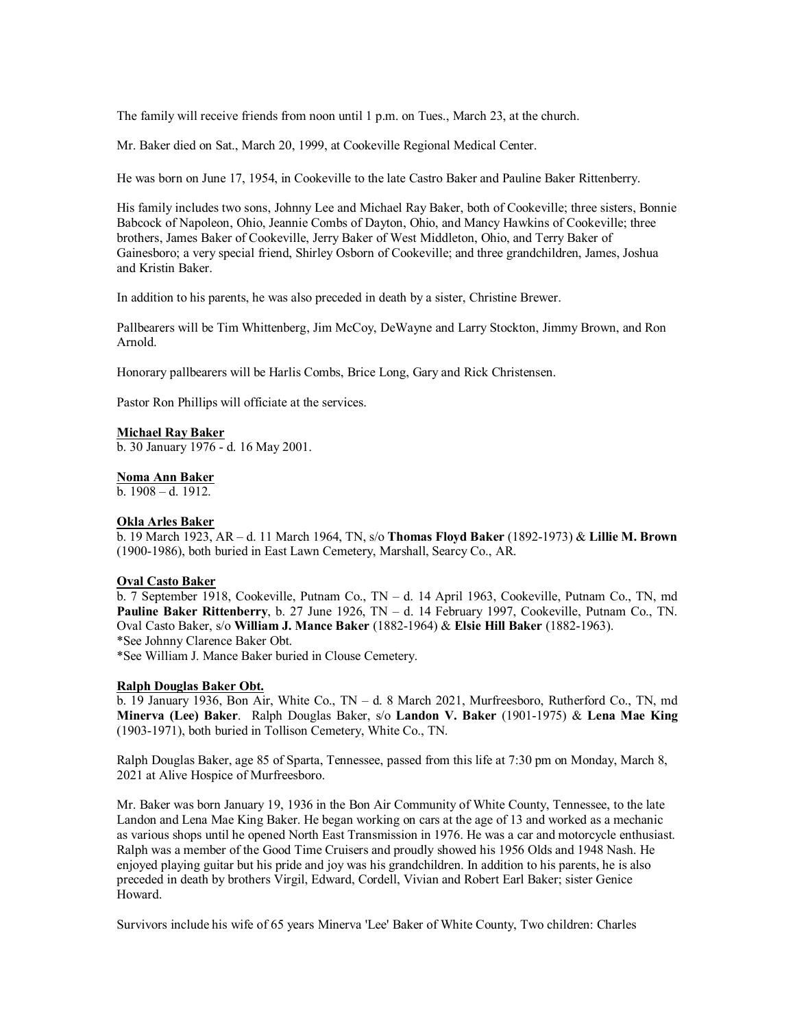The family will receive friends from noon until 1 p.m. on Tues., March 23, at the church.

Mr. Baker died on Sat., March 20, 1999, at Cookeville Regional Medical Center.

He was born on June 17, 1954, in Cookeville to the late Castro Baker and Pauline Baker Rittenberry.

His family includes two sons, Johnny Lee and Michael Ray Baker, both of Cookeville; three sisters, Bonnie Babcock of Napoleon, Ohio, Jeannie Combs of Dayton, Ohio, and Mancy Hawkins of Cookeville; three brothers, James Baker of Cookeville, Jerry Baker of West Middleton, Ohio, and Terry Baker of Gainesboro; a very special friend, Shirley Osborn of Cookeville; and three grandchildren, James, Joshua and Kristin Baker.

In addition to his parents, he was also preceded in death by a sister, Christine Brewer.

Pallbearers will be Tim Whittenberg, Jim McCoy, DeWayne and Larry Stockton, Jimmy Brown, and Ron Arnold.

Honorary pallbearers will be Harlis Combs, Brice Long, Gary and Rick Christensen.

Pastor Ron Phillips will officiate at the services.

**Michael Ray Baker**
b. 30 January 1976 - d. 16 May 2001.

**Noma Ann Baker**
b. 1908 – d. 1912.

**Okla Arles Baker**
b. 19 March 1923, AR – d. 11 March 1964, TN, s/o **Thomas Floyd Baker** (1892-1973) & **Lillie M. Brown** (1900-1986), both buried in East Lawn Cemetery, Marshall, Searcy Co., AR.

**Oval Casto Baker**
b. 7 September 1918, Cookeville, Putnam Co., TN – d. 14 April 1963, Cookeville, Putnam Co., TN, md **Pauline Baker Rittenberry**, b. 27 June 1926, TN – d. 14 February 1997, Cookeville, Putnam Co., TN. Oval Casto Baker, s/o **William J. Mance Baker** (1882-1964) & **Elsie Hill Baker** (1882-1963).
*See Johnny Clarence Baker Obt.
*See William J. Mance Baker buried in Clouse Cemetery.

**Ralph Douglas Baker Obt.**
b. 19 January 1936, Bon Air, White Co., TN – d. 8 March 2021, Murfreesboro, Rutherford Co., TN, md **Minerva (Lee) Baker**. Ralph Douglas Baker, s/o **Landon V. Baker** (1901-1975) & **Lena Mae King** (1903-1971), both buried in Tollison Cemetery, White Co., TN.

Ralph Douglas Baker, age 85 of Sparta, Tennessee, passed from this life at 7:30 pm on Monday, March 8, 2021 at Alive Hospice of Murfreesboro.

Mr. Baker was born January 19, 1936 in the Bon Air Community of White County, Tennessee, to the late Landon and Lena Mae King Baker. He began working on cars at the age of 13 and worked as a mechanic as various shops until he opened North East Transmission in 1976. He was a car and motorcycle enthusiast. Ralph was a member of the Good Time Cruisers and proudly showed his 1956 Olds and 1948 Nash. He enjoyed playing guitar but his pride and joy was his grandchildren. In addition to his parents, he is also preceded in death by brothers Virgil, Edward, Cordell, Vivian and Robert Earl Baker; sister Genice Howard.

Survivors include his wife of 65 years Minerva 'Lee' Baker of White County, Two children: Charles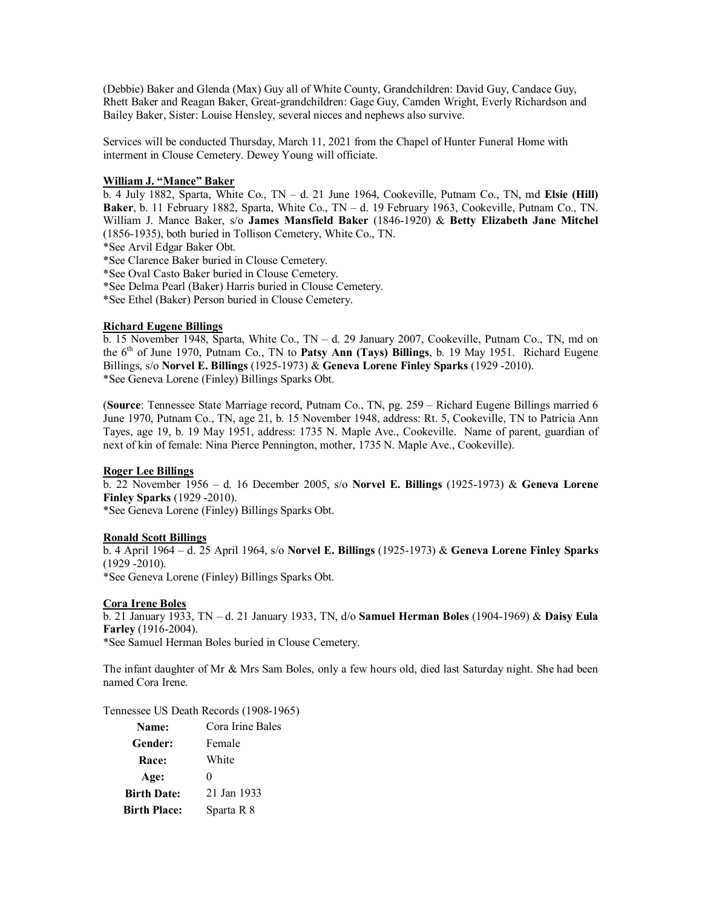(Debbie) Baker and Glenda (Max) Guy all of White County, Grandchildren: David Guy, Candace Guy, Rhett Baker and Reagan Baker, Great-grandchildren: Gage Guy, Camden Wright, Everly Richardson and Bailey Baker, Sister: Louise Hensley, several nieces and nephews also survive.

Services will be conducted Thursday, March 11, 2021 from the Chapel of Hunter Funeral Home with interment in Clouse Cemetery. Dewey Young will officiate.

**William J. "Mance" Baker**

b. 4 July 1882, Sparta, White Co., TN – d. 21 June 1964, Cookeville, Putnam Co., TN, md **Elsie (Hill) Baker**, b. 11 February 1882, Sparta, White Co., TN – d. 19 February 1963, Cookeville, Putnam Co., TN. William J. Mance Baker, s/o **James Mansfield Baker** (1846-1920) & **Betty Elizabeth Jane Mitchel** (1856-1935), both buried in Tollison Cemetery, White Co., TN.

*See Arvil Edgar Baker Obt.

*See Clarence Baker buried in Clouse Cemetery.

*See Oval Casto Baker buried in Clouse Cemetery.

*See Delma Pearl (Baker) Harris buried in Clouse Cemetery.

*See Ethel (Baker) Person buried in Clouse Cemetery.

**Richard Eugene Billings**

b. 15 November 1948, Sparta, White Co., TN – d. 29 January 2007, Cookeville, Putnam Co., TN, md on the 6th of June 1970, Putnam Co., TN to **Patsy Ann (Tays) Billings**, b. 19 May 1951. Richard Eugene Billings, s/o **Norvel E. Billings** (1925-1973) & **Geneva Lorene Finley Sparks** (1929 -2010).

*See Geneva Lorene (Finley) Billings Sparks Obt.

(**Source**: Tennessee State Marriage record, Putnam Co., TN, pg. 259 – Richard Eugene Billings married 6 June 1970, Putnam Co., TN, age 21, b. 15 November 1948, address: Rt. 5, Cookeville, TN to Patricia Ann Tayes, age 19, b. 19 May 1951, address: 1735 N. Maple Ave., Cookeville. Name of parent, guardian of next of kin of female: Nina Pierce Pennington, mother, 1735 N. Maple Ave., Cookeville).

**Roger Lee Billings**

b. 22 November 1956 – d. 16 December 2005, s/o **Norvel E. Billings** (1925-1973) & **Geneva Lorene Finley Sparks** (1929 -2010).

*See Geneva Lorene (Finley) Billings Sparks Obt.

**Ronald Scott Billings**

b. 4 April 1964 – d. 25 April 1964, s/o **Norvel E. Billings** (1925-1973) & **Geneva Lorene Finley Sparks** (1929 -2010).

*See Geneva Lorene (Finley) Billings Sparks Obt.

**Cora Irene Boles**

b. 21 January 1933, TN – d. 21 January 1933, TN, d/o **Samuel Herman Boles** (1904-1969) & **Daisy Eula Farley** (1916-2004).

*See Samuel Herman Boles buried in Clouse Cemetery.

The infant daughter of Mr & Mrs Sam Boles, only a few hours old, died last Saturday night. She had been named Cora Irene.

Tennessee US Death Records (1908-1965)

| | |
|---|---|
| **Name:** | Cora Irine Bales |
| **Gender:** | Female |
| **Race:** | White |
| **Age:** | 0 |
| **Birth Date:** | 21 Jan 1933 |
| **Birth Place:** | Sparta R 8 |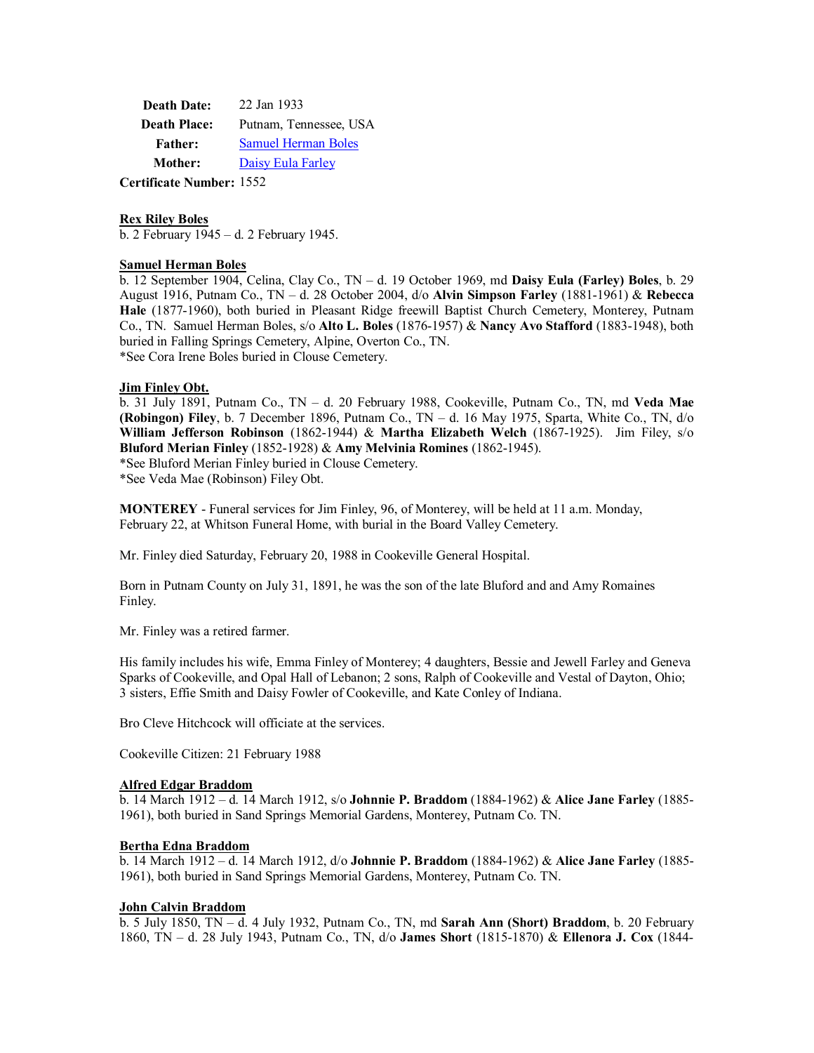| | |
|---|---|
| **Death Date:** | 22 Jan 1933 |
| **Death Place:** | Putnam, Tennessee, USA |
| **Father:** | Samuel Herman Boles |
| **Mother:** | Daisy Eula Farley |
| **Certificate Number:** | 1552 |

**Rex Riley Boles**
b. 2 February 1945 – d. 2 February 1945.

**Samuel Herman Boles**
b. 12 September 1904, Celina, Clay Co., TN – d. 19 October 1969, md **Daisy Eula (Farley) Boles**, b. 29 August 1916, Putnam Co., TN – d. 28 October 2004, d/o **Alvin Simpson Farley** (1881-1961) & **Rebecca Hale** (1877-1960), both buried in Pleasant Ridge freewill Baptist Church Cemetery, Monterey, Putnam Co., TN. Samuel Herman Boles, s/o **Alto L. Boles** (1876-1957) & **Nancy Avo Stafford** (1883-1948), both buried in Falling Springs Cemetery, Alpine, Overton Co., TN.
*See Cora Irene Boles buried in Clouse Cemetery.

**Jim Finley Obt.**
b. 31 July 1891, Putnam Co., TN – d. 20 February 1988, Cookeville, Putnam Co., TN, md **Veda Mae (Robingon) Filey**, b. 7 December 1896, Putnam Co., TN – d. 16 May 1975, Sparta, White Co., TN, d/o **William Jefferson Robinson** (1862-1944) & **Martha Elizabeth Welch** (1867-1925). Jim Filey, s/o **Bluford Merian Finley** (1852-1928) & **Amy Melvinia Romines** (1862-1945).
*See Bluford Merian Finley buried in Clouse Cemetery.
*See Veda Mae (Robinson) Filey Obt.

**MONTEREY** - Funeral services for Jim Finley, 96, of Monterey, will be held at 11 a.m. Monday, February 22, at Whitson Funeral Home, with burial in the Board Valley Cemetery.

Mr. Finley died Saturday, February 20, 1988 in Cookeville General Hospital.

Born in Putnam County on July 31, 1891, he was the son of the late Bluford and and Amy Romaines Finley.

Mr. Finley was a retired farmer.

His family includes his wife, Emma Finley of Monterey; 4 daughters, Bessie and Jewell Farley and Geneva Sparks of Cookeville, and Opal Hall of Lebanon; 2 sons, Ralph of Cookeville and Vestal of Dayton, Ohio; 3 sisters, Effie Smith and Daisy Fowler of Cookeville, and Kate Conley of Indiana.

Bro Cleve Hitchcock will officiate at the services.

Cookeville Citizen: 21 February 1988

**Alfred Edgar Braddom**
b. 14 March 1912 – d. 14 March 1912, s/o **Johnnie P. Braddom** (1884-1962) & **Alice Jane Farley** (1885-1961), both buried in Sand Springs Memorial Gardens, Monterey, Putnam Co. TN.

**Bertha Edna Braddom**
b. 14 March 1912 – d. 14 March 1912, d/o **Johnnie P. Braddom** (1884-1962) & **Alice Jane Farley** (1885-1961), both buried in Sand Springs Memorial Gardens, Monterey, Putnam Co. TN.

**John Calvin Braddom**
b. 5 July 1850, TN – d. 4 July 1932, Putnam Co., TN, md **Sarah Ann (Short) Braddom**, b. 20 February 1860, TN – d. 28 July 1943, Putnam Co., TN, d/o **James Short** (1815-1870) & **Ellenora J. Cox** (1844-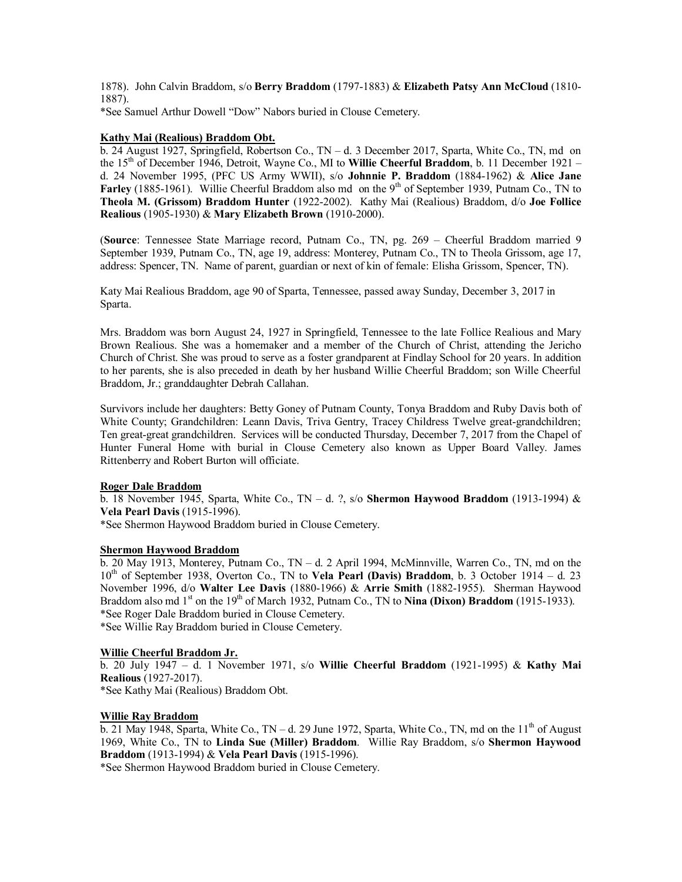1878). John Calvin Braddom, s/o **Berry Braddom** (1797-1883) & **Elizabeth Patsy Ann McCloud** (1810-1887).

*See Samuel Arthur Dowell "Dow" Nabors buried in Clouse Cemetery.

**Kathy Mai (Realious) Braddom Obt.**

b. 24 August 1927, Springfield, Robertson Co., TN – d. 3 December 2017, Sparta, White Co., TN, md on the 15th of December 1946, Detroit, Wayne Co., MI to **Willie Cheerful Braddom**, b. 11 December 1921 – d. 24 November 1995, (PFC US Army WWII), s/o **Johnnie P. Braddom** (1884-1962) & **Alice Jane Farley** (1885-1961). Willie Cheerful Braddom also md on the 9th of September 1939, Putnam Co., TN to **Theola M. (Grissom) Braddom Hunter** (1922-2002). Kathy Mai (Realious) Braddom, d/o **Joe Follice Realious** (1905-1930) & **Mary Elizabeth Brown** (1910-2000).

(**Source**: Tennessee State Marriage record, Putnam Co., TN, pg. 269 – Cheerful Braddom married 9 September 1939, Putnam Co., TN, age 19, address: Monterey, Putnam Co., TN to Theola Grissom, age 17, address: Spencer, TN. Name of parent, guardian or next of kin of female: Elisha Grissom, Spencer, TN).

Katy Mai Realious Braddom, age 90 of Sparta, Tennessee, passed away Sunday, December 3, 2017 in Sparta.

Mrs. Braddom was born August 24, 1927 in Springfield, Tennessee to the late Follice Realious and Mary Brown Realious. She was a homemaker and a member of the Church of Christ, attending the Jericho Church of Christ. She was proud to serve as a foster grandparent at Findlay School for 20 years. In addition to her parents, she is also preceded in death by her husband Willie Cheerful Braddom; son Wille Cheerful Braddom, Jr.; granddaughter Debrah Callahan.

Survivors include her daughters: Betty Goney of Putnam County, Tonya Braddom and Ruby Davis both of White County; Grandchildren: Leann Davis, Triva Gentry, Tracey Childress Twelve great-grandchildren; Ten great-great grandchildren. Services will be conducted Thursday, December 7, 2017 from the Chapel of Hunter Funeral Home with burial in Clouse Cemetery also known as Upper Board Valley. James Rittenberry and Robert Burton will officiate.

**Roger Dale Braddom**

b. 18 November 1945, Sparta, White Co., TN – d. ?, s/o **Shermon Haywood Braddom** (1913-1994) & **Vela Pearl Davis** (1915-1996).

*See Shermon Haywood Braddom buried in Clouse Cemetery.

**Shermon Haywood Braddom**

b. 20 May 1913, Monterey, Putnam Co., TN – d. 2 April 1994, McMinnville, Warren Co., TN, md on the 10th of September 1938, Overton Co., TN to **Vela Pearl (Davis) Braddom**, b. 3 October 1914 – d. 23 November 1996, d/o **Walter Lee Davis** (1880-1966) & **Arrie Smith** (1882-1955). Sherman Haywood Braddom also md 1st on the 19th of March 1932, Putnam Co., TN to **Nina (Dixon) Braddom** (1915-1933).

*See Roger Dale Braddom buried in Clouse Cemetery.

*See Willie Ray Braddom buried in Clouse Cemetery.

**Willie Cheerful Braddom Jr.**

b. 20 July 1947 – d. 1 November 1971, s/o **Willie Cheerful Braddom** (1921-1995) & **Kathy Mai Realious** (1927-2017).

*See Kathy Mai (Realious) Braddom Obt.

**Willie Ray Braddom**

b. 21 May 1948, Sparta, White Co., TN – d. 29 June 1972, Sparta, White Co., TN, md on the 11th of August 1969, White Co., TN to **Linda Sue (Miller) Braddom**. Willie Ray Braddom, s/o **Shermon Haywood Braddom** (1913-1994) & **Vela Pearl Davis** (1915-1996).

*See Shermon Haywood Braddom buried in Clouse Cemetery.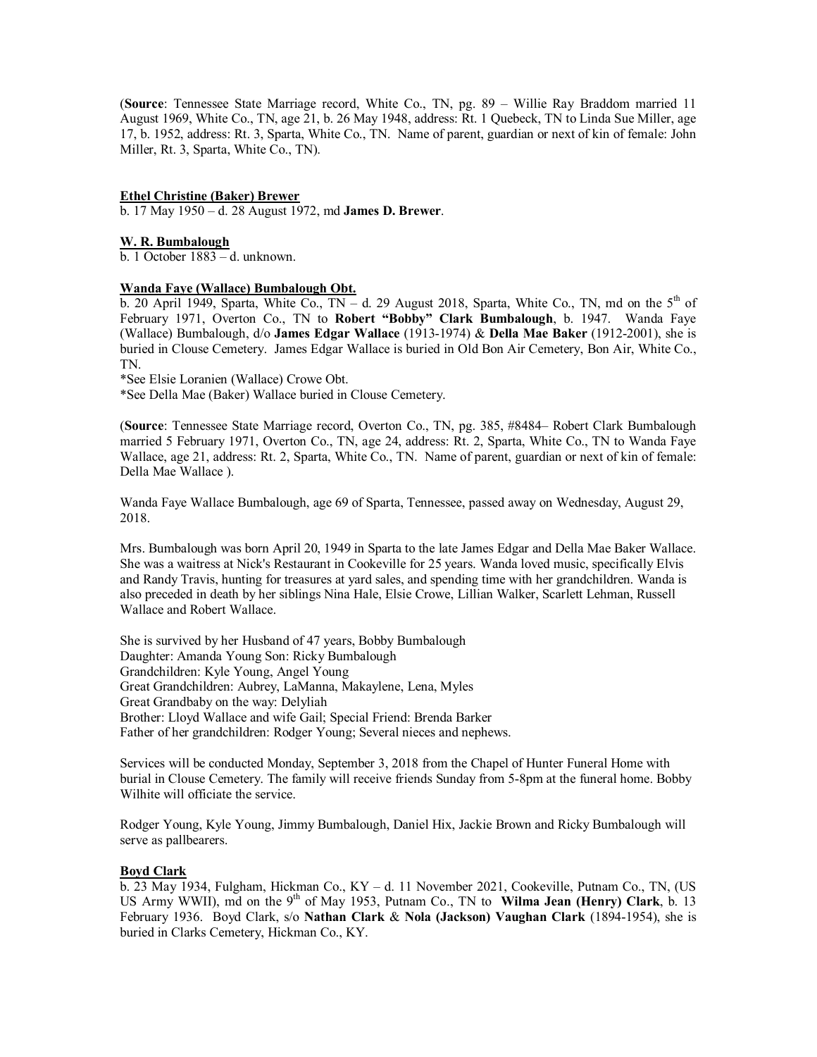(**Source**: Tennessee State Marriage record, White Co., TN, pg. 89 – Willie Ray Braddom married 11 August 1969, White Co., TN, age 21, b. 26 May 1948, address: Rt. 1 Quebeck, TN to Linda Sue Miller, age 17, b. 1952, address: Rt. 3, Sparta, White Co., TN. Name of parent, guardian or next of kin of female: John Miller, Rt. 3, Sparta, White Co., TN).

**Ethel Christine (Baker) Brewer**

b. 17 May 1950 – d. 28 August 1972, md **James D. Brewer**.

**W. R. Bumbalough**

b. 1 October 1883 – d. unknown.

**Wanda Faye (Wallace) Bumbalough Obt.**

b. 20 April 1949, Sparta, White Co., TN – d. 29 August 2018, Sparta, White Co., TN, md on the 5th of February 1971, Overton Co., TN to **Robert "Bobby" Clark Bumbalough**, b. 1947. Wanda Faye (Wallace) Bumbalough, d/o **James Edgar Wallace** (1913-1974) & **Della Mae Baker** (1912-2001), she is buried in Clouse Cemetery. James Edgar Wallace is buried in Old Bon Air Cemetery, Bon Air, White Co., TN.

*See Elsie Loranien (Wallace) Crowe Obt.

*See Della Mae (Baker) Wallace buried in Clouse Cemetery.

(**Source**: Tennessee State Marriage record, Overton Co., TN, pg. 385, #8484– Robert Clark Bumbalough married 5 February 1971, Overton Co., TN, age 24, address: Rt. 2, Sparta, White Co., TN to Wanda Faye Wallace, age 21, address: Rt. 2, Sparta, White Co., TN. Name of parent, guardian or next of kin of female: Della Mae Wallace ).

Wanda Faye Wallace Bumbalough, age 69 of Sparta, Tennessee, passed away on Wednesday, August 29, 2018.

Mrs. Bumbalough was born April 20, 1949 in Sparta to the late James Edgar and Della Mae Baker Wallace. She was a waitress at Nick's Restaurant in Cookeville for 25 years. Wanda loved music, specifically Elvis and Randy Travis, hunting for treasures at yard sales, and spending time with her grandchildren. Wanda is also preceded in death by her siblings Nina Hale, Elsie Crowe, Lillian Walker, Scarlett Lehman, Russell Wallace and Robert Wallace.

She is survived by her Husband of 47 years, Bobby Bumbalough
Daughter: Amanda Young Son: Ricky Bumbalough
Grandchildren: Kyle Young, Angel Young
Great Grandchildren: Aubrey, LaManna, Makaylene, Lena, Myles
Great Grandbaby on the way: Delyliah
Brother: Lloyd Wallace and wife Gail; Special Friend: Brenda Barker
Father of her grandchildren: Rodger Young; Several nieces and nephews.

Services will be conducted Monday, September 3, 2018 from the Chapel of Hunter Funeral Home with burial in Clouse Cemetery. The family will receive friends Sunday from 5-8pm at the funeral home. Bobby Wilhite will officiate the service.

Rodger Young, Kyle Young, Jimmy Bumbalough, Daniel Hix, Jackie Brown and Ricky Bumbalough will serve as pallbearers.

**Boyd Clark**

b. 23 May 1934, Fulgham, Hickman Co., KY – d. 11 November 2021, Cookeville, Putnam Co., TN, (US US Army WWII), md on the 9th of May 1953, Putnam Co., TN to **Wilma Jean (Henry) Clark**, b. 13 February 1936. Boyd Clark, s/o **Nathan Clark** & **Nola (Jackson) Vaughan Clark** (1894-1954), she is buried in Clarks Cemetery, Hickman Co., KY.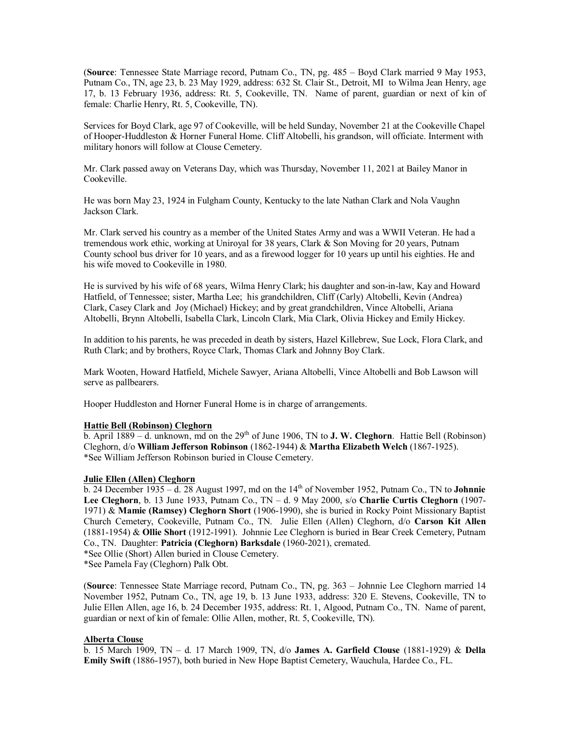(**Source**: Tennessee State Marriage record, Putnam Co., TN, pg. 485 – Boyd Clark married 9 May 1953, Putnam Co., TN, age 23, b. 23 May 1929, address: 632 St. Clair St., Detroit, MI to Wilma Jean Henry, age 17, b. 13 February 1936, address: Rt. 5, Cookeville, TN. Name of parent, guardian or next of kin of female: Charlie Henry, Rt. 5, Cookeville, TN).

Services for Boyd Clark, age 97 of Cookeville, will be held Sunday, November 21 at the Cookeville Chapel of Hooper-Huddleston & Horner Funeral Home. Cliff Altobelli, his grandson, will officiate. Interment with military honors will follow at Clouse Cemetery.

Mr. Clark passed away on Veterans Day, which was Thursday, November 11, 2021 at Bailey Manor in Cookeville.

He was born May 23, 1924 in Fulgham County, Kentucky to the late Nathan Clark and Nola Vaughn Jackson Clark.

Mr. Clark served his country as a member of the United States Army and was a WWII Veteran. He had a tremendous work ethic, working at Uniroyal for 38 years, Clark & Son Moving for 20 years, Putnam County school bus driver for 10 years, and as a firewood logger for 10 years up until his eighties. He and his wife moved to Cookeville in 1980.

He is survived by his wife of 68 years, Wilma Henry Clark; his daughter and son-in-law, Kay and Howard Hatfield, of Tennessee; sister, Martha Lee; his grandchildren, Cliff (Carly) Altobelli, Kevin (Andrea) Clark, Casey Clark and Joy (Michael) Hickey; and by great grandchildren, Vince Altobelli, Ariana Altobelli, Brynn Altobelli, Isabella Clark, Lincoln Clark, Mia Clark, Olivia Hickey and Emily Hickey.

In addition to his parents, he was preceded in death by sisters, Hazel Killebrew, Sue Lock, Flora Clark, and Ruth Clark; and by brothers, Royce Clark, Thomas Clark and Johnny Boy Clark.

Mark Wooten, Howard Hatfield, Michele Sawyer, Ariana Altobelli, Vince Altobelli and Bob Lawson will serve as pallbearers.

Hooper Huddleston and Horner Funeral Home is in charge of arrangements.

**Hattie Bell (Robinson) Cleghorn**

b. April 1889 – d. unknown, md on the 29th of June 1906, TN to **J. W. Cleghorn**. Hattie Bell (Robinson) Cleghorn, d/o **William Jefferson Robinson** (1862-1944) & **Martha Elizabeth Welch** (1867-1925).
*See William Jefferson Robinson buried in Clouse Cemetery.

**Julie Ellen (Allen) Cleghorn**

b. 24 December 1935 – d. 28 August 1997, md on the 14th of November 1952, Putnam Co., TN to **Johnnie Lee Cleghorn**, b. 13 June 1933, Putnam Co., TN – d. 9 May 2000, s/o **Charlie Curtis Cleghorn** (1907-1971) & **Mamie (Ramsey) Cleghorn Short** (1906-1990), she is buried in Rocky Point Missionary Baptist Church Cemetery, Cookeville, Putnam Co., TN. Julie Ellen (Allen) Cleghorn, d/o **Carson Kit Allen** (1881-1954) & **Ollie Short** (1912-1991). Johnnie Lee Cleghorn is buried in Bear Creek Cemetery, Putnam Co., TN. Daughter: **Patricia (Cleghorn) Barksdale** (1960-2021), cremated.
*See Ollie (Short) Allen buried in Clouse Cemetery.
*See Pamela Fay (Cleghorn) Palk Obt.

(**Source**: Tennessee State Marriage record, Putnam Co., TN, pg. 363 – Johnnie Lee Cleghorn married 14 November 1952, Putnam Co., TN, age 19, b. 13 June 1933, address: 320 E. Stevens, Cookeville, TN to Julie Ellen Allen, age 16, b. 24 December 1935, address: Rt. 1, Algood, Putnam Co., TN. Name of parent, guardian or next of kin of female: Ollie Allen, mother, Rt. 5, Cookeville, TN).

**Alberta Clouse**

b. 15 March 1909, TN – d. 17 March 1909, TN, d/o **James A. Garfield Clouse** (1881-1929) & **Della Emily Swift** (1886-1957), both buried in New Hope Baptist Cemetery, Wauchula, Hardee Co., FL.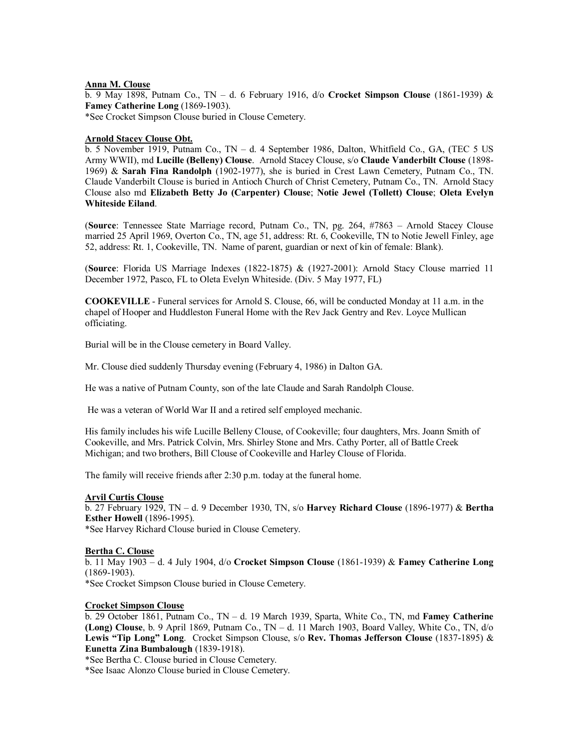**Anna M. Clouse**

b. 9 May 1898, Putnam Co., TN – d. 6 February 1916, d/o **Crocket Simpson Clouse** (1861-1939) & **Famey Catherine Long** (1869-1903).

*See Crocket Simpson Clouse buried in Clouse Cemetery.

**Arnold Stacey Clouse Obt.**

b. 5 November 1919, Putnam Co., TN – d. 4 September 1986, Dalton, Whitfield Co., GA, (TEC 5 US Army WWII), md **Lucille (Belleny) Clouse**. Arnold Stacey Clouse, s/o **Claude Vanderbilt Clouse** (1898-1969) & **Sarah Fina Randolph** (1902-1977), she is buried in Crest Lawn Cemetery, Putnam Co., TN. Claude Vanderbilt Clouse is buried in Antioch Church of Christ Cemetery, Putnam Co., TN. Arnold Stacy Clouse also md **Elizabeth Betty Jo (Carpenter) Clouse**; **Notie Jewel (Tollett) Clouse**; **Oleta Evelyn Whiteside Eiland**.

(**Source**: Tennessee State Marriage record, Putnam Co., TN, pg. 264, #7863 – Arnold Stacey Clouse married 25 April 1969, Overton Co., TN, age 51, address: Rt. 6, Cookeville, TN to Notie Jewell Finley, age 52, address: Rt. 1, Cookeville, TN. Name of parent, guardian or next of kin of female: Blank).

(**Source**: Florida US Marriage Indexes (1822-1875) & (1927-2001): Arnold Stacy Clouse married 11 December 1972, Pasco, FL to Oleta Evelyn Whiteside. (Div. 5 May 1977, FL)

**COOKEVILLE** - Funeral services for Arnold S. Clouse, 66, will be conducted Monday at 11 a.m. in the chapel of Hooper and Huddleston Funeral Home with the Rev Jack Gentry and Rev. Loyce Mullican officiating.

Burial will be in the Clouse cemetery in Board Valley.

Mr. Clouse died suddenly Thursday evening (February 4, 1986) in Dalton GA.

He was a native of Putnam County, son of the late Claude and Sarah Randolph Clouse.

He was a veteran of World War II and a retired self employed mechanic.

His family includes his wife Lucille Belleny Clouse, of Cookeville; four daughters, Mrs. Joann Smith of Cookeville, and Mrs. Patrick Colvin, Mrs. Shirley Stone and Mrs. Cathy Porter, all of Battle Creek Michigan; and two brothers, Bill Clouse of Cookeville and Harley Clouse of Florida.

The family will receive friends after 2:30 p.m. today at the funeral home.

**Arvil Curtis Clouse**

b. 27 February 1929, TN – d. 9 December 1930, TN, s/o **Harvey Richard Clouse** (1896-1977) & **Bertha Esther Howell** (1896-1995).

*See Harvey Richard Clouse buried in Clouse Cemetery.

**Bertha C. Clouse**

b. 11 May 1903 – d. 4 July 1904, d/o **Crocket Simpson Clouse** (1861-1939) & **Famey Catherine Long** (1869-1903).

*See Crocket Simpson Clouse buried in Clouse Cemetery.

**Crocket Simpson Clouse**

b. 29 October 1861, Putnam Co., TN – d. 19 March 1939, Sparta, White Co., TN, md **Famey Catherine (Long) Clouse**, b. 9 April 1869, Putnam Co., TN – d. 11 March 1903, Board Valley, White Co., TN, d/o **Lewis "Tip Long" Long**. Crocket Simpson Clouse, s/o **Rev. Thomas Jefferson Clouse** (1837-1895) & **Eunetta Zina Bumbalough** (1839-1918).

*See Bertha C. Clouse buried in Clouse Cemetery.

*See Isaac Alonzo Clouse buried in Clouse Cemetery.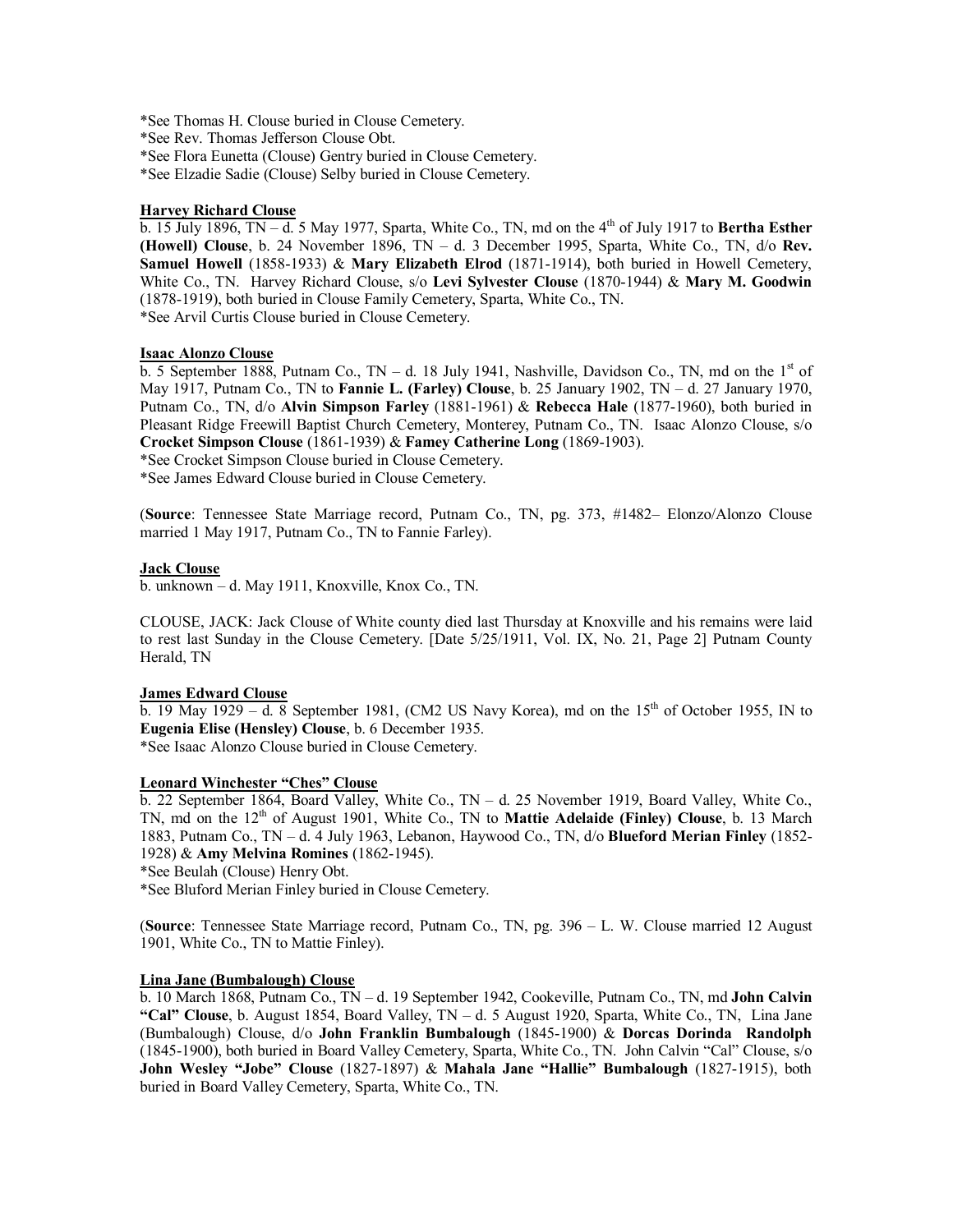*See Thomas H. Clouse buried in Clouse Cemetery.
*See Rev. Thomas Jefferson Clouse Obt.
*See Flora Eunetta (Clouse) Gentry buried in Clouse Cemetery.
*See Elzadie Sadie (Clouse) Selby buried in Clouse Cemetery.

**Harvey Richard Clouse**

b. 15 July 1896, TN – d. 5 May 1977, Sparta, White Co., TN, md on the 4th of July 1917 to **Bertha Esther (Howell) Clouse**, b. 24 November 1896, TN – d. 3 December 1995, Sparta, White Co., TN, d/o **Rev. Samuel Howell** (1858-1933) & **Mary Elizabeth Elrod** (1871-1914), both buried in Howell Cemetery, White Co., TN. Harvey Richard Clouse, s/o **Levi Sylvester Clouse** (1870-1944) & **Mary M. Goodwin** (1878-1919), both buried in Clouse Family Cemetery, Sparta, White Co., TN.
*See Arvil Curtis Clouse buried in Clouse Cemetery.

**Isaac Alonzo Clouse**

b. 5 September 1888, Putnam Co., TN – d. 18 July 1941, Nashville, Davidson Co., TN, md on the 1st of May 1917, Putnam Co., TN to **Fannie L. (Farley) Clouse**, b. 25 January 1902, TN – d. 27 January 1970, Putnam Co., TN, d/o **Alvin Simpson Farley** (1881-1961) & **Rebecca Hale** (1877-1960), both buried in Pleasant Ridge Freewill Baptist Church Cemetery, Monterey, Putnam Co., TN. Isaac Alonzo Clouse, s/o **Crocket Simpson Clouse** (1861-1939) & **Famey Catherine Long** (1869-1903).
*See Crocket Simpson Clouse buried in Clouse Cemetery.
*See James Edward Clouse buried in Clouse Cemetery.

(**Source**: Tennessee State Marriage record, Putnam Co., TN, pg. 373, #1482– Elonzo/Alonzo Clouse married 1 May 1917, Putnam Co., TN to Fannie Farley).

**Jack Clouse**

b. unknown – d. May 1911, Knoxville, Knox Co., TN.

CLOUSE, JACK: Jack Clouse of White county died last Thursday at Knoxville and his remains were laid to rest last Sunday in the Clouse Cemetery. [Date 5/25/1911, Vol. IX, No. 21, Page 2] Putnam County Herald, TN

**James Edward Clouse**

b. 19 May 1929 – d. 8 September 1981, (CM2 US Navy Korea), md on the 15th of October 1955, IN to **Eugenia Elise (Hensley) Clouse**, b. 6 December 1935.
*See Isaac Alonzo Clouse buried in Clouse Cemetery.

**Leonard Winchester "Ches" Clouse**

b. 22 September 1864, Board Valley, White Co., TN – d. 25 November 1919, Board Valley, White Co., TN, md on the 12th of August 1901, White Co., TN to **Mattie Adelaide (Finley) Clouse**, b. 13 March 1883, Putnam Co., TN – d. 4 July 1963, Lebanon, Haywood Co., TN, d/o **Blueford Merian Finley** (1852-1928) & **Amy Melvina Romines** (1862-1945).
*See Beulah (Clouse) Henry Obt.
*See Bluford Merian Finley buried in Clouse Cemetery.

(**Source**: Tennessee State Marriage record, Putnam Co., TN, pg. 396 – L. W. Clouse married 12 August 1901, White Co., TN to Mattie Finley).

**Lina Jane (Bumbalough) Clouse**

b. 10 March 1868, Putnam Co., TN – d. 19 September 1942, Cookeville, Putnam Co., TN, md **John Calvin "Cal" Clouse**, b. August 1854, Board Valley, TN – d. 5 August 1920, Sparta, White Co., TN, Lina Jane (Bumbalough) Clouse, d/o **John Franklin Bumbalough** (1845-1900) & **Dorcas Dorinda Randolph** (1845-1900), both buried in Board Valley Cemetery, Sparta, White Co., TN. John Calvin "Cal" Clouse, s/o **John Wesley "Jobe" Clouse** (1827-1897) & **Mahala Jane "Hallie" Bumbalough** (1827-1915), both buried in Board Valley Cemetery, Sparta, White Co., TN.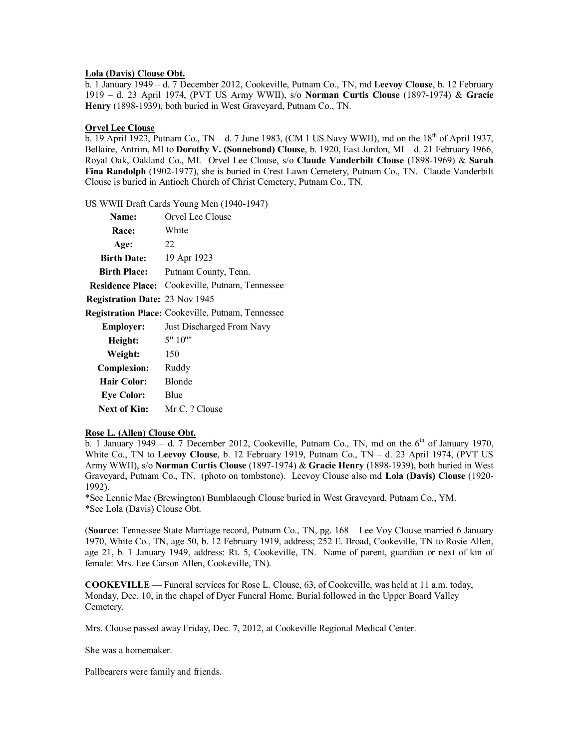**Lola (Davis) Clouse Obt.**
b. 1 January 1949 – d. 7 December 2012, Cookeville, Putnam Co., TN, md **Leevoy Clouse**, b. 12 February 1919 – d. 23 April 1974, (PVT US Army WWII), s/o **Norman Curtis Clouse** (1897-1974) & **Gracie Henry** (1898-1939), both buried in West Graveyard, Putnam Co., TN.

**Orvel Lee Clouse**
b. 19 April 1923, Putnam Co., TN – d. 7 June 1983, (CM 1 US Navy WWII), md on the 18th of April 1937, Bellaire, Antrim, MI to **Dorothy V. (Sonnebond) Clouse**, b. 1920, East Jordon, MI – d. 21 February 1966, Royal Oak, Oakland Co., MI. Orvel Lee Clouse, s/o **Claude Vanderbilt Clouse** (1898-1969) & **Sarah Fina Randolph** (1902-1977), she is buried in Crest Lawn Cemetery, Putnam Co., TN. Claude Vanderbilt Clouse is buried in Antioch Church of Christ Cemetery, Putnam Co., TN.

US WWII Draft Cards Young Men (1940-1947)

| | |
|---|---|
| **Name:** | Orvel Lee Clouse |
| **Race:** | White |
| **Age:** | 22 |
| **Birth Date:** | 19 Apr 1923 |
| **Birth Place:** | Putnam County, Tenn. |
| **Residence Place:** | Cookeville, Putnam, Tennessee |
| **Registration Date:** | 23 Nov 1945 |
| **Registration Place:** | Cookeville, Putnam, Tennessee |
| **Employer:** | Just Discharged From Navy |
| **Height:** | 5" 10"" |
| **Weight:** | 150 |
| **Complexion:** | Ruddy |
| **Hair Color:** | Blonde |
| **Eye Color:** | Blue |
| **Next of Kin:** | Mr C. ? Clouse |

**Rose L. (Allen) Clouse Obt.**
b. 1 January 1949 – d. 7 December 2012, Cookeville, Putnam Co., TN, md on the 6th of January 1970, White Co., TN to **Leevoy Clouse**, b. 12 February 1919, Putnam Co., TN – d. 23 April 1974, (PVT US Army WWII), s/o **Norman Curtis Clouse** (1897-1974) & **Gracie Henry** (1898-1939), both buried in West Graveyard, Putnam Co., TN. (photo on tombstone). Leevoy Clouse also md **Lola (Davis) Clouse** (1920-1992).
*See Lennie Mae (Brewington) Bumblaough Clouse buried in West Graveyard, Putnam Co., YM.
*See Lola (Davis) Clouse Obt.

(**Source**: Tennessee State Marriage record, Putnam Co., TN, pg. 168 – Lee Voy Clouse married 6 January 1970, White Co., TN, age 50, b. 12 February 1919, address; 252 E. Broad, Cookeville, TN to Rosie Allen, age 21, b. 1 January 1949, address: Rt. 5, Cookeville, TN. Name of parent, guardian or next of kin of female: Mrs. Lee Carson Allen, Cookeville, TN).

**COOKEVILLE** — Funeral services for Rose L. Clouse, 63, of Cookeville, was held at 11 a.m. today, Monday, Dec. 10, in the chapel of Dyer Funeral Home. Burial followed in the Upper Board Valley Cemetery.

Mrs. Clouse passed away Friday, Dec. 7, 2012, at Cookeville Regional Medical Center.

She was a homemaker.

Pallbearers were family and friends.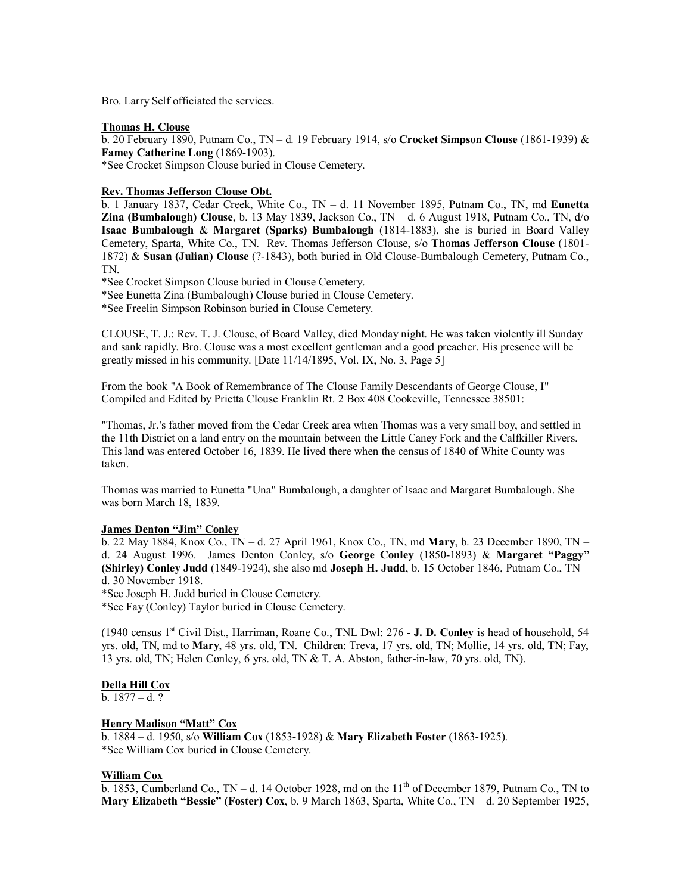Bro. Larry Self officiated the services.

**Thomas H. Clouse**

b. 20 February 1890, Putnam Co., TN – d. 19 February 1914, s/o **Crocket Simpson Clouse** (1861-1939) & **Famey Catherine Long** (1869-1903).

*See Crocket Simpson Clouse buried in Clouse Cemetery.

**Rev. Thomas Jefferson Clouse Obt.**

b. 1 January 1837, Cedar Creek, White Co., TN – d. 11 November 1895, Putnam Co., TN, md **Eunetta Zina (Bumbalough) Clouse**, b. 13 May 1839, Jackson Co., TN – d. 6 August 1918, Putnam Co., TN, d/o **Isaac Bumbalough** & **Margaret (Sparks) Bumbalough** (1814-1883), she is buried in Board Valley Cemetery, Sparta, White Co., TN. Rev. Thomas Jefferson Clouse, s/o **Thomas Jefferson Clouse** (1801-1872) & **Susan (Julian) Clouse** (?-1843), both buried in Old Clouse-Bumbalough Cemetery, Putnam Co., TN.

*See Crocket Simpson Clouse buried in Clouse Cemetery.
*See Eunetta Zina (Bumbalough) Clouse buried in Clouse Cemetery.
*See Freelin Simpson Robinson buried in Clouse Cemetery.

CLOUSE, T. J.: Rev. T. J. Clouse, of Board Valley, died Monday night. He was taken violently ill Sunday and sank rapidly. Bro. Clouse was a most excellent gentleman and a good preacher. His presence will be greatly missed in his community. [Date 11/14/1895, Vol. IX, No. 3, Page 5]

From the book "A Book of Remembrance of The Clouse Family Descendants of George Clouse, I" Compiled and Edited by Prietta Clouse Franklin Rt. 2 Box 408 Cookeville, Tennessee 38501:

"Thomas, Jr.'s father moved from the Cedar Creek area when Thomas was a very small boy, and settled in the 11th District on a land entry on the mountain between the Little Caney Fork and the Calfkiller Rivers. This land was entered October 16, 1839. He lived there when the census of 1840 of White County was taken.

Thomas was married to Eunetta "Una" Bumbalough, a daughter of Isaac and Margaret Bumbalough. She was born March 18, 1839.

**James Denton "Jim" Conley**

b. 22 May 1884, Knox Co., TN – d. 27 April 1961, Knox Co., TN, md **Mary**, b. 23 December 1890, TN – d. 24 August 1996. James Denton Conley, s/o **George Conley** (1850-1893) & **Margaret "Paggy" (Shirley) Conley Judd** (1849-1924), she also md **Joseph H. Judd**, b. 15 October 1846, Putnam Co., TN – d. 30 November 1918.

*See Joseph H. Judd buried in Clouse Cemetery.
*See Fay (Conley) Taylor buried in Clouse Cemetery.

(1940 census 1st Civil Dist., Harriman, Roane Co., TNL Dwl: 276 - **J. D. Conley** is head of household, 54 yrs. old, TN, md to **Mary**, 48 yrs. old, TN. Children: Treva, 17 yrs. old, TN; Mollie, 14 yrs. old, TN; Fay, 13 yrs. old, TN; Helen Conley, 6 yrs. old, TN & T. A. Abston, father-in-law, 70 yrs. old, TN).

**Della Hill Cox**

b. 1877 – d. ?

**Henry Madison "Matt" Cox**

b. 1884 – d. 1950, s/o **William Cox** (1853-1928) & **Mary Elizabeth Foster** (1863-1925).

*See William Cox buried in Clouse Cemetery.

**William Cox**

b. 1853, Cumberland Co., TN – d. 14 October 1928, md on the 11th of December 1879, Putnam Co., TN to **Mary Elizabeth "Bessie" (Foster) Cox**, b. 9 March 1863, Sparta, White Co., TN – d. 20 September 1925,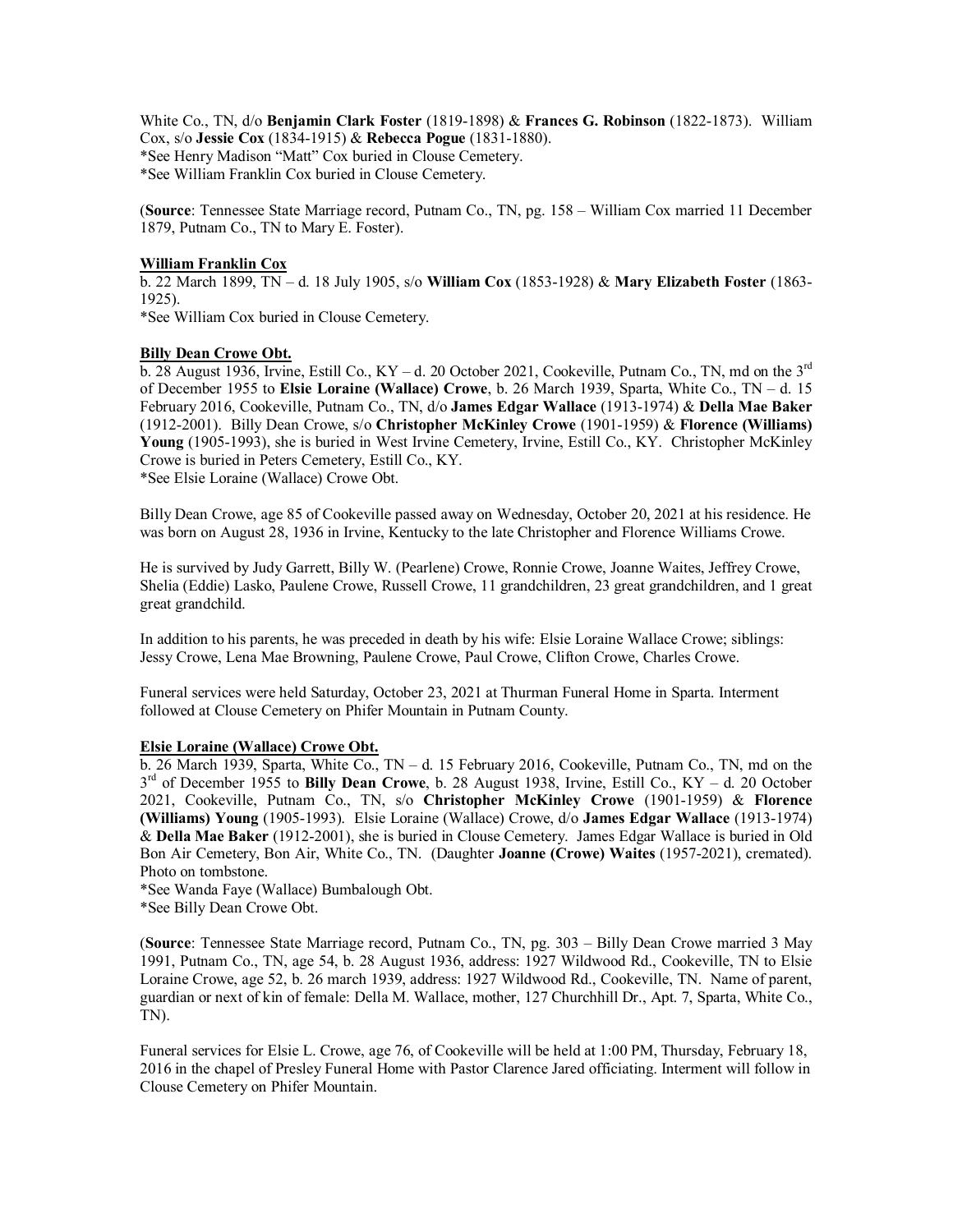White Co., TN, d/o **Benjamin Clark Foster** (1819-1898) & **Frances G. Robinson** (1822-1873). William Cox, s/o **Jessie Cox** (1834-1915) & **Rebecca Pogue** (1831-1880).
*See Henry Madison "Matt" Cox buried in Clouse Cemetery.
*See William Franklin Cox buried in Clouse Cemetery.

(**Source**: Tennessee State Marriage record, Putnam Co., TN, pg. 158 – William Cox married 11 December 1879, Putnam Co., TN to Mary E. Foster).

**William Franklin Cox**

b. 22 March 1899, TN – d. 18 July 1905, s/o **William Cox** (1853-1928) & **Mary Elizabeth Foster** (1863-1925).
*See William Cox buried in Clouse Cemetery.

**Billy Dean Crowe Obt.**

b. 28 August 1936, Irvine, Estill Co., KY – d. 20 October 2021, Cookeville, Putnam Co., TN, md on the 3rd of December 1955 to **Elsie Loraine (Wallace) Crowe**, b. 26 March 1939, Sparta, White Co., TN – d. 15 February 2016, Cookeville, Putnam Co., TN, d/o **James Edgar Wallace** (1913-1974) & **Della Mae Baker** (1912-2001). Billy Dean Crowe, s/o **Christopher McKinley Crowe** (1901-1959) & **Florence (Williams) Young** (1905-1993), she is buried in West Irvine Cemetery, Irvine, Estill Co., KY. Christopher McKinley Crowe is buried in Peters Cemetery, Estill Co., KY.
*See Elsie Loraine (Wallace) Crowe Obt.

Billy Dean Crowe, age 85 of Cookeville passed away on Wednesday, October 20, 2021 at his residence. He was born on August 28, 1936 in Irvine, Kentucky to the late Christopher and Florence Williams Crowe.

He is survived by Judy Garrett, Billy W. (Pearlene) Crowe, Ronnie Crowe, Joanne Waites, Jeffrey Crowe, Shelia (Eddie) Lasko, Paulene Crowe, Russell Crowe, 11 grandchildren, 23 great grandchildren, and 1 great great grandchild.

In addition to his parents, he was preceded in death by his wife: Elsie Loraine Wallace Crowe; siblings: Jessy Crowe, Lena Mae Browning, Paulene Crowe, Paul Crowe, Clifton Crowe, Charles Crowe.

Funeral services were held Saturday, October 23, 2021 at Thurman Funeral Home in Sparta. Interment followed at Clouse Cemetery on Phifer Mountain in Putnam County.

**Elsie Loraine (Wallace) Crowe Obt.**

b. 26 March 1939, Sparta, White Co., TN – d. 15 February 2016, Cookeville, Putnam Co., TN, md on the 3rd of December 1955 to **Billy Dean Crowe**, b. 28 August 1938, Irvine, Estill Co., KY – d. 20 October 2021, Cookeville, Putnam Co., TN, s/o **Christopher McKinley Crowe** (1901-1959) & **Florence (Williams) Young** (1905-1993). Elsie Loraine (Wallace) Crowe, d/o **James Edgar Wallace** (1913-1974) & **Della Mae Baker** (1912-2001), she is buried in Clouse Cemetery. James Edgar Wallace is buried in Old Bon Air Cemetery, Bon Air, White Co., TN. (Daughter **Joanne (Crowe) Waites** (1957-2021), cremated). Photo on tombstone.
*See Wanda Faye (Wallace) Bumbalough Obt.
*See Billy Dean Crowe Obt.

(**Source**: Tennessee State Marriage record, Putnam Co., TN, pg. 303 – Billy Dean Crowe married 3 May 1991, Putnam Co., TN, age 54, b. 28 August 1936, address: 1927 Wildwood Rd., Cookeville, TN to Elsie Loraine Crowe, age 52, b. 26 march 1939, address: 1927 Wildwood Rd., Cookeville, TN. Name of parent, guardian or next of kin of female: Della M. Wallace, mother, 127 Churchhill Dr., Apt. 7, Sparta, White Co., TN).

Funeral services for Elsie L. Crowe, age 76, of Cookeville will be held at 1:00 PM, Thursday, February 18, 2016 in the chapel of Presley Funeral Home with Pastor Clarence Jared officiating. Interment will follow in Clouse Cemetery on Phifer Mountain.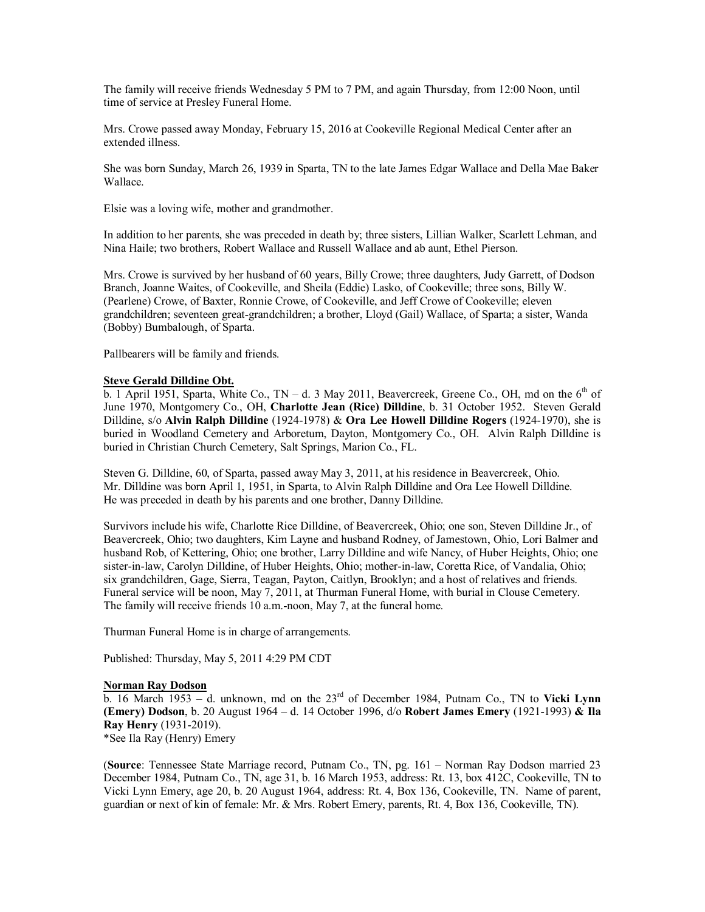The family will receive friends Wednesday 5 PM to 7 PM, and again Thursday, from 12:00 Noon, until time of service at Presley Funeral Home.

Mrs. Crowe passed away Monday, February 15, 2016 at Cookeville Regional Medical Center after an extended illness.

She was born Sunday, March 26, 1939 in Sparta, TN to the late James Edgar Wallace and Della Mae Baker Wallace.

Elsie was a loving wife, mother and grandmother.

In addition to her parents, she was preceded in death by; three sisters, Lillian Walker, Scarlett Lehman, and Nina Haile; two brothers, Robert Wallace and Russell Wallace and ab aunt, Ethel Pierson.

Mrs. Crowe is survived by her husband of 60 years, Billy Crowe; three daughters, Judy Garrett, of Dodson Branch, Joanne Waites, of Cookeville, and Sheila (Eddie) Lasko, of Cookeville; three sons, Billy W. (Pearlene) Crowe, of Baxter, Ronnie Crowe, of Cookeville, and Jeff Crowe of Cookeville; eleven grandchildren; seventeen great-grandchildren; a brother, Lloyd (Gail) Wallace, of Sparta; a sister, Wanda (Bobby) Bumbalough, of Sparta.

Pallbearers will be family and friends.

**Steve Gerald Dilldine Obt.**

b. 1 April 1951, Sparta, White Co., TN – d. 3 May 2011, Beavercreek, Greene Co., OH, md on the 6th of June 1970, Montgomery Co., OH, **Charlotte Jean (Rice) Dilldine**, b. 31 October 1952. Steven Gerald Dilldine, s/o **Alvin Ralph Dilldine** (1924-1978) & **Ora Lee Howell Dilldine Rogers** (1924-1970), she is buried in Woodland Cemetery and Arboretum, Dayton, Montgomery Co., OH. Alvin Ralph Dilldine is buried in Christian Church Cemetery, Salt Springs, Marion Co., FL.

Steven G. Dilldine, 60, of Sparta, passed away May 3, 2011, at his residence in Beavercreek, Ohio. Mr. Dilldine was born April 1, 1951, in Sparta, to Alvin Ralph Dilldine and Ora Lee Howell Dilldine. He was preceded in death by his parents and one brother, Danny Dilldine.

Survivors include his wife, Charlotte Rice Dilldine, of Beavercreek, Ohio; one son, Steven Dilldine Jr., of Beavercreek, Ohio; two daughters, Kim Layne and husband Rodney, of Jamestown, Ohio, Lori Balmer and husband Rob, of Kettering, Ohio; one brother, Larry Dilldine and wife Nancy, of Huber Heights, Ohio; one sister-in-law, Carolyn Dilldine, of Huber Heights, Ohio; mother-in-law, Coretta Rice, of Vandalia, Ohio; six grandchildren, Gage, Sierra, Teagan, Payton, Caitlyn, Brooklyn; and a host of relatives and friends. Funeral service will be noon, May 7, 2011, at Thurman Funeral Home, with burial in Clouse Cemetery. The family will receive friends 10 a.m.-noon, May 7, at the funeral home.

Thurman Funeral Home is in charge of arrangements.

Published: Thursday, May 5, 2011 4:29 PM CDT

**Norman Ray Dodson**

b. 16 March 1953 – d. unknown, md on the 23rd of December 1984, Putnam Co., TN to **Vicki Lynn (Emery) Dodson**, b. 20 August 1964 – d. 14 October 1996, d/o **Robert James Emery** (1921-1993) **& Ila Ray Henry** (1931-2019).
*See Ila Ray (Henry) Emery

(**Source**: Tennessee State Marriage record, Putnam Co., TN, pg. 161 – Norman Ray Dodson married 23 December 1984, Putnam Co., TN, age 31, b. 16 March 1953, address: Rt. 13, box 412C, Cookeville, TN to Vicki Lynn Emery, age 20, b. 20 August 1964, address: Rt. 4, Box 136, Cookeville, TN. Name of parent, guardian or next of kin of female: Mr. & Mrs. Robert Emery, parents, Rt. 4, Box 136, Cookeville, TN).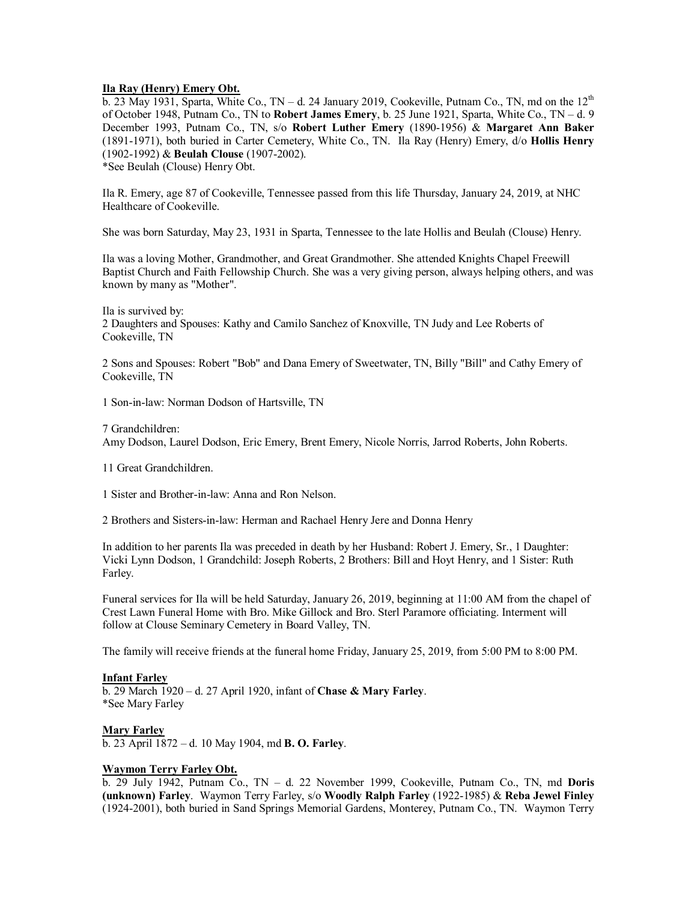**Ila Ray (Henry) Emery Obt.**

b. 23 May 1931, Sparta, White Co., TN – d. 24 January 2019, Cookeville, Putnam Co., TN, md on the 12th of October 1948, Putnam Co., TN to **Robert James Emery**, b. 25 June 1921, Sparta, White Co., TN – d. 9 December 1993, Putnam Co., TN, s/o **Robert Luther Emery** (1890-1956) & **Margaret Ann Baker** (1891-1971), both buried in Carter Cemetery, White Co., TN. Ila Ray (Henry) Emery, d/o **Hollis Henry** (1902-1992) & **Beulah Clouse** (1907-2002).
*See Beulah (Clouse) Henry Obt.

Ila R. Emery, age 87 of Cookeville, Tennessee passed from this life Thursday, January 24, 2019, at NHC Healthcare of Cookeville.

She was born Saturday, May 23, 1931 in Sparta, Tennessee to the late Hollis and Beulah (Clouse) Henry.

Ila was a loving Mother, Grandmother, and Great Grandmother. She attended Knights Chapel Freewill Baptist Church and Faith Fellowship Church. She was a very giving person, always helping others, and was known by many as "Mother".

Ila is survived by:
2 Daughters and Spouses: Kathy and Camilo Sanchez of Knoxville, TN Judy and Lee Roberts of Cookeville, TN

2 Sons and Spouses: Robert "Bob" and Dana Emery of Sweetwater, TN, Billy "Bill" and Cathy Emery of Cookeville, TN

1 Son-in-law: Norman Dodson of Hartsville, TN

7 Grandchildren:
Amy Dodson, Laurel Dodson, Eric Emery, Brent Emery, Nicole Norris, Jarrod Roberts, John Roberts.

11 Great Grandchildren.

1 Sister and Brother-in-law: Anna and Ron Nelson.

2 Brothers and Sisters-in-law: Herman and Rachael Henry Jere and Donna Henry

In addition to her parents Ila was preceded in death by her Husband: Robert J. Emery, Sr., 1 Daughter: Vicki Lynn Dodson, 1 Grandchild: Joseph Roberts, 2 Brothers: Bill and Hoyt Henry, and 1 Sister: Ruth Farley.

Funeral services for Ila will be held Saturday, January 26, 2019, beginning at 11:00 AM from the chapel of Crest Lawn Funeral Home with Bro. Mike Gillock and Bro. Sterl Paramore officiating. Interment will follow at Clouse Seminary Cemetery in Board Valley, TN.

The family will receive friends at the funeral home Friday, January 25, 2019, from 5:00 PM to 8:00 PM.

**Infant Farley**

b. 29 March 1920 – d. 27 April 1920, infant of **Chase & Mary Farley**.
*See Mary Farley

**Mary Farley**

b. 23 April 1872 – d. 10 May 1904, md **B. O. Farley**.

**Waymon Terry Farley Obt.**

b. 29 July 1942, Putnam Co., TN – d. 22 November 1999, Cookeville, Putnam Co., TN, md **Doris (unknown) Farley**. Waymon Terry Farley, s/o **Woodly Ralph Farley** (1922-1985) & **Reba Jewel Finley** (1924-2001), both buried in Sand Springs Memorial Gardens, Monterey, Putnam Co., TN. Waymon Terry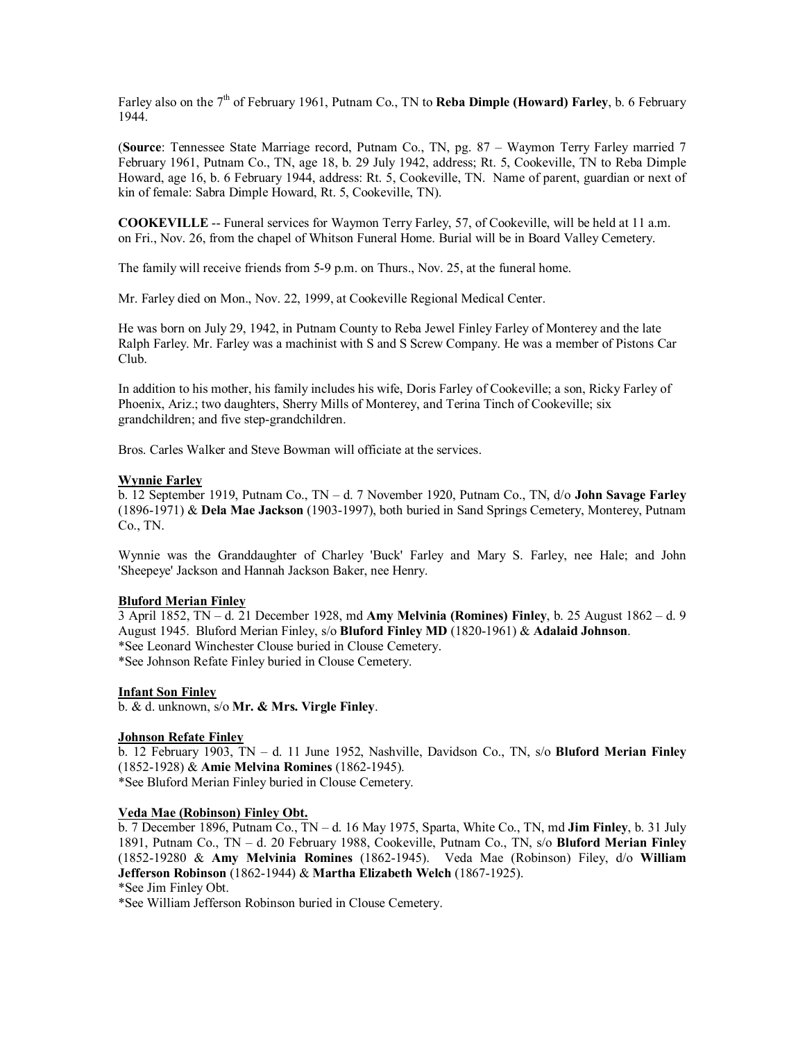Farley also on the 7th of February 1961, Putnam Co., TN to **Reba Dimple (Howard) Farley**, b. 6 February 1944.

(**Source**: Tennessee State Marriage record, Putnam Co., TN, pg. 87 – Waymon Terry Farley married 7 February 1961, Putnam Co., TN, age 18, b. 29 July 1942, address; Rt. 5, Cookeville, TN to Reba Dimple Howard, age 16, b. 6 February 1944, address: Rt. 5, Cookeville, TN. Name of parent, guardian or next of kin of female: Sabra Dimple Howard, Rt. 5, Cookeville, TN).

**COOKEVILLE** -- Funeral services for Waymon Terry Farley, 57, of Cookeville, will be held at 11 a.m. on Fri., Nov. 26, from the chapel of Whitson Funeral Home. Burial will be in Board Valley Cemetery.

The family will receive friends from 5-9 p.m. on Thurs., Nov. 25, at the funeral home.

Mr. Farley died on Mon., Nov. 22, 1999, at Cookeville Regional Medical Center.

He was born on July 29, 1942, in Putnam County to Reba Jewel Finley Farley of Monterey and the late Ralph Farley. Mr. Farley was a machinist with S and S Screw Company. He was a member of Pistons Car Club.

In addition to his mother, his family includes his wife, Doris Farley of Cookeville; a son, Ricky Farley of Phoenix, Ariz.; two daughters, Sherry Mills of Monterey, and Terina Tinch of Cookeville; six grandchildren; and five step-grandchildren.

Bros. Carles Walker and Steve Bowman will officiate at the services.

**Wynnie Farley**
b. 12 September 1919, Putnam Co., TN – d. 7 November 1920, Putnam Co., TN, d/o **John Savage Farley** (1896-1971) & **Dela Mae Jackson** (1903-1997), both buried in Sand Springs Cemetery, Monterey, Putnam Co., TN.

Wynnie was the Granddaughter of Charley 'Buck' Farley and Mary S. Farley, nee Hale; and John 'Sheepeye' Jackson and Hannah Jackson Baker, nee Henry.

**Bluford Merian Finley**
3 April 1852, TN – d. 21 December 1928, md **Amy Melvinia (Romines) Finley**, b. 25 August 1862 – d. 9 August 1945. Bluford Merian Finley, s/o **Bluford Finley MD** (1820-1961) & **Adalaid Johnson**.
*See Leonard Winchester Clouse buried in Clouse Cemetery.
*See Johnson Refate Finley buried in Clouse Cemetery.

**Infant Son Finley**
b. & d. unknown, s/o **Mr. & Mrs. Virgle Finley**.

**Johnson Refate Finley**
b. 12 February 1903, TN – d. 11 June 1952, Nashville, Davidson Co., TN, s/o **Bluford Merian Finley** (1852-1928) & **Amie Melvina Romines** (1862-1945).
*See Bluford Merian Finley buried in Clouse Cemetery.

**Veda Mae (Robinson) Finley Obt.**
b. 7 December 1896, Putnam Co., TN – d. 16 May 1975, Sparta, White Co., TN, md **Jim Finley**, b. 31 July 1891, Putnam Co., TN – d. 20 February 1988, Cookeville, Putnam Co., TN, s/o **Bluford Merian Finley** (1852-19280 & **Amy Melvinia Romines** (1862-1945). Veda Mae (Robinson) Filey, d/o **William Jefferson Robinson** (1862-1944) & **Martha Elizabeth Welch** (1867-1925).
*See Jim Finley Obt.
*See William Jefferson Robinson buried in Clouse Cemetery.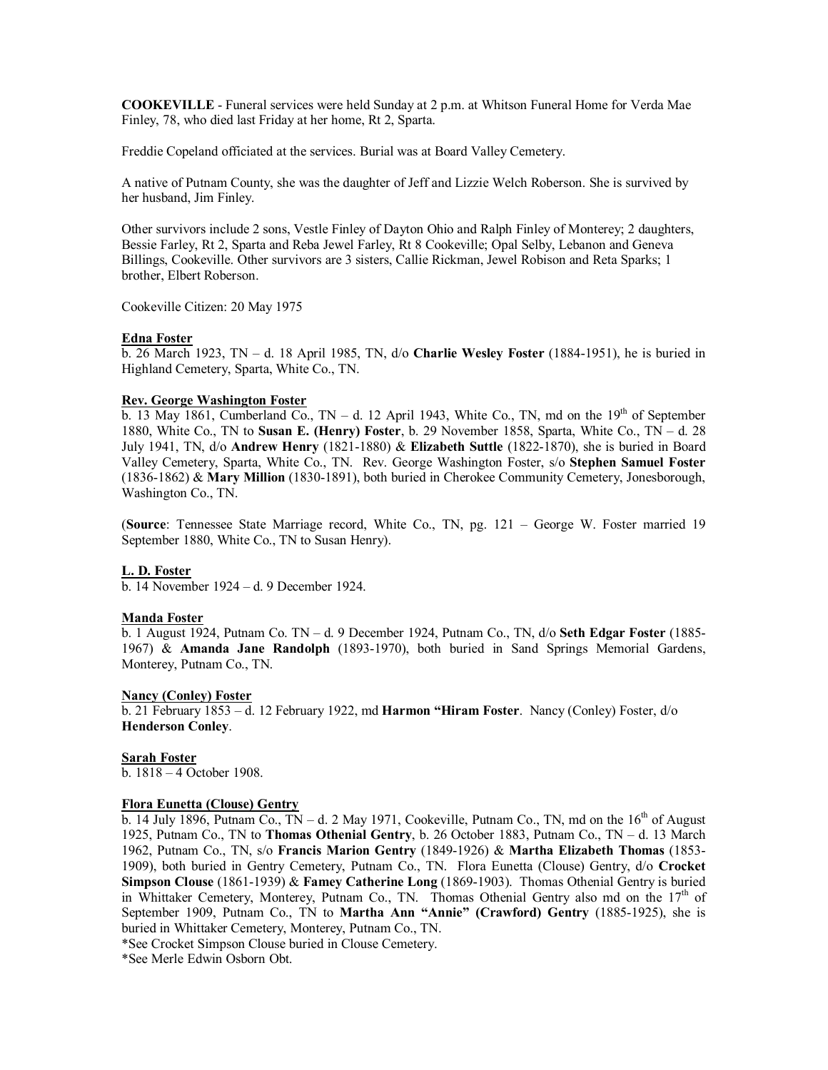**COOKEVILLE** - Funeral services were held Sunday at 2 p.m. at Whitson Funeral Home for Verda Mae Finley, 78, who died last Friday at her home, Rt 2, Sparta.

Freddie Copeland officiated at the services. Burial was at Board Valley Cemetery.

A native of Putnam County, she was the daughter of Jeff and Lizzie Welch Roberson. She is survived by her husband, Jim Finley.

Other survivors include 2 sons, Vestle Finley of Dayton Ohio and Ralph Finley of Monterey; 2 daughters, Bessie Farley, Rt 2, Sparta and Reba Jewel Farley, Rt 8 Cookeville; Opal Selby, Lebanon and Geneva Billings, Cookeville. Other survivors are 3 sisters, Callie Rickman, Jewel Robison and Reta Sparks; 1 brother, Elbert Roberson.

Cookeville Citizen: 20 May 1975

**Edna Foster**

b. 26 March 1923, TN – d. 18 April 1985, TN, d/o **Charlie Wesley Foster** (1884-1951), he is buried in Highland Cemetery, Sparta, White Co., TN.

**Rev. George Washington Foster**

b. 13 May 1861, Cumberland Co., TN – d. 12 April 1943, White Co., TN, md on the 19th of September 1880, White Co., TN to **Susan E. (Henry) Foster**, b. 29 November 1858, Sparta, White Co., TN – d. 28 July 1941, TN, d/o **Andrew Henry** (1821-1880) & **Elizabeth Suttle** (1822-1870), she is buried in Board Valley Cemetery, Sparta, White Co., TN. Rev. George Washington Foster, s/o **Stephen Samuel Foster** (1836-1862) & **Mary Million** (1830-1891), both buried in Cherokee Community Cemetery, Jonesborough, Washington Co., TN.

(**Source**: Tennessee State Marriage record, White Co., TN, pg. 121 – George W. Foster married 19 September 1880, White Co., TN to Susan Henry).

**L. D. Foster**

b. 14 November 1924 – d. 9 December 1924.

**Manda Foster**

b. 1 August 1924, Putnam Co. TN – d. 9 December 1924, Putnam Co., TN, d/o **Seth Edgar Foster** (1885-1967) & **Amanda Jane Randolph** (1893-1970), both buried in Sand Springs Memorial Gardens, Monterey, Putnam Co., TN.

**Nancy (Conley) Foster**

b. 21 February 1853 – d. 12 February 1922, md **Harmon "Hiram Foster**. Nancy (Conley) Foster, d/o **Henderson Conley**.

**Sarah Foster**

b. 1818 – 4 October 1908.

**Flora Eunetta (Clouse) Gentry**

b. 14 July 1896, Putnam Co., TN – d. 2 May 1971, Cookeville, Putnam Co., TN, md on the 16th of August 1925, Putnam Co., TN to **Thomas Othenial Gentry**, b. 26 October 1883, Putnam Co., TN – d. 13 March 1962, Putnam Co., TN, s/o **Francis Marion Gentry** (1849-1926) & **Martha Elizabeth Thomas** (1853-1909), both buried in Gentry Cemetery, Putnam Co., TN. Flora Eunetta (Clouse) Gentry, d/o **Crocket Simpson Clouse** (1861-1939) & **Famey Catherine Long** (1869-1903). Thomas Othenial Gentry is buried in Whittaker Cemetery, Monterey, Putnam Co., TN. Thomas Othenial Gentry also md on the 17th of September 1909, Putnam Co., TN to **Martha Ann "Annie" (Crawford) Gentry** (1885-1925), she is buried in Whittaker Cemetery, Monterey, Putnam Co., TN.

*See Crocket Simpson Clouse buried in Clouse Cemetery.

*See Merle Edwin Osborn Obt.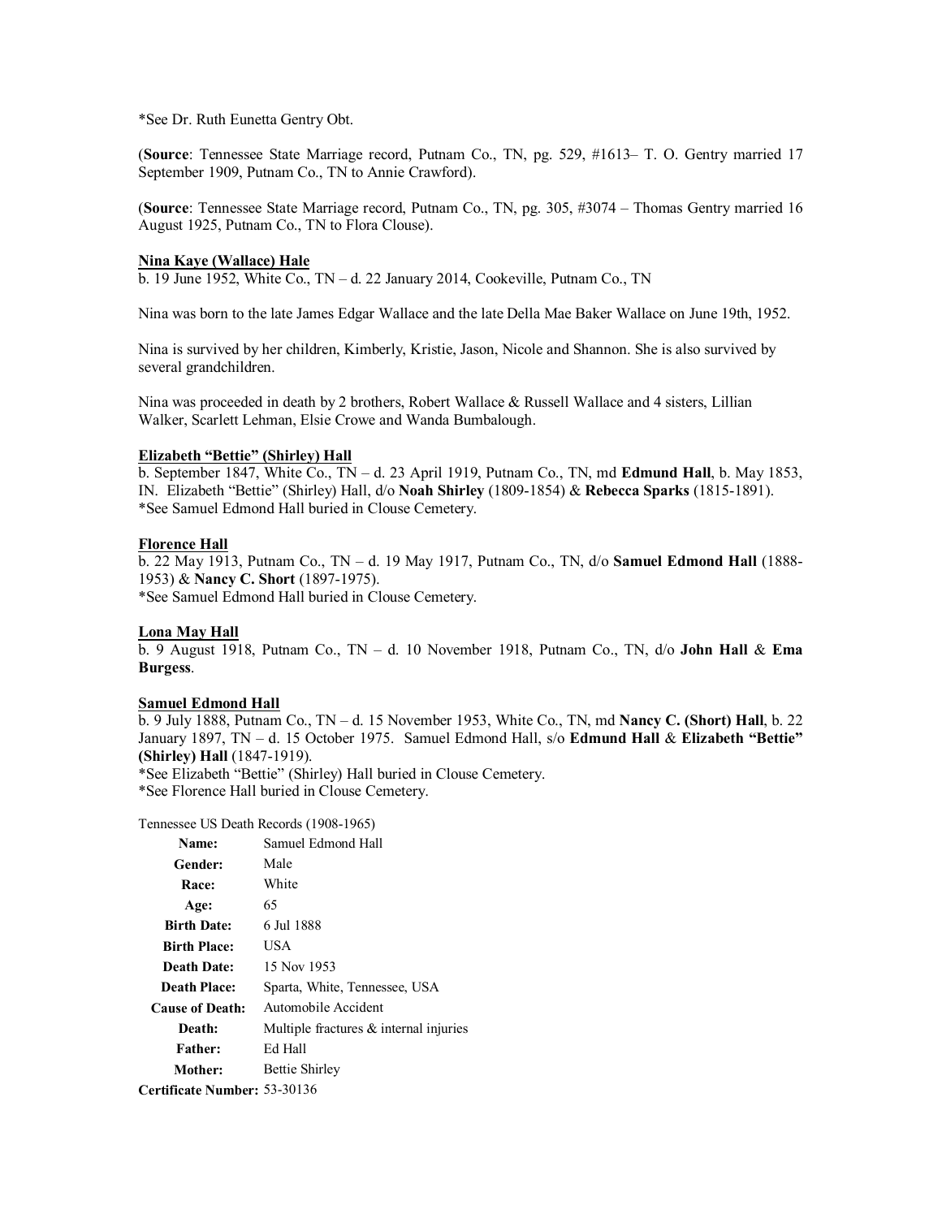*See Dr. Ruth Eunetta Gentry Obt.

(**Source**: Tennessee State Marriage record, Putnam Co., TN, pg. 529, #1613– T. O. Gentry married 17 September 1909, Putnam Co., TN to Annie Crawford).

(**Source**: Tennessee State Marriage record, Putnam Co., TN, pg. 305, #3074 – Thomas Gentry married 16 August 1925, Putnam Co., TN to Flora Clouse).

**Nina Kaye (Wallace) Hale**
b. 19 June 1952, White Co., TN – d. 22 January 2014, Cookeville, Putnam Co., TN

Nina was born to the late James Edgar Wallace and the late Della Mae Baker Wallace on June 19th, 1952.

Nina is survived by her children, Kimberly, Kristie, Jason, Nicole and Shannon. She is also survived by several grandchildren.

Nina was proceeded in death by 2 brothers, Robert Wallace & Russell Wallace and 4 sisters, Lillian Walker, Scarlett Lehman, Elsie Crowe and Wanda Bumbalough.

**Elizabeth "Bettie" (Shirley) Hall**
b. September 1847, White Co., TN – d. 23 April 1919, Putnam Co., TN, md **Edmund Hall**, b. May 1853, IN. Elizabeth "Bettie" (Shirley) Hall, d/o **Noah Shirley** (1809-1854) & **Rebecca Sparks** (1815-1891).
*See Samuel Edmond Hall buried in Clouse Cemetery.

**Florence Hall**
b. 22 May 1913, Putnam Co., TN – d. 19 May 1917, Putnam Co., TN, d/o **Samuel Edmond Hall** (1888-1953) & **Nancy C. Short** (1897-1975).
*See Samuel Edmond Hall buried in Clouse Cemetery.

**Lona May Hall**
b. 9 August 1918, Putnam Co., TN – d. 10 November 1918, Putnam Co., TN, d/o **John Hall** & **Ema Burgess**.

**Samuel Edmond Hall**
b. 9 July 1888, Putnam Co., TN – d. 15 November 1953, White Co., TN, md **Nancy C. (Short) Hall**, b. 22 January 1897, TN – d. 15 October 1975. Samuel Edmond Hall, s/o **Edmund Hall** & **Elizabeth "Bettie" (Shirley) Hall** (1847-1919).
*See Elizabeth "Bettie" (Shirley) Hall buried in Clouse Cemetery.
*See Florence Hall buried in Clouse Cemetery.

Tennessee US Death Records (1908-1965)

| | |
|---|---|
| **Name:** | Samuel Edmond Hall |
| **Gender:** | Male |
| **Race:** | White |
| **Age:** | 65 |
| **Birth Date:** | 6 Jul 1888 |
| **Birth Place:** | USA |
| **Death Date:** | 15 Nov 1953 |
| **Death Place:** | Sparta, White, Tennessee, USA |
| **Cause of Death:** | Automobile Accident |
| **Death:** | Multiple fractures & internal injuries |
| **Father:** | Ed Hall |
| **Mother:** | Bettie Shirley |
| **Certificate Number:** | 53-30136 |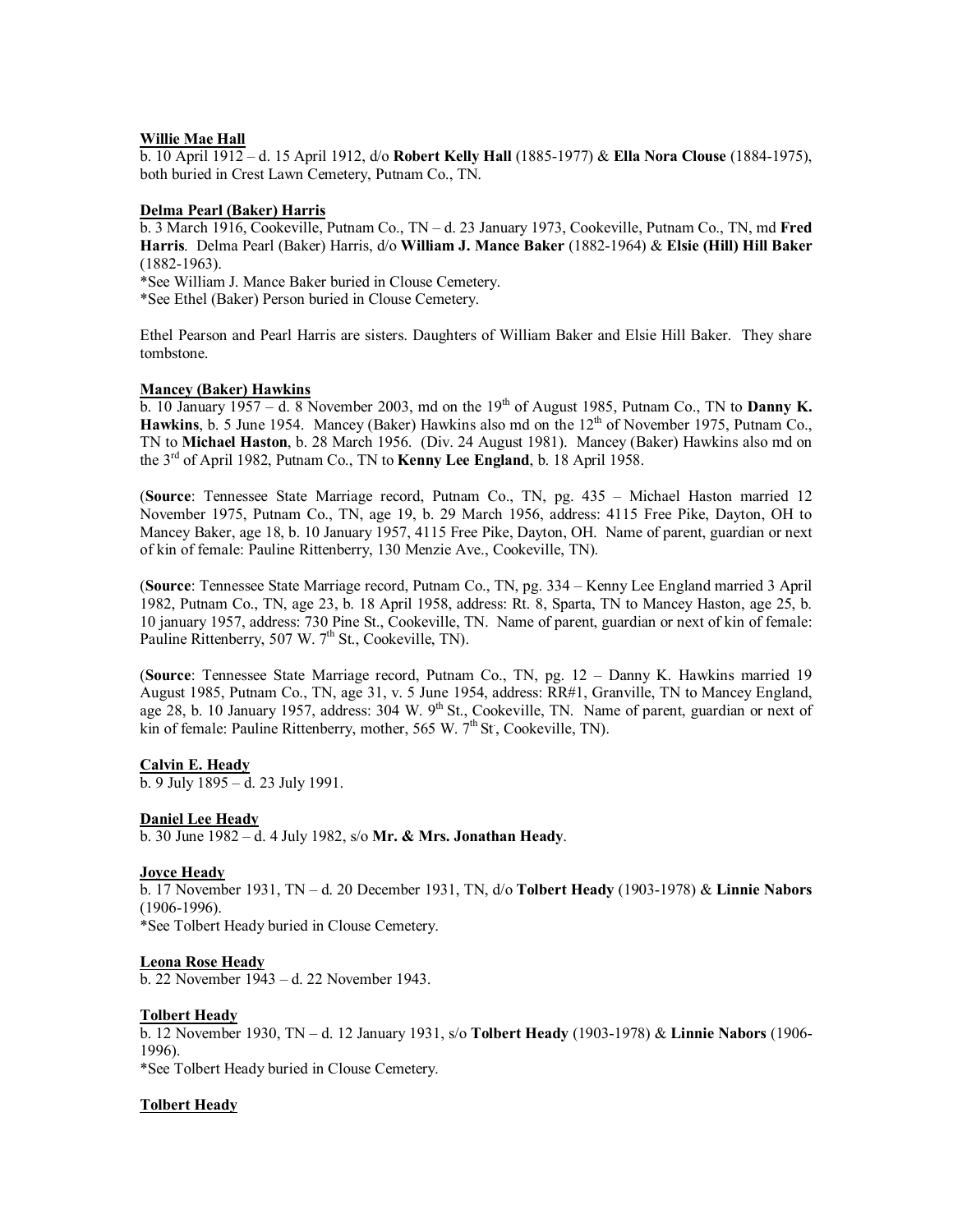<u>**Willie Mae Hall**</u>
b. 10 April 1912 – d. 15 April 1912, d/o **Robert Kelly Hall** (1885-1977) & **Ella Nora Clouse** (1884-1975), both buried in Crest Lawn Cemetery, Putnam Co., TN.

<u>**Delma Pearl (Baker) Harris**</u>
b. 3 March 1916, Cookeville, Putnam Co., TN – d. 23 January 1973, Cookeville, Putnam Co., TN, md **Fred Harris**. Delma Pearl (Baker) Harris, d/o **William J. Mance Baker** (1882-1964) & **Elsie (Hill) Hill Baker** (1882-1963).
*See William J. Mance Baker buried in Clouse Cemetery.
*See Ethel (Baker) Person buried in Clouse Cemetery.

Ethel Pearson and Pearl Harris are sisters. Daughters of William Baker and Elsie Hill Baker. They share tombstone.

<u>**Mancey (Baker) Hawkins**</u>
b. 10 January 1957 – d. 8 November 2003, md on the 19th of August 1985, Putnam Co., TN to **Danny K. Hawkins**, b. 5 June 1954. Mancey (Baker) Hawkins also md on the 12th of November 1975, Putnam Co., TN to **Michael Haston**, b. 28 March 1956. (Div. 24 August 1981). Mancey (Baker) Hawkins also md on the 3rd of April 1982, Putnam Co., TN to **Kenny Lee England**, b. 18 April 1958.

(**Source**: Tennessee State Marriage record, Putnam Co., TN, pg. 435 – Michael Haston married 12 November 1975, Putnam Co., TN, age 19, b. 29 March 1956, address: 4115 Free Pike, Dayton, OH to Mancey Baker, age 18, b. 10 January 1957, 4115 Free Pike, Dayton, OH. Name of parent, guardian or next of kin of female: Pauline Rittenberry, 130 Menzie Ave., Cookeville, TN).

(**Source**: Tennessee State Marriage record, Putnam Co., TN, pg. 334 – Kenny Lee England married 3 April 1982, Putnam Co., TN, age 23, b. 18 April 1958, address: Rt. 8, Sparta, TN to Mancey Haston, age 25, b. 10 january 1957, address: 730 Pine St., Cookeville, TN. Name of parent, guardian or next of kin of female: Pauline Rittenberry, 507 W. 7th St., Cookeville, TN).

(**Source**: Tennessee State Marriage record, Putnam Co., TN, pg. 12 – Danny K. Hawkins married 19 August 1985, Putnam Co., TN, age 31, v. 5 June 1954, address: RR#1, Granville, TN to Mancey England, age 28, b. 10 January 1957, address: 304 W. 9th St., Cookeville, TN. Name of parent, guardian or next of kin of female: Pauline Rittenberry, mother, 565 W. 7th St, Cookeville, TN).

<u>**Calvin E. Heady**</u>
b. 9 July 1895 – d. 23 July 1991.

<u>**Daniel Lee Heady**</u>
b. 30 June 1982 – d. 4 July 1982, s/o **Mr. & Mrs. Jonathan Heady**.

<u>**Joyce Heady**</u>
b. 17 November 1931, TN – d. 20 December 1931, TN, d/o **Tolbert Heady** (1903-1978) & **Linnie Nabors** (1906-1996).
*See Tolbert Heady buried in Clouse Cemetery.

<u>**Leona Rose Heady**</u>
b. 22 November 1943 – d. 22 November 1943.

<u>**Tolbert Heady**</u>
b. 12 November 1930, TN – d. 12 January 1931, s/o **Tolbert Heady** (1903-1978) & **Linnie Nabors** (1906-1996).
*See Tolbert Heady buried in Clouse Cemetery.

<u>**Tolbert Heady**</u>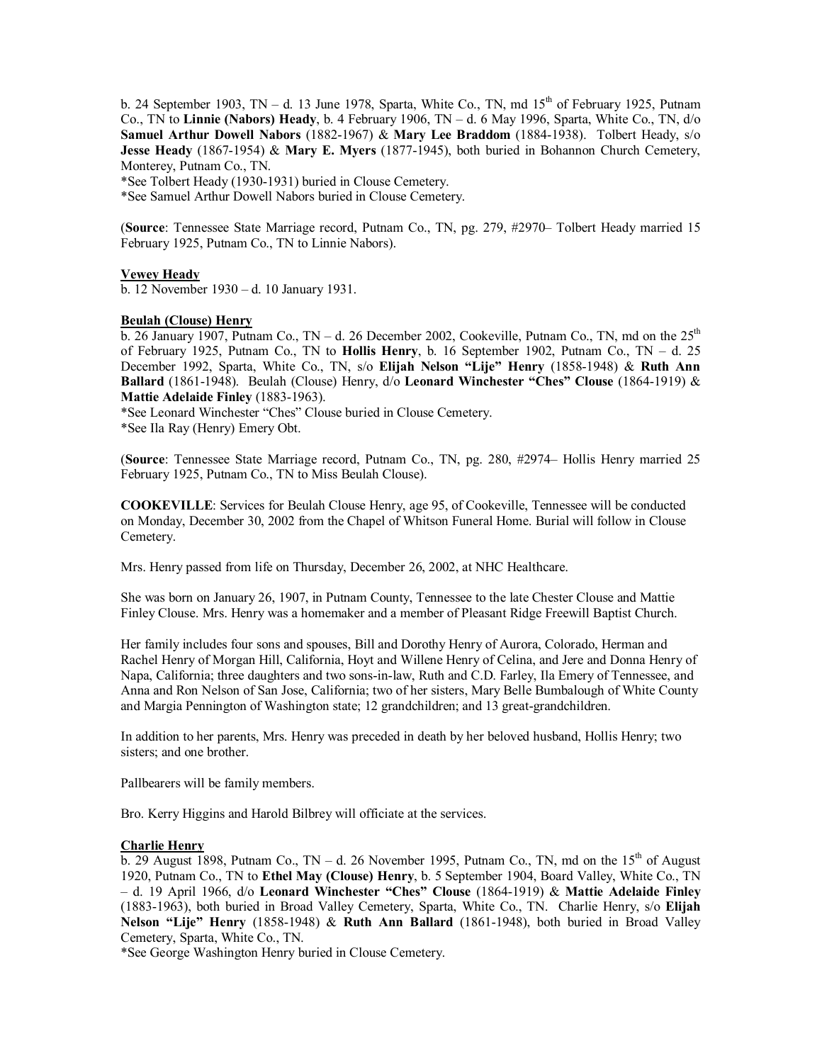b. 24 September 1903, TN – d. 13 June 1978, Sparta, White Co., TN, md 15th of February 1925, Putnam Co., TN to **Linnie (Nabors) Heady**, b. 4 February 1906, TN – d. 6 May 1996, Sparta, White Co., TN, d/o **Samuel Arthur Dowell Nabors** (1882-1967) & **Mary Lee Braddom** (1884-1938). Tolbert Heady, s/o **Jesse Heady** (1867-1954) & **Mary E. Myers** (1877-1945), both buried in Bohannon Church Cemetery, Monterey, Putnam Co., TN.
*See Tolbert Heady (1930-1931) buried in Clouse Cemetery.
*See Samuel Arthur Dowell Nabors buried in Clouse Cemetery.

(**Source**: Tennessee State Marriage record, Putnam Co., TN, pg. 279, #2970– Tolbert Heady married 15 February 1925, Putnam Co., TN to Linnie Nabors).

**Vewey Heady**
b. 12 November 1930 – d. 10 January 1931.

**Beulah (Clouse) Henry**
b. 26 January 1907, Putnam Co., TN – d. 26 December 2002, Cookeville, Putnam Co., TN, md on the 25th of February 1925, Putnam Co., TN to **Hollis Henry**, b. 16 September 1902, Putnam Co., TN – d. 25 December 1992, Sparta, White Co., TN, s/o **Elijah Nelson "Lije" Henry** (1858-1948) & **Ruth Ann Ballard** (1861-1948). Beulah (Clouse) Henry, d/o **Leonard Winchester "Ches" Clouse** (1864-1919) & **Mattie Adelaide Finley** (1883-1963).
*See Leonard Winchester "Ches" Clouse buried in Clouse Cemetery.
*See Ila Ray (Henry) Emery Obt.

(**Source**: Tennessee State Marriage record, Putnam Co., TN, pg. 280, #2974– Hollis Henry married 25 February 1925, Putnam Co., TN to Miss Beulah Clouse).

**COOKEVILLE**: Services for Beulah Clouse Henry, age 95, of Cookeville, Tennessee will be conducted on Monday, December 30, 2002 from the Chapel of Whitson Funeral Home. Burial will follow in Clouse Cemetery.

Mrs. Henry passed from life on Thursday, December 26, 2002, at NHC Healthcare.

She was born on January 26, 1907, in Putnam County, Tennessee to the late Chester Clouse and Mattie Finley Clouse. Mrs. Henry was a homemaker and a member of Pleasant Ridge Freewill Baptist Church.

Her family includes four sons and spouses, Bill and Dorothy Henry of Aurora, Colorado, Herman and Rachel Henry of Morgan Hill, California, Hoyt and Willene Henry of Celina, and Jere and Donna Henry of Napa, California; three daughters and two sons-in-law, Ruth and C.D. Farley, Ila Emery of Tennessee, and Anna and Ron Nelson of San Jose, California; two of her sisters, Mary Belle Bumbalough of White County and Margia Pennington of Washington state; 12 grandchildren; and 13 great-grandchildren.

In addition to her parents, Mrs. Henry was preceded in death by her beloved husband, Hollis Henry; two sisters; and one brother.

Pallbearers will be family members.

Bro. Kerry Higgins and Harold Bilbrey will officiate at the services.

**Charlie Henry**
b. 29 August 1898, Putnam Co., TN – d. 26 November 1995, Putnam Co., TN, md on the 15th of August 1920, Putnam Co., TN to **Ethel May (Clouse) Henry**, b. 5 September 1904, Board Valley, White Co., TN – d. 19 April 1966, d/o **Leonard Winchester "Ches" Clouse** (1864-1919) & **Mattie Adelaide Finley** (1883-1963), both buried in Broad Valley Cemetery, Sparta, White Co., TN. Charlie Henry, s/o **Elijah Nelson "Lije" Henry** (1858-1948) & **Ruth Ann Ballard** (1861-1948), both buried in Broad Valley Cemetery, Sparta, White Co., TN.
*See George Washington Henry buried in Clouse Cemetery.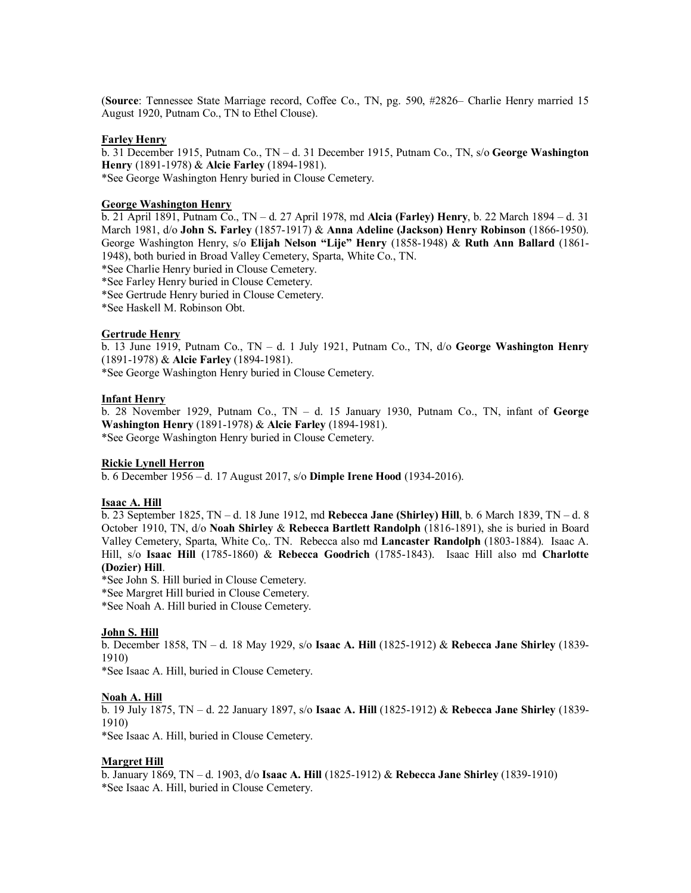(**Source**: Tennessee State Marriage record, Coffee Co., TN, pg. 590, #2826– Charlie Henry married 15 August 1920, Putnam Co., TN to Ethel Clouse).

**Farley Henry**

b. 31 December 1915, Putnam Co., TN – d. 31 December 1915, Putnam Co., TN, s/o **George Washington Henry** (1891-1978) & **Alcie Farley** (1894-1981).
*See George Washington Henry buried in Clouse Cemetery.

**George Washington Henry**

b. 21 April 1891, Putnam Co., TN – d. 27 April 1978, md **Alcia (Farley) Henry**, b. 22 March 1894 – d. 31 March 1981, d/o **John S. Farley** (1857-1917) & **Anna Adeline (Jackson) Henry Robinson** (1866-1950). George Washington Henry, s/o **Elijah Nelson "Lije" Henry** (1858-1948) & **Ruth Ann Ballard** (1861-1948), both buried in Broad Valley Cemetery, Sparta, White Co., TN.
*See Charlie Henry buried in Clouse Cemetery.
*See Farley Henry buried in Clouse Cemetery.
*See Gertrude Henry buried in Clouse Cemetery.
*See Haskell M. Robinson Obt.

**Gertrude Henry**

b. 13 June 1919, Putnam Co., TN – d. 1 July 1921, Putnam Co., TN, d/o **George Washington Henry** (1891-1978) & **Alcie Farley** (1894-1981).
*See George Washington Henry buried in Clouse Cemetery.

**Infant Henry**

b. 28 November 1929, Putnam Co., TN – d. 15 January 1930, Putnam Co., TN, infant of **George Washington Henry** (1891-1978) & **Alcie Farley** (1894-1981).
*See George Washington Henry buried in Clouse Cemetery.

**Rickie Lynell Herron**

b. 6 December 1956 – d. 17 August 2017, s/o **Dimple Irene Hood** (1934-2016).

**Isaac A. Hill**

b. 23 September 1825, TN – d. 18 June 1912, md **Rebecca Jane (Shirley) Hill**, b. 6 March 1839, TN – d. 8 October 1910, TN, d/o **Noah Shirley** & **Rebecca Bartlett Randolph** (1816-1891), she is buried in Board Valley Cemetery, Sparta, White Co,. TN. Rebecca also md **Lancaster Randolph** (1803-1884). Isaac A. Hill, s/o **Isaac Hill** (1785-1860) & **Rebecca Goodrich** (1785-1843). Isaac Hill also md **Charlotte (Dozier) Hill**.
*See John S. Hill buried in Clouse Cemetery.
*See Margret Hill buried in Clouse Cemetery.
*See Noah A. Hill buried in Clouse Cemetery.

**John S. Hill**

b. December 1858, TN – d. 18 May 1929, s/o **Isaac A. Hill** (1825-1912) & **Rebecca Jane Shirley** (1839-1910)
*See Isaac A. Hill, buried in Clouse Cemetery.

**Noah A. Hill**

b. 19 July 1875, TN – d. 22 January 1897, s/o **Isaac A. Hill** (1825-1912) & **Rebecca Jane Shirley** (1839-1910)
*See Isaac A. Hill, buried in Clouse Cemetery.

**Margret Hill**

b. January 1869, TN – d. 1903, d/o **Isaac A. Hill** (1825-1912) & **Rebecca Jane Shirley** (1839-1910)
*See Isaac A. Hill, buried in Clouse Cemetery.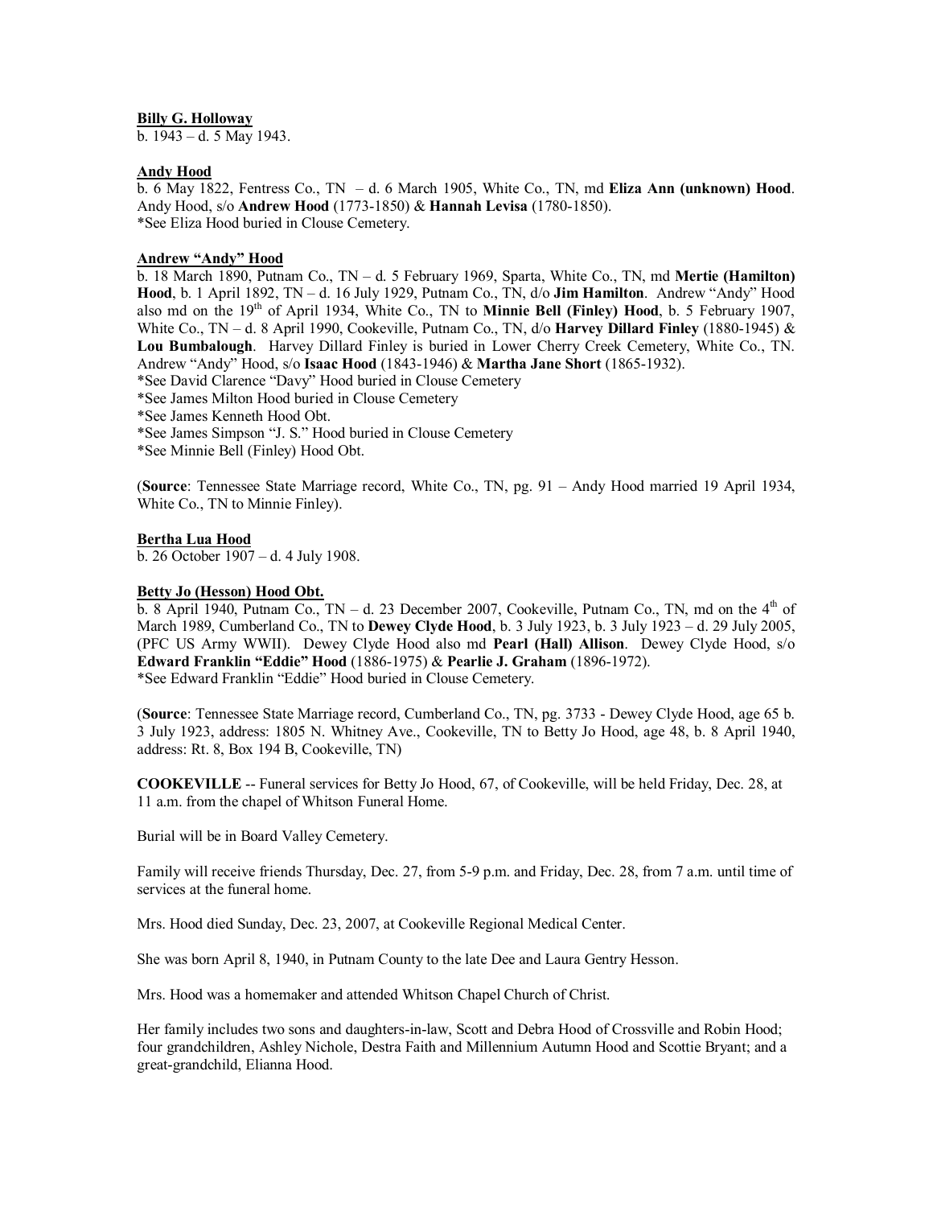**Billy G. Holloway**
b. 1943 – d. 5 May 1943.

**Andy Hood**
b. 6 May 1822, Fentress Co., TN – d. 6 March 1905, White Co., TN, md **Eliza Ann (unknown) Hood**. Andy Hood, s/o **Andrew Hood** (1773-1850) & **Hannah Levisa** (1780-1850).
*See Eliza Hood buried in Clouse Cemetery.

**Andrew "Andy" Hood**
b. 18 March 1890, Putnam Co., TN – d. 5 February 1969, Sparta, White Co., TN, md **Mertie (Hamilton) Hood**, b. 1 April 1892, TN – d. 16 July 1929, Putnam Co., TN, d/o **Jim Hamilton**. Andrew "Andy" Hood also md on the 19th of April 1934, White Co., TN to **Minnie Bell (Finley) Hood**, b. 5 February 1907, White Co., TN – d. 8 April 1990, Cookeville, Putnam Co., TN, d/o **Harvey Dillard Finley** (1880-1945) & **Lou Bumbalough**. Harvey Dillard Finley is buried in Lower Cherry Creek Cemetery, White Co., TN. Andrew "Andy" Hood, s/o **Isaac Hood** (1843-1946) & **Martha Jane Short** (1865-1932).
*See David Clarence "Davy" Hood buried in Clouse Cemetery
*See James Milton Hood buried in Clouse Cemetery
*See James Kenneth Hood Obt.
*See James Simpson "J. S." Hood buried in Clouse Cemetery
*See Minnie Bell (Finley) Hood Obt.

(**Source**: Tennessee State Marriage record, White Co., TN, pg. 91 – Andy Hood married 19 April 1934, White Co., TN to Minnie Finley).

**Bertha Lua Hood**
b. 26 October 1907 – d. 4 July 1908.

**Betty Jo (Hesson) Hood Obt.**
b. 8 April 1940, Putnam Co., TN – d. 23 December 2007, Cookeville, Putnam Co., TN, md on the 4th of March 1989, Cumberland Co., TN to **Dewey Clyde Hood**, b. 3 July 1923, b. 3 July 1923 – d. 29 July 2005, (PFC US Army WWII). Dewey Clyde Hood also md **Pearl (Hall) Allison**. Dewey Clyde Hood, s/o **Edward Franklin "Eddie" Hood** (1886-1975) & **Pearlie J. Graham** (1896-1972).
*See Edward Franklin "Eddie" Hood buried in Clouse Cemetery.

(**Source**: Tennessee State Marriage record, Cumberland Co., TN, pg. 3733 - Dewey Clyde Hood, age 65 b. 3 July 1923, address: 1805 N. Whitney Ave., Cookeville, TN to Betty Jo Hood, age 48, b. 8 April 1940, address: Rt. 8, Box 194 B, Cookeville, TN)

**COOKEVILLE** -- Funeral services for Betty Jo Hood, 67, of Cookeville, will be held Friday, Dec. 28, at 11 a.m. from the chapel of Whitson Funeral Home.

Burial will be in Board Valley Cemetery.

Family will receive friends Thursday, Dec. 27, from 5-9 p.m. and Friday, Dec. 28, from 7 a.m. until time of services at the funeral home.

Mrs. Hood died Sunday, Dec. 23, 2007, at Cookeville Regional Medical Center.

She was born April 8, 1940, in Putnam County to the late Dee and Laura Gentry Hesson.

Mrs. Hood was a homemaker and attended Whitson Chapel Church of Christ.

Her family includes two sons and daughters-in-law, Scott and Debra Hood of Crossville and Robin Hood; four grandchildren, Ashley Nichole, Destra Faith and Millennium Autumn Hood and Scottie Bryant; and a great-grandchild, Elianna Hood.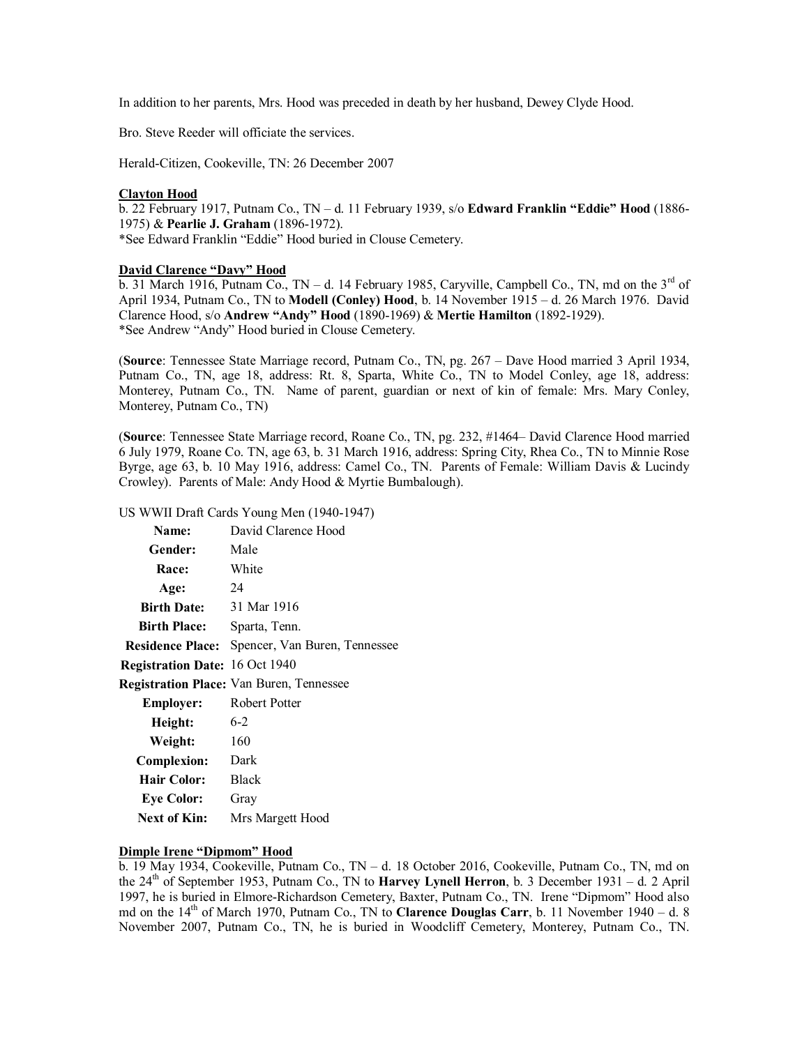In addition to her parents, Mrs. Hood was preceded in death by her husband, Dewey Clyde Hood.

Bro. Steve Reeder will officiate the services.

Herald-Citizen, Cookeville, TN: 26 December 2007

**Clayton Hood**
b. 22 February 1917, Putnam Co., TN – d. 11 February 1939, s/o **Edward Franklin "Eddie" Hood** (1886-1975) & **Pearlie J. Graham** (1896-1972).
*See Edward Franklin "Eddie" Hood buried in Clouse Cemetery.

**David Clarence "Davy" Hood**
b. 31 March 1916, Putnam Co., TN – d. 14 February 1985, Caryville, Campbell Co., TN, md on the 3rd of April 1934, Putnam Co., TN to **Modell (Conley) Hood**, b. 14 November 1915 – d. 26 March 1976. David Clarence Hood, s/o **Andrew "Andy" Hood** (1890-1969) & **Mertie Hamilton** (1892-1929).
*See Andrew "Andy" Hood buried in Clouse Cemetery.

(**Source**: Tennessee State Marriage record, Putnam Co., TN, pg. 267 – Dave Hood married 3 April 1934, Putnam Co., TN, age 18, address: Rt. 8, Sparta, White Co., TN to Model Conley, age 18, address: Monterey, Putnam Co., TN. Name of parent, guardian or next of kin of female: Mrs. Mary Conley, Monterey, Putnam Co., TN)

(**Source**: Tennessee State Marriage record, Roane Co., TN, pg. 232, #1464– David Clarence Hood married 6 July 1979, Roane Co. TN, age 63, b. 31 March 1916, address: Spring City, Rhea Co., TN to Minnie Rose Byrge, age 63, b. 10 May 1916, address: Camel Co., TN. Parents of Female: William Davis & Lucindy Crowley). Parents of Male: Andy Hood & Myrtie Bumbalough).

US WWII Draft Cards Young Men (1940-1947)

| | |
|---|---|
| **Name:** | David Clarence Hood |
| **Gender:** | Male |
| **Race:** | White |
| **Age:** | 24 |
| **Birth Date:** | 31 Mar 1916 |
| **Birth Place:** | Sparta, Tenn. |
| **Residence Place:** | Spencer, Van Buren, Tennessee |
| **Registration Date:** | 16 Oct 1940 |
| **Registration Place:** | Van Buren, Tennessee |
| **Employer:** | Robert Potter |
| **Height:** | 6-2 |
| **Weight:** | 160 |
| **Complexion:** | Dark |
| **Hair Color:** | Black |
| **Eye Color:** | Gray |
| **Next of Kin:** | Mrs Margett Hood |

**Dimple Irene "Dipmom" Hood**
b. 19 May 1934, Cookeville, Putnam Co., TN – d. 18 October 2016, Cookeville, Putnam Co., TN, md on the 24th of September 1953, Putnam Co., TN to **Harvey Lynell Herron**, b. 3 December 1931 – d. 2 April 1997, he is buried in Elmore-Richardson Cemetery, Baxter, Putnam Co., TN. Irene "Dipmom" Hood also md on the 14th of March 1970, Putnam Co., TN to **Clarence Douglas Carr**, b. 11 November 1940 – d. 8 November 2007, Putnam Co., TN, he is buried in Woodcliff Cemetery, Monterey, Putnam Co., TN.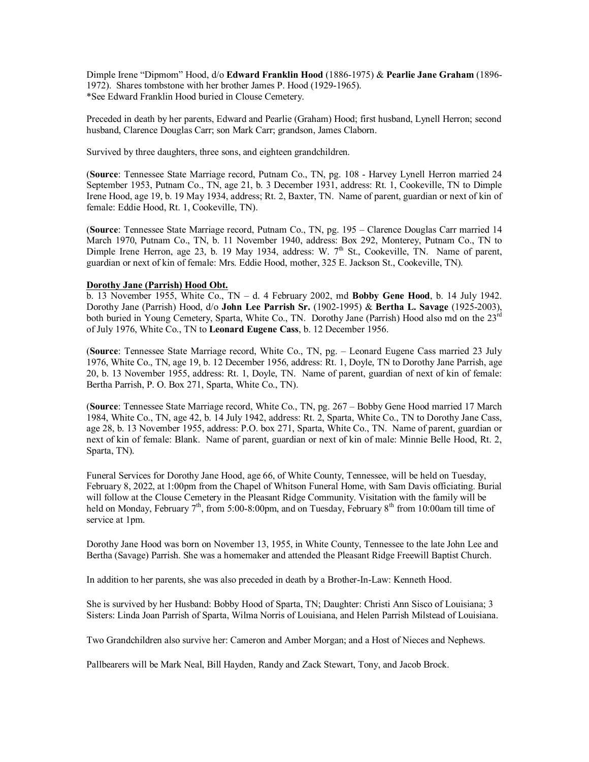Dimple Irene "Dipmom" Hood, d/o **Edward Franklin Hood** (1886-1975) & **Pearlie Jane Graham** (1896-1972). Shares tombstone with her brother James P. Hood (1929-1965).
*See Edward Franklin Hood buried in Clouse Cemetery.

Preceded in death by her parents, Edward and Pearlie (Graham) Hood; first husband, Lynell Herron; second husband, Clarence Douglas Carr; son Mark Carr; grandson, James Claborn.

Survived by three daughters, three sons, and eighteen grandchildren.

(**Source**: Tennessee State Marriage record, Putnam Co., TN, pg. 108 - Harvey Lynell Herron married 24 September 1953, Putnam Co., TN, age 21, b. 3 December 1931, address: Rt. 1, Cookeville, TN to Dimple Irene Hood, age 19, b. 19 May 1934, address; Rt. 2, Baxter, TN. Name of parent, guardian or next of kin of female: Eddie Hood, Rt. 1, Cookeville, TN).

(**Source**: Tennessee State Marriage record, Putnam Co., TN, pg. 195 – Clarence Douglas Carr married 14 March 1970, Putnam Co., TN, b. 11 November 1940, address: Box 292, Monterey, Putnam Co., TN to Dimple Irene Herron, age 23, b. 19 May 1934, address: W. 7th St., Cookeville, TN. Name of parent, guardian or next of kin of female: Mrs. Eddie Hood, mother, 325 E. Jackson St., Cookeville, TN).

**Dorothy Jane (Parrish) Hood Obt.**

b. 13 November 1955, White Co., TN – d. 4 February 2002, md **Bobby Gene Hood**, b. 14 July 1942. Dorothy Jane (Parrish) Hood, d/o **John Lee Parrish Sr.** (1902-1995) & **Bertha L. Savage** (1925-2003), both buried in Young Cemetery, Sparta, White Co., TN. Dorothy Jane (Parrish) Hood also md on the 23rd of July 1976, White Co., TN to **Leonard Eugene Cass**, b. 12 December 1956.

(**Source**: Tennessee State Marriage record, White Co., TN, pg. – Leonard Eugene Cass married 23 July 1976, White Co., TN, age 19, b. 12 December 1956, address: Rt. 1, Doyle, TN to Dorothy Jane Parrish, age 20, b. 13 November 1955, address: Rt. 1, Doyle, TN. Name of parent, guardian of next of kin of female: Bertha Parrish, P. O. Box 271, Sparta, White Co., TN).

(**Source**: Tennessee State Marriage record, White Co., TN, pg. 267 – Bobby Gene Hood married 17 March 1984, White Co., TN, age 42, b. 14 July 1942, address: Rt. 2, Sparta, White Co., TN to Dorothy Jane Cass, age 28, b. 13 November 1955, address: P.O. box 271, Sparta, White Co., TN. Name of parent, guardian or next of kin of female: Blank. Name of parent, guardian or next of kin of male: Minnie Belle Hood, Rt. 2, Sparta, TN).

Funeral Services for Dorothy Jane Hood, age 66, of White County, Tennessee, will be held on Tuesday, February 8, 2022, at 1:00pm from the Chapel of Whitson Funeral Home, with Sam Davis officiating. Burial will follow at the Clouse Cemetery in the Pleasant Ridge Community. Visitation with the family will be held on Monday, February 7th, from 5:00-8:00pm, and on Tuesday, February 8th from 10:00am till time of service at 1pm.

Dorothy Jane Hood was born on November 13, 1955, in White County, Tennessee to the late John Lee and Bertha (Savage) Parrish. She was a homemaker and attended the Pleasant Ridge Freewill Baptist Church.

In addition to her parents, she was also preceded in death by a Brother-In-Law: Kenneth Hood.

She is survived by her Husband: Bobby Hood of Sparta, TN; Daughter: Christi Ann Sisco of Louisiana; 3 Sisters: Linda Joan Parrish of Sparta, Wilma Norris of Louisiana, and Helen Parrish Milstead of Louisiana.

Two Grandchildren also survive her: Cameron and Amber Morgan; and a Host of Nieces and Nephews.

Pallbearers will be Mark Neal, Bill Hayden, Randy and Zack Stewart, Tony, and Jacob Brock.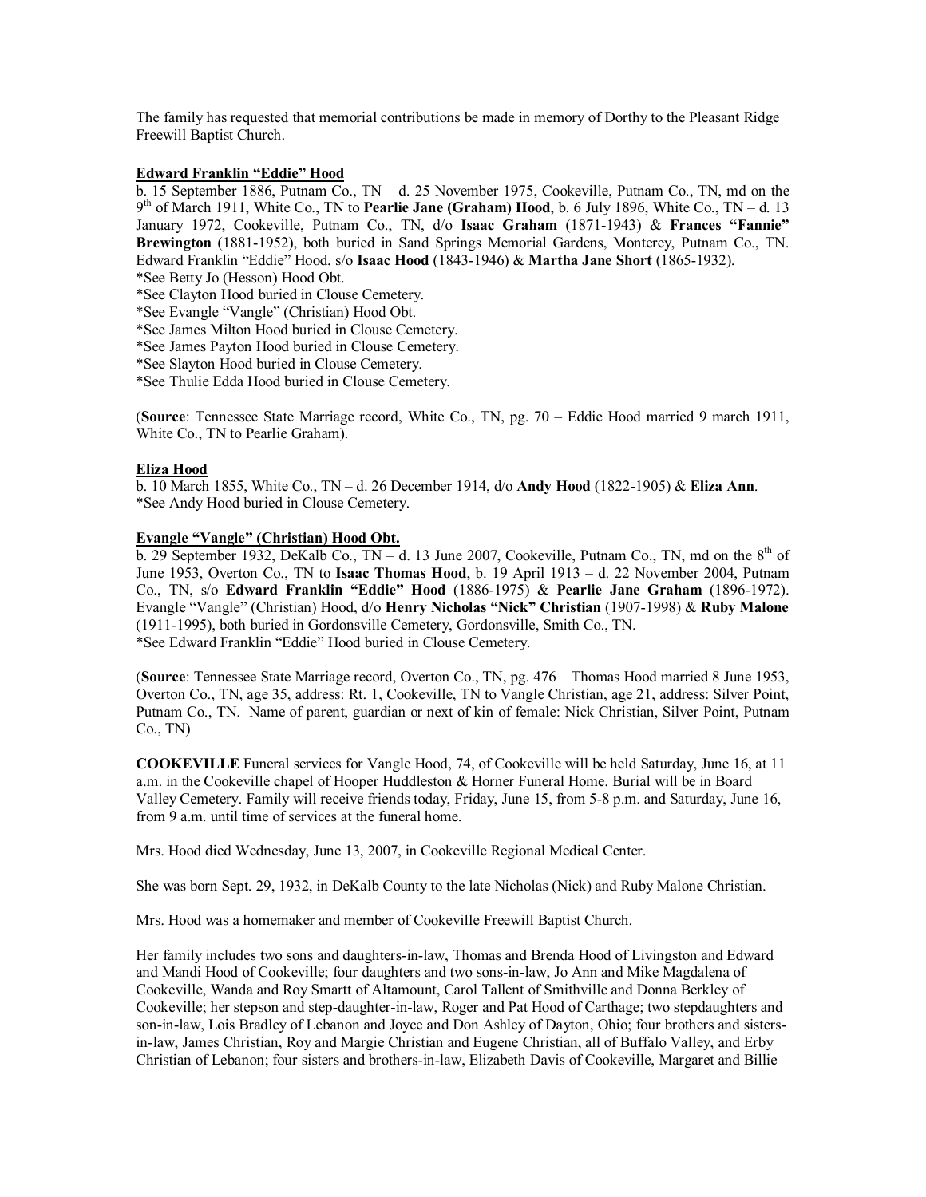The family has requested that memorial contributions be made in memory of Dorthy to the Pleasant Ridge Freewill Baptist Church.

**Edward Franklin "Eddie" Hood**

b. 15 September 1886, Putnam Co., TN – d. 25 November 1975, Cookeville, Putnam Co., TN, md on the 9th of March 1911, White Co., TN to **Pearlie Jane (Graham) Hood**, b. 6 July 1896, White Co., TN – d. 13 January 1972, Cookeville, Putnam Co., TN, d/o **Isaac Graham** (1871-1943) & **Frances "Fannie" Brewington** (1881-1952), both buried in Sand Springs Memorial Gardens, Monterey, Putnam Co., TN. Edward Franklin "Eddie" Hood, s/o **Isaac Hood** (1843-1946) & **Martha Jane Short** (1865-1932).
*See Betty Jo (Hesson) Hood Obt.
*See Clayton Hood buried in Clouse Cemetery.
*See Evangle "Vangle" (Christian) Hood Obt.
*See James Milton Hood buried in Clouse Cemetery.
*See James Payton Hood buried in Clouse Cemetery.
*See Slayton Hood buried in Clouse Cemetery.
*See Thulie Edda Hood buried in Clouse Cemetery.

(**Source**: Tennessee State Marriage record, White Co., TN, pg. 70 – Eddie Hood married 9 march 1911, White Co., TN to Pearlie Graham).

**Eliza Hood**

b. 10 March 1855, White Co., TN – d. 26 December 1914, d/o **Andy Hood** (1822-1905) & **Eliza Ann**.
*See Andy Hood buried in Clouse Cemetery.

**Evangle "Vangle" (Christian) Hood Obt.**

b. 29 September 1932, DeKalb Co., TN – d. 13 June 2007, Cookeville, Putnam Co., TN, md on the 8th of June 1953, Overton Co., TN to **Isaac Thomas Hood**, b. 19 April 1913 – d. 22 November 2004, Putnam Co., TN, s/o **Edward Franklin "Eddie" Hood** (1886-1975) & **Pearlie Jane Graham** (1896-1972). Evangle "Vangle" (Christian) Hood, d/o **Henry Nicholas "Nick" Christian** (1907-1998) & **Ruby Malone** (1911-1995), both buried in Gordonsville Cemetery, Gordonsville, Smith Co., TN.
*See Edward Franklin "Eddie" Hood buried in Clouse Cemetery.

(**Source**: Tennessee State Marriage record, Overton Co., TN, pg. 476 – Thomas Hood married 8 June 1953, Overton Co., TN, age 35, address: Rt. 1, Cookeville, TN to Vangle Christian, age 21, address: Silver Point, Putnam Co., TN. Name of parent, guardian or next of kin of female: Nick Christian, Silver Point, Putnam Co., TN)

**COOKEVILLE** Funeral services for Vangle Hood, 74, of Cookeville will be held Saturday, June 16, at 11 a.m. in the Cookeville chapel of Hooper Huddleston & Horner Funeral Home. Burial will be in Board Valley Cemetery. Family will receive friends today, Friday, June 15, from 5-8 p.m. and Saturday, June 16, from 9 a.m. until time of services at the funeral home.

Mrs. Hood died Wednesday, June 13, 2007, in Cookeville Regional Medical Center.

She was born Sept. 29, 1932, in DeKalb County to the late Nicholas (Nick) and Ruby Malone Christian.

Mrs. Hood was a homemaker and member of Cookeville Freewill Baptist Church.

Her family includes two sons and daughters-in-law, Thomas and Brenda Hood of Livingston and Edward and Mandi Hood of Cookeville; four daughters and two sons-in-law, Jo Ann and Mike Magdalena of Cookeville, Wanda and Roy Smartt of Altamount, Carol Tallent of Smithville and Donna Berkley of Cookeville; her stepson and step-daughter-in-law, Roger and Pat Hood of Carthage; two stepdaughters and son-in-law, Lois Bradley of Lebanon and Joyce and Don Ashley of Dayton, Ohio; four brothers and sisters-in-law, James Christian, Roy and Margie Christian and Eugene Christian, all of Buffalo Valley, and Erby Christian of Lebanon; four sisters and brothers-in-law, Elizabeth Davis of Cookeville, Margaret and Billie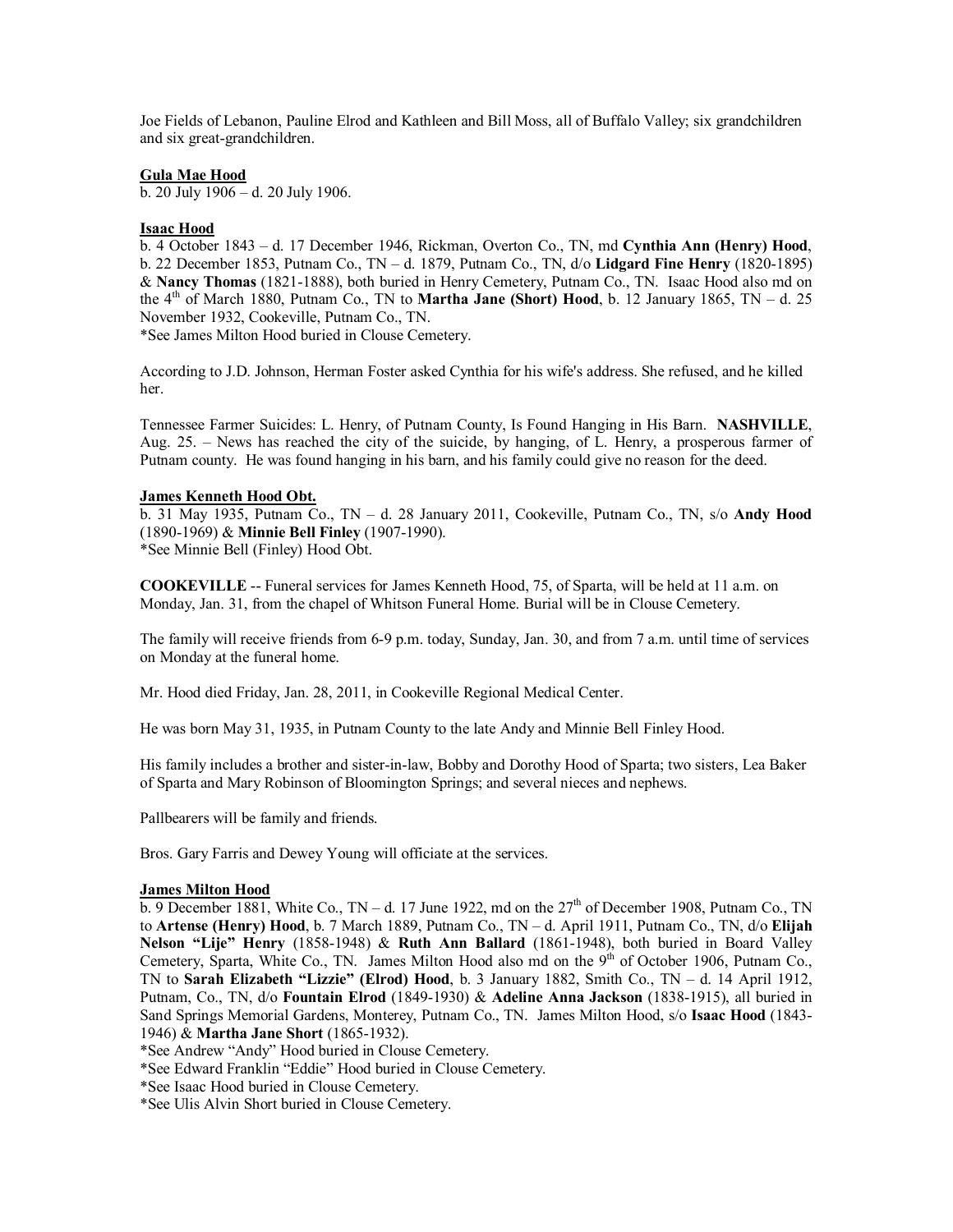Joe Fields of Lebanon, Pauline Elrod and Kathleen and Bill Moss, all of Buffalo Valley; six grandchildren and six great-grandchildren.

**Gula Mae Hood**
b. 20 July 1906 – d. 20 July 1906.

**Isaac Hood**
b. 4 October 1843 – d. 17 December 1946, Rickman, Overton Co., TN, md **Cynthia Ann (Henry) Hood**, b. 22 December 1853, Putnam Co., TN – d. 1879, Putnam Co., TN, d/o **Lidgard Fine Henry** (1820-1895) & **Nancy Thomas** (1821-1888), both buried in Henry Cemetery, Putnam Co., TN. Isaac Hood also md on the 4th of March 1880, Putnam Co., TN to **Martha Jane (Short) Hood**, b. 12 January 1865, TN – d. 25 November 1932, Cookeville, Putnam Co., TN.
*See James Milton Hood buried in Clouse Cemetery.

According to J.D. Johnson, Herman Foster asked Cynthia for his wife's address. She refused, and he killed her.

Tennessee Farmer Suicides: L. Henry, of Putnam County, Is Found Hanging in His Barn. **NASHVILLE**, Aug. 25. – News has reached the city of the suicide, by hanging, of L. Henry, a prosperous farmer of Putnam county. He was found hanging in his barn, and his family could give no reason for the deed.

**James Kenneth Hood Obt.**
b. 31 May 1935, Putnam Co., TN – d. 28 January 2011, Cookeville, Putnam Co., TN, s/o **Andy Hood** (1890-1969) & **Minnie Bell Finley** (1907-1990).
*See Minnie Bell (Finley) Hood Obt.

**COOKEVILLE** -- Funeral services for James Kenneth Hood, 75, of Sparta, will be held at 11 a.m. on Monday, Jan. 31, from the chapel of Whitson Funeral Home. Burial will be in Clouse Cemetery.

The family will receive friends from 6-9 p.m. today, Sunday, Jan. 30, and from 7 a.m. until time of services on Monday at the funeral home.

Mr. Hood died Friday, Jan. 28, 2011, in Cookeville Regional Medical Center.

He was born May 31, 1935, in Putnam County to the late Andy and Minnie Bell Finley Hood.

His family includes a brother and sister-in-law, Bobby and Dorothy Hood of Sparta; two sisters, Lea Baker of Sparta and Mary Robinson of Bloomington Springs; and several nieces and nephews.

Pallbearers will be family and friends.

Bros. Gary Farris and Dewey Young will officiate at the services.

**James Milton Hood**
b. 9 December 1881, White Co., TN – d. 17 June 1922, md on the 27th of December 1908, Putnam Co., TN to **Artense (Henry) Hood**, b. 7 March 1889, Putnam Co., TN – d. April 1911, Putnam Co., TN, d/o **Elijah Nelson "Lije" Henry** (1858-1948) & **Ruth Ann Ballard** (1861-1948), both buried in Board Valley Cemetery, Sparta, White Co., TN. James Milton Hood also md on the 9th of October 1906, Putnam Co., TN to **Sarah Elizabeth "Lizzie" (Elrod) Hood**, b. 3 January 1882, Smith Co., TN – d. 14 April 1912, Putnam, Co., TN, d/o **Fountain Elrod** (1849-1930) & **Adeline Anna Jackson** (1838-1915), all buried in Sand Springs Memorial Gardens, Monterey, Putnam Co., TN. James Milton Hood, s/o **Isaac Hood** (1843-1946) & **Martha Jane Short** (1865-1932).
*See Andrew "Andy" Hood buried in Clouse Cemetery.
*See Edward Franklin "Eddie" Hood buried in Clouse Cemetery.
*See Isaac Hood buried in Clouse Cemetery.
*See Ulis Alvin Short buried in Clouse Cemetery.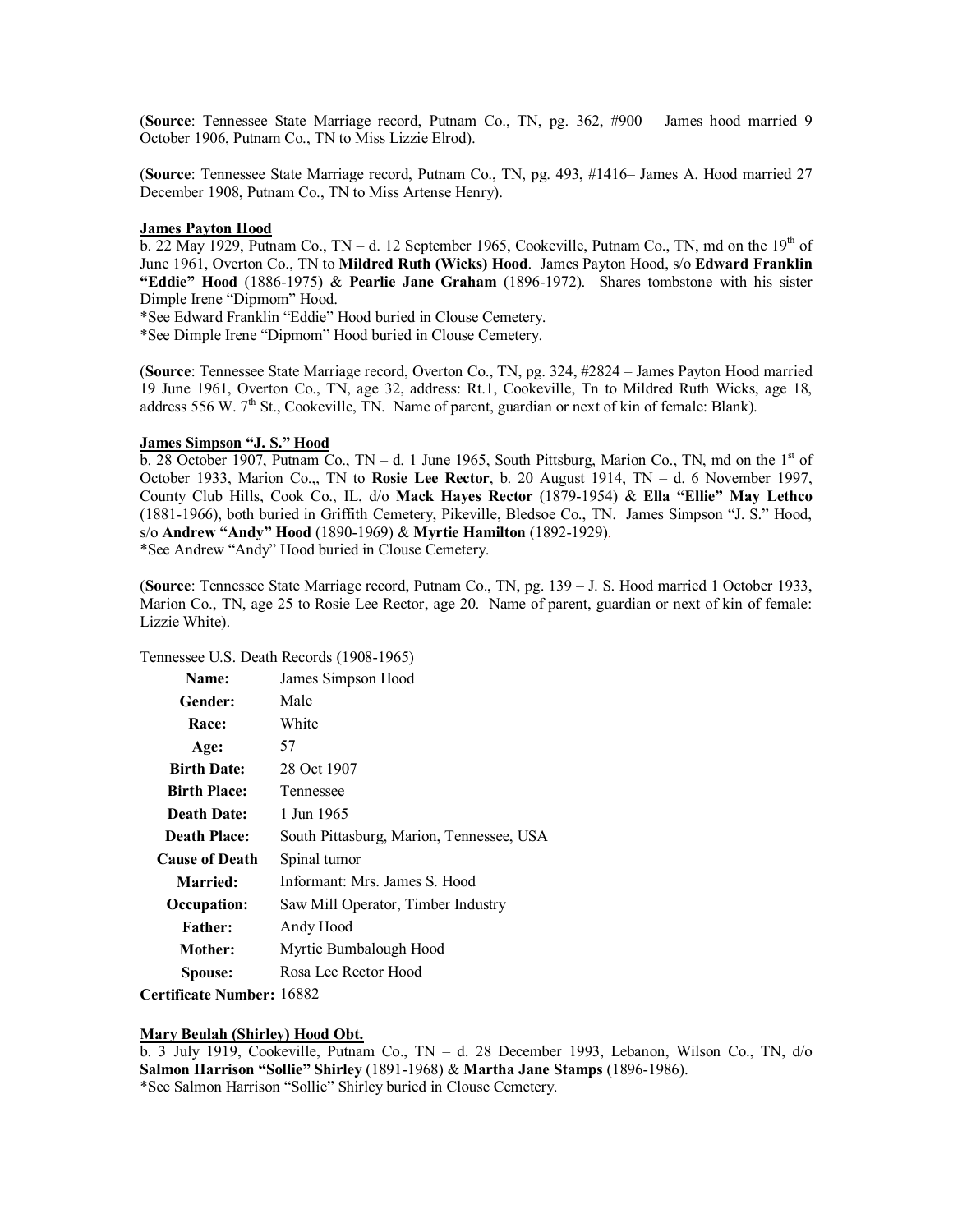(**Source**: Tennessee State Marriage record, Putnam Co., TN, pg. 362, #900 – James hood married 9 October 1906, Putnam Co., TN to Miss Lizzie Elrod).

(**Source**: Tennessee State Marriage record, Putnam Co., TN, pg. 493, #1416– James A. Hood married 27 December 1908, Putnam Co., TN to Miss Artense Henry).

**<u>James Payton Hood</u>**

b. 22 May 1929, Putnam Co., TN – d. 12 September 1965, Cookeville, Putnam Co., TN, md on the 19th of June 1961, Overton Co., TN to **Mildred Ruth (Wicks) Hood**. James Payton Hood, s/o **Edward Franklin "Eddie" Hood** (1886-1975) & **Pearlie Jane Graham** (1896-1972). Shares tombstone with his sister Dimple Irene "Dipmom" Hood.

*See Edward Franklin "Eddie" Hood buried in Clouse Cemetery.

*See Dimple Irene "Dipmom" Hood buried in Clouse Cemetery.

(**Source**: Tennessee State Marriage record, Overton Co., TN, pg. 324, #2824 – James Payton Hood married 19 June 1961, Overton Co., TN, age 32, address: Rt.1, Cookeville, Tn to Mildred Ruth Wicks, age 18, address 556 W. 7th St., Cookeville, TN. Name of parent, guardian or next of kin of female: Blank).

**<u>James Simpson "J. S." Hood</u>**

b. 28 October 1907, Putnam Co., TN – d. 1 June 1965, South Pittsburg, Marion Co., TN, md on the 1st of October 1933, Marion Co.,, TN to **Rosie Lee Rector**, b. 20 August 1914, TN – d. 6 November 1997, County Club Hills, Cook Co., IL, d/o **Mack Hayes Rector** (1879-1954) & **Ella "Ellie" May Lethco** (1881-1966), both buried in Griffith Cemetery, Pikeville, Bledsoe Co., TN. James Simpson "J. S." Hood, s/o **Andrew "Andy" Hood** (1890-1969) & **Myrtie Hamilton** (1892-1929).

*See Andrew "Andy" Hood buried in Clouse Cemetery.

(**Source**: Tennessee State Marriage record, Putnam Co., TN, pg. 139 – J. S. Hood married 1 October 1933, Marion Co., TN, age 25 to Rosie Lee Rector, age 20. Name of parent, guardian or next of kin of female: Lizzie White).

Tennessee U.S. Death Records (1908-1965)

| | |
|---|---|
| **Name:** | James Simpson Hood |
| **Gender:** | Male |
| **Race:** | White |
| **Age:** | 57 |
| **Birth Date:** | 28 Oct 1907 |
| **Birth Place:** | Tennessee |
| **Death Date:** | 1 Jun 1965 |
| **Death Place:** | South Pittasburg, Marion, Tennessee, USA |
| **Cause of Death** | Spinal tumor |
| **Married:** | Informant: Mrs. James S. Hood |
| **Occupation:** | Saw Mill Operator, Timber Industry |
| **Father:** | Andy Hood |
| **Mother:** | Myrtie Bumbalough Hood |
| **Spouse:** | Rosa Lee Rector Hood |

**Certificate Number:** 16882

**<u>Mary Beulah (Shirley) Hood Obt.</u>**

b. 3 July 1919, Cookeville, Putnam Co., TN – d. 28 December 1993, Lebanon, Wilson Co., TN, d/o **Salmon Harrison "Sollie" Shirley** (1891-1968) & **Martha Jane Stamps** (1896-1986).

*See Salmon Harrison "Sollie" Shirley buried in Clouse Cemetery.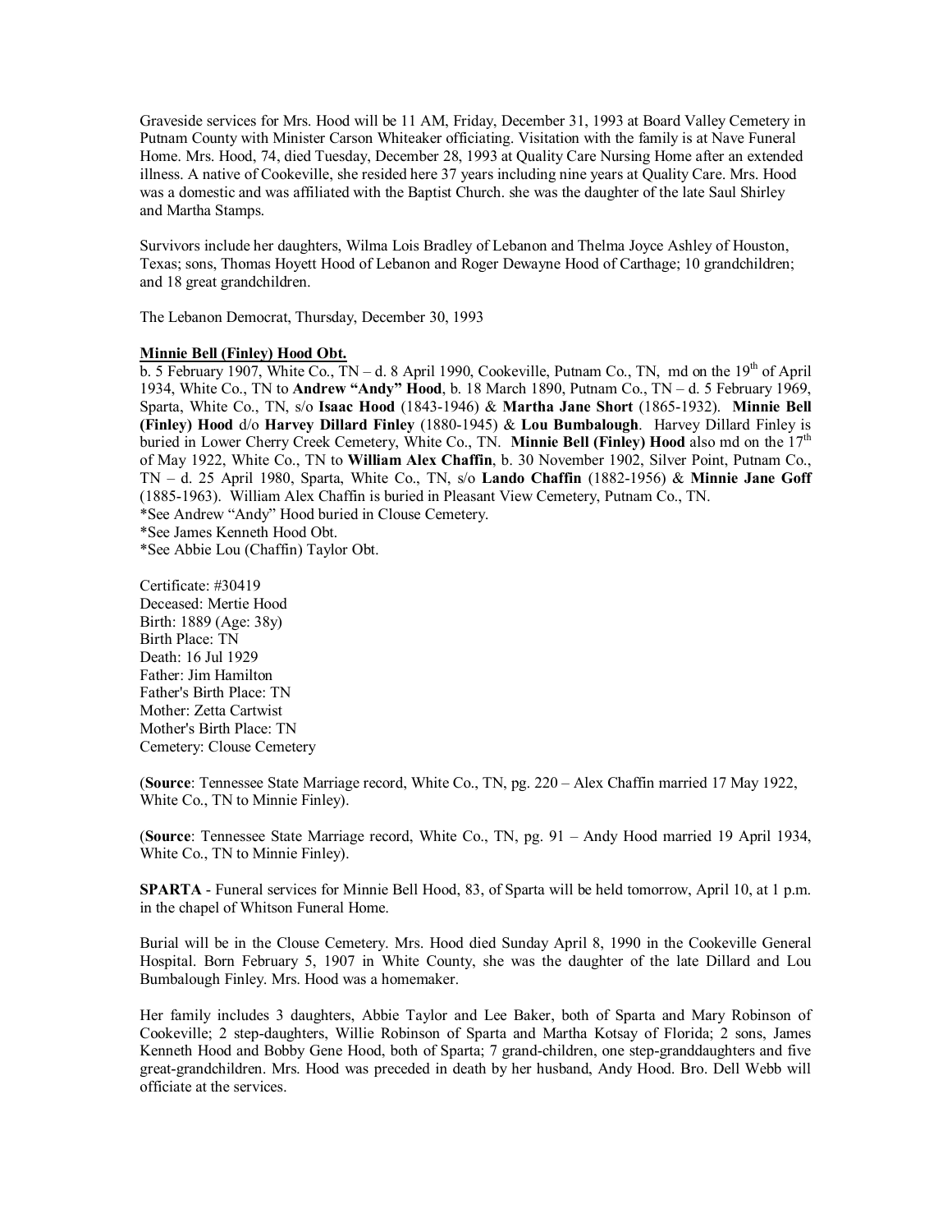Graveside services for Mrs. Hood will be 11 AM, Friday, December 31, 1993 at Board Valley Cemetery in Putnam County with Minister Carson Whiteaker officiating. Visitation with the family is at Nave Funeral Home. Mrs. Hood, 74, died Tuesday, December 28, 1993 at Quality Care Nursing Home after an extended illness. A native of Cookeville, she resided here 37 years including nine years at Quality Care. Mrs. Hood was a domestic and was affiliated with the Baptist Church. she was the daughter of the late Saul Shirley and Martha Stamps.

Survivors include her daughters, Wilma Lois Bradley of Lebanon and Thelma Joyce Ashley of Houston, Texas; sons, Thomas Hoyett Hood of Lebanon and Roger Dewayne Hood of Carthage; 10 grandchildren; and 18 great grandchildren.

The Lebanon Democrat, Thursday, December 30, 1993

**Minnie Bell (Finley) Hood Obt.**

b. 5 February 1907, White Co., TN – d. 8 April 1990, Cookeville, Putnam Co., TN, md on the 19th of April 1934, White Co., TN to **Andrew "Andy" Hood**, b. 18 March 1890, Putnam Co., TN – d. 5 February 1969, Sparta, White Co., TN, s/o **Isaac Hood** (1843-1946) & **Martha Jane Short** (1865-1932). **Minnie Bell (Finley) Hood** d/o **Harvey Dillard Finley** (1880-1945) & **Lou Bumbalough**. Harvey Dillard Finley is buried in Lower Cherry Creek Cemetery, White Co., TN. **Minnie Bell (Finley) Hood** also md on the 17th of May 1922, White Co., TN to **William Alex Chaffin**, b. 30 November 1902, Silver Point, Putnam Co., TN – d. 25 April 1980, Sparta, White Co., TN, s/o **Lando Chaffin** (1882-1956) & **Minnie Jane Goff** (1885-1963). William Alex Chaffin is buried in Pleasant View Cemetery, Putnam Co., TN.
*See Andrew "Andy" Hood buried in Clouse Cemetery.
*See James Kenneth Hood Obt.
*See Abbie Lou (Chaffin) Taylor Obt.

Certificate: #30419
Deceased: Mertie Hood
Birth: 1889 (Age: 38y)
Birth Place: TN
Death: 16 Jul 1929
Father: Jim Hamilton
Father's Birth Place: TN
Mother: Zetta Cartwist
Mother's Birth Place: TN
Cemetery: Clouse Cemetery

(**Source**: Tennessee State Marriage record, White Co., TN, pg. 220 – Alex Chaffin married 17 May 1922, White Co., TN to Minnie Finley).

(**Source**: Tennessee State Marriage record, White Co., TN, pg. 91 – Andy Hood married 19 April 1934, White Co., TN to Minnie Finley).

**SPARTA** - Funeral services for Minnie Bell Hood, 83, of Sparta will be held tomorrow, April 10, at 1 p.m. in the chapel of Whitson Funeral Home.

Burial will be in the Clouse Cemetery. Mrs. Hood died Sunday April 8, 1990 in the Cookeville General Hospital. Born February 5, 1907 in White County, she was the daughter of the late Dillard and Lou Bumbalough Finley. Mrs. Hood was a homemaker.

Her family includes 3 daughters, Abbie Taylor and Lee Baker, both of Sparta and Mary Robinson of Cookeville; 2 step-daughters, Willie Robinson of Sparta and Martha Kotsay of Florida; 2 sons, James Kenneth Hood and Bobby Gene Hood, both of Sparta; 7 grand-children, one step-granddaughters and five great-grandchildren. Mrs. Hood was preceded in death by her husband, Andy Hood. Bro. Dell Webb will officiate at the services.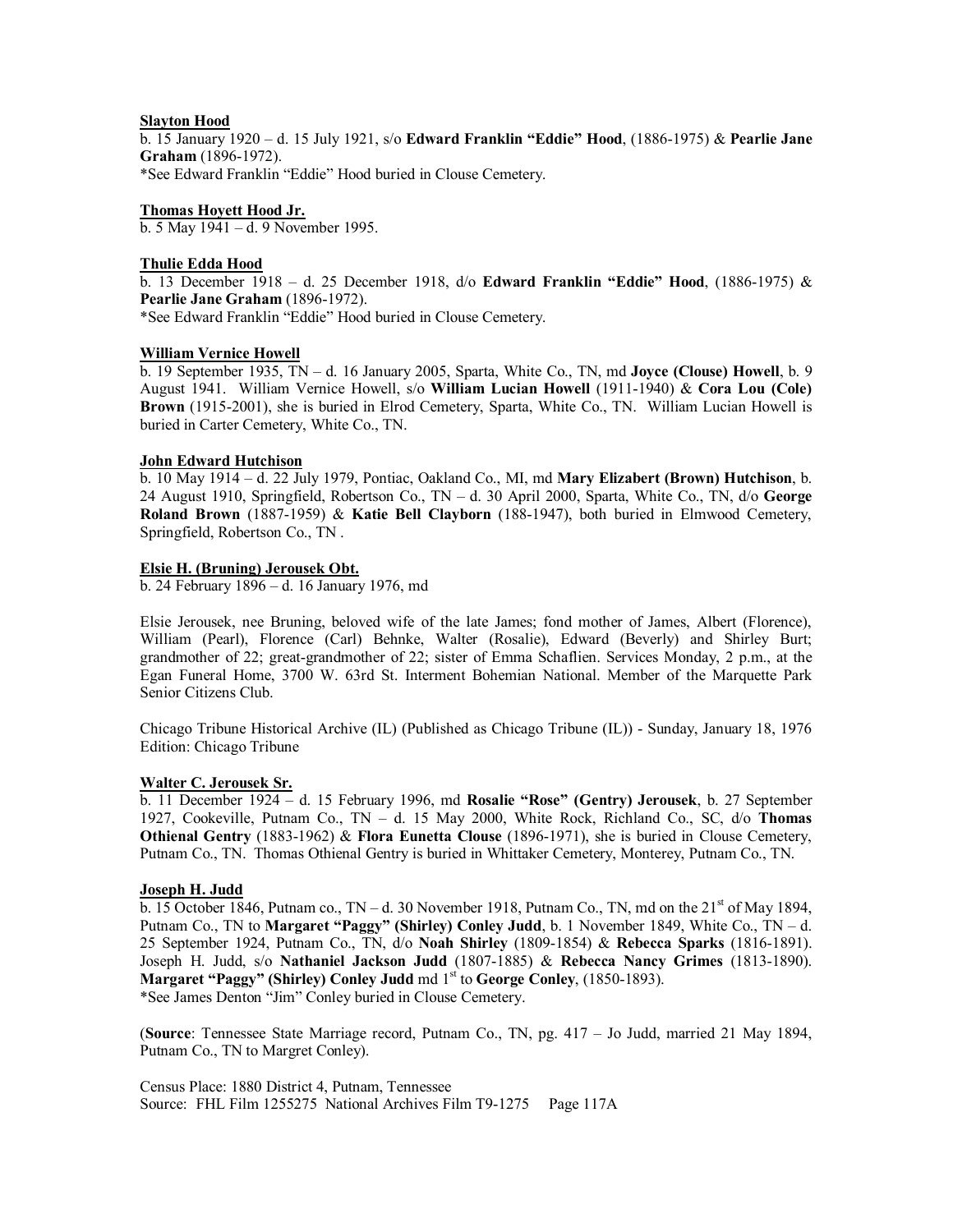**Slayton Hood**

b. 15 January 1920 – d. 15 July 1921, s/o **Edward Franklin "Eddie" Hood**, (1886-1975) & **Pearlie Jane Graham** (1896-1972).
*See Edward Franklin "Eddie" Hood buried in Clouse Cemetery.

**Thomas Hoyett Hood Jr.**

b. 5 May 1941 – d. 9 November 1995.

**Thulie Edda Hood**

b. 13 December 1918 – d. 25 December 1918, d/o **Edward Franklin "Eddie" Hood**, (1886-1975) & **Pearlie Jane Graham** (1896-1972).
*See Edward Franklin "Eddie" Hood buried in Clouse Cemetery.

**William Vernice Howell**

b. 19 September 1935, TN – d. 16 January 2005, Sparta, White Co., TN, md **Joyce (Clouse) Howell**, b. 9 August 1941. William Vernice Howell, s/o **William Lucian Howell** (1911-1940) & **Cora Lou (Cole) Brown** (1915-2001), she is buried in Elrod Cemetery, Sparta, White Co., TN. William Lucian Howell is buried in Carter Cemetery, White Co., TN.

**John Edward Hutchison**

b. 10 May 1914 – d. 22 July 1979, Pontiac, Oakland Co., MI, md **Mary Elizabert (Brown) Hutchison**, b. 24 August 1910, Springfield, Robertson Co., TN – d. 30 April 2000, Sparta, White Co., TN, d/o **George Roland Brown** (1887-1959) & **Katie Bell Clayborn** (188-1947), both buried in Elmwood Cemetery, Springfield, Robertson Co., TN .

**Elsie H. (Bruning) Jerousek Obt.**

b. 24 February 1896 – d. 16 January 1976, md

Elsie Jerousek, nee Bruning, beloved wife of the late James; fond mother of James, Albert (Florence), William (Pearl), Florence (Carl) Behnke, Walter (Rosalie), Edward (Beverly) and Shirley Burt; grandmother of 22; great-grandmother of 22; sister of Emma Schaflien. Services Monday, 2 p.m., at the Egan Funeral Home, 3700 W. 63rd St. Interment Bohemian National. Member of the Marquette Park Senior Citizens Club.

Chicago Tribune Historical Archive (IL) (Published as Chicago Tribune (IL)) - Sunday, January 18, 1976 Edition: Chicago Tribune

**Walter C. Jerousek Sr.**

b. 11 December 1924 – d. 15 February 1996, md **Rosalie "Rose" (Gentry) Jerousek**, b. 27 September 1927, Cookeville, Putnam Co., TN – d. 15 May 2000, White Rock, Richland Co., SC, d/o **Thomas Othienal Gentry** (1883-1962) & **Flora Eunetta Clouse** (1896-1971), she is buried in Clouse Cemetery, Putnam Co., TN. Thomas Othienal Gentry is buried in Whittaker Cemetery, Monterey, Putnam Co., TN.

**Joseph H. Judd**

b. 15 October 1846, Putnam co., TN – d. 30 November 1918, Putnam Co., TN, md on the 21st of May 1894, Putnam Co., TN to **Margaret "Paggy" (Shirley) Conley Judd**, b. 1 November 1849, White Co., TN – d. 25 September 1924, Putnam Co., TN, d/o **Noah Shirley** (1809-1854) & **Rebecca Sparks** (1816-1891). Joseph H. Judd, s/o **Nathaniel Jackson Judd** (1807-1885) & **Rebecca Nancy Grimes** (1813-1890). **Margaret "Paggy" (Shirley) Conley Judd** md 1st to **George Conley**, (1850-1893).
*See James Denton "Jim" Conley buried in Clouse Cemetery.

(**Source**: Tennessee State Marriage record, Putnam Co., TN, pg. 417 – Jo Judd, married 21 May 1894, Putnam Co., TN to Margret Conley).

Census Place: 1880 District 4, Putnam, Tennessee
Source: FHL Film 1255275 National Archives Film T9-1275 Page 117A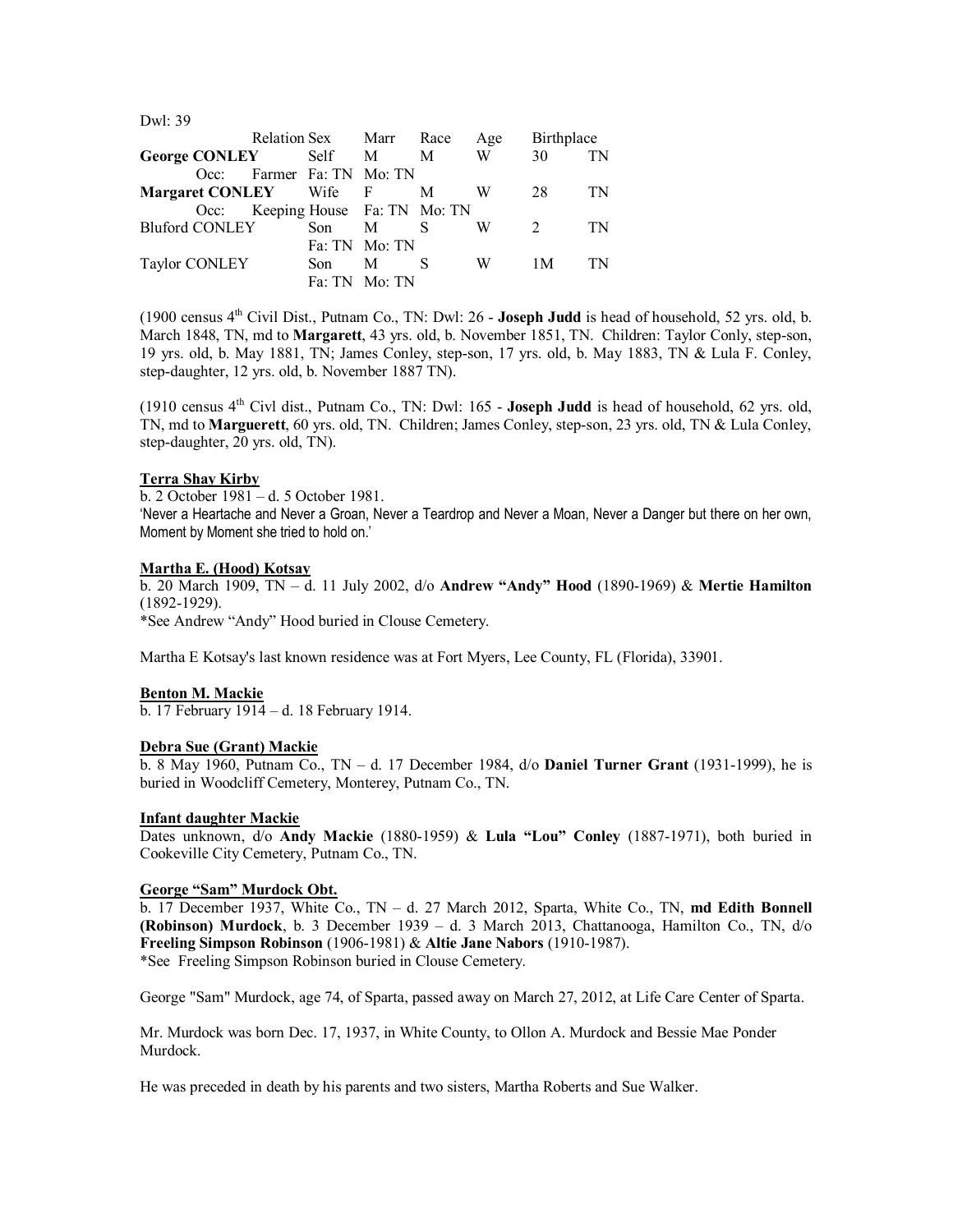Dwl: 39

| | Relation | Sex | Marr | Race | Age | Birthplace |
|---|---|---|---|---|---|---|
| **George CONLEY** | Self | M | M | W | 30 | TN |
| Occ: Farmer Fa: TN Mo: TN | | | | | | |
| **Margaret CONLEY** | Wife | F | M | W | 28 | TN |
| Occ: Keeping House Fa: TN Mo: TN | | | | | | |
| Bluford CONLEY | Son | M | S | W | 2 | TN |
| | Fa: TN Mo: TN | | | | | |
| Taylor CONLEY | Son | M | S | W | 1M | TN |
| | Fa: TN Mo: TN | | | | | |

(1900 census 4th Civil Dist., Putnam Co., TN: Dwl: 26 - **Joseph Judd** is head of household, 52 yrs. old, b. March 1848, TN, md to **Margarett**, 43 yrs. old, b. November 1851, TN. Children: Taylor Conly, step-son, 19 yrs. old, b. May 1881, TN; James Conley, step-son, 17 yrs. old, b. May 1883, TN & Lula F. Conley, step-daughter, 12 yrs. old, b. November 1887 TN).

(1910 census 4th Civl dist., Putnam Co., TN: Dwl: 165 - **Joseph Judd** is head of household, 62 yrs. old, TN, md to **Marguerett**, 60 yrs. old, TN. Children; James Conley, step-son, 23 yrs. old, TN & Lula Conley, step-daughter, 20 yrs. old, TN).

**Terra Shay Kirby**

b. 2 October 1981 – d. 5 October 1981.
'Never a Heartache and Never a Groan, Never a Teardrop and Never a Moan, Never a Danger but there on her own, Moment by Moment she tried to hold on.'

**Martha E. (Hood) Kotsay**

b. 20 March 1909, TN – d. 11 July 2002, d/o **Andrew "Andy" Hood** (1890-1969) & **Mertie Hamilton** (1892-1929).
*See Andrew "Andy" Hood buried in Clouse Cemetery.

Martha E Kotsay's last known residence was at Fort Myers, Lee County, FL (Florida), 33901.

**Benton M. Mackie**

b. 17 February 1914 – d. 18 February 1914.

**Debra Sue (Grant) Mackie**

b. 8 May 1960, Putnam Co., TN – d. 17 December 1984, d/o **Daniel Turner Grant** (1931-1999), he is buried in Woodcliff Cemetery, Monterey, Putnam Co., TN.

**Infant daughter Mackie**

Dates unknown, d/o **Andy Mackie** (1880-1959) & **Lula "Lou" Conley** (1887-1971), both buried in Cookeville City Cemetery, Putnam Co., TN.

**George "Sam" Murdock Obt.**

b. 17 December 1937, White Co., TN – d. 27 March 2012, Sparta, White Co., TN, **md Edith Bonnell (Robinson) Murdock**, b. 3 December 1939 – d. 3 March 2013, Chattanooga, Hamilton Co., TN, d/o **Freeling Simpson Robinson** (1906-1981) & **Altie Jane Nabors** (1910-1987).
*See Freeling Simpson Robinson buried in Clouse Cemetery.

George "Sam" Murdock, age 74, of Sparta, passed away on March 27, 2012, at Life Care Center of Sparta.

Mr. Murdock was born Dec. 17, 1937, in White County, to Ollon A. Murdock and Bessie Mae Ponder Murdock.

He was preceded in death by his parents and two sisters, Martha Roberts and Sue Walker.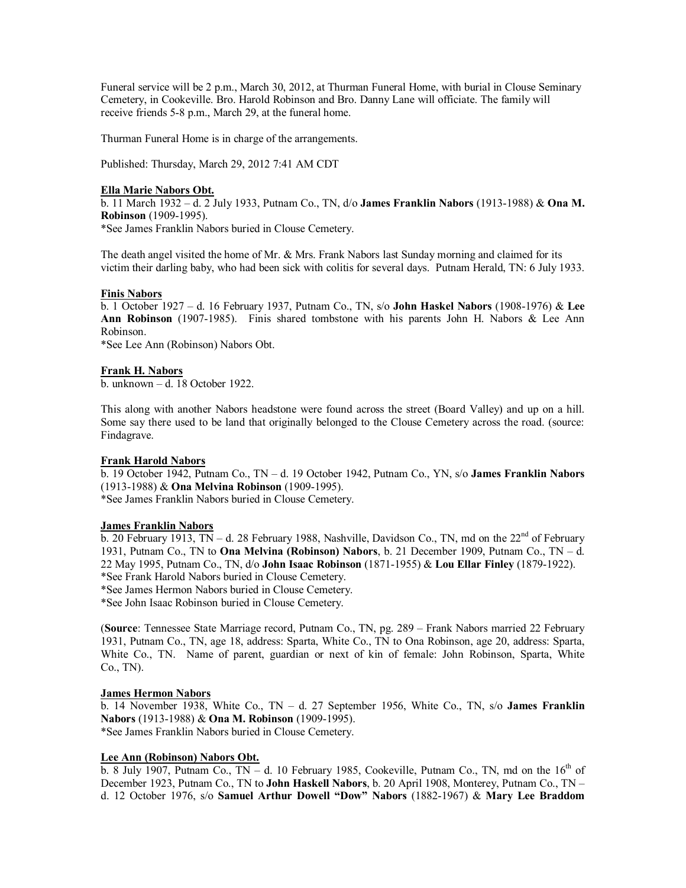Funeral service will be 2 p.m., March 30, 2012, at Thurman Funeral Home, with burial in Clouse Seminary Cemetery, in Cookeville. Bro. Harold Robinson and Bro. Danny Lane will officiate. The family will receive friends 5-8 p.m., March 29, at the funeral home.

Thurman Funeral Home is in charge of the arrangements.

Published: Thursday, March 29, 2012 7:41 AM CDT

**Ella Marie Nabors Obt.**

b. 11 March 1932 – d. 2 July 1933, Putnam Co., TN, d/o **James Franklin Nabors** (1913-1988) & **Ona M. Robinson** (1909-1995).

*See James Franklin Nabors buried in Clouse Cemetery.

The death angel visited the home of Mr. & Mrs. Frank Nabors last Sunday morning and claimed for its victim their darling baby, who had been sick with colitis for several days. Putnam Herald, TN: 6 July 1933.

**Finis Nabors**

b. 1 October 1927 – d. 16 February 1937, Putnam Co., TN, s/o **John Haskel Nabors** (1908-1976) & **Lee Ann Robinson** (1907-1985). Finis shared tombstone with his parents John H. Nabors & Lee Ann Robinson.

*See Lee Ann (Robinson) Nabors Obt.

**Frank H. Nabors**

b. unknown – d. 18 October 1922.

This along with another Nabors headstone were found across the street (Board Valley) and up on a hill. Some say there used to be land that originally belonged to the Clouse Cemetery across the road. (source: Findagrave.

**Frank Harold Nabors**

b. 19 October 1942, Putnam Co., TN – d. 19 October 1942, Putnam Co., YN, s/o **James Franklin Nabors** (1913-1988) & **Ona Melvina Robinson** (1909-1995).

*See James Franklin Nabors buried in Clouse Cemetery.

**James Franklin Nabors**

b. 20 February 1913, TN – d. 28 February 1988, Nashville, Davidson Co., TN, md on the 22nd of February 1931, Putnam Co., TN to **Ona Melvina (Robinson) Nabors**, b. 21 December 1909, Putnam Co., TN – d. 22 May 1995, Putnam Co., TN, d/o **John Isaac Robinson** (1871-1955) & **Lou Ellar Finley** (1879-1922).

*See Frank Harold Nabors buried in Clouse Cemetery.

*See James Hermon Nabors buried in Clouse Cemetery.

*See John Isaac Robinson buried in Clouse Cemetery.

(**Source**: Tennessee State Marriage record, Putnam Co., TN, pg. 289 – Frank Nabors married 22 February 1931, Putnam Co., TN, age 18, address: Sparta, White Co., TN to Ona Robinson, age 20, address: Sparta, White Co., TN. Name of parent, guardian or next of kin of female: John Robinson, Sparta, White Co., TN).

**James Hermon Nabors**

b. 14 November 1938, White Co., TN – d. 27 September 1956, White Co., TN, s/o **James Franklin Nabors** (1913-1988) & **Ona M. Robinson** (1909-1995).

*See James Franklin Nabors buried in Clouse Cemetery.

**Lee Ann (Robinson) Nabors Obt.**

b. 8 July 1907, Putnam Co., TN – d. 10 February 1985, Cookeville, Putnam Co., TN, md on the 16th of December 1923, Putnam Co., TN to **John Haskell Nabors**, b. 20 April 1908, Monterey, Putnam Co., TN – d. 12 October 1976, s/o **Samuel Arthur Dowell "Dow" Nabors** (1882-1967) & **Mary Lee Braddom**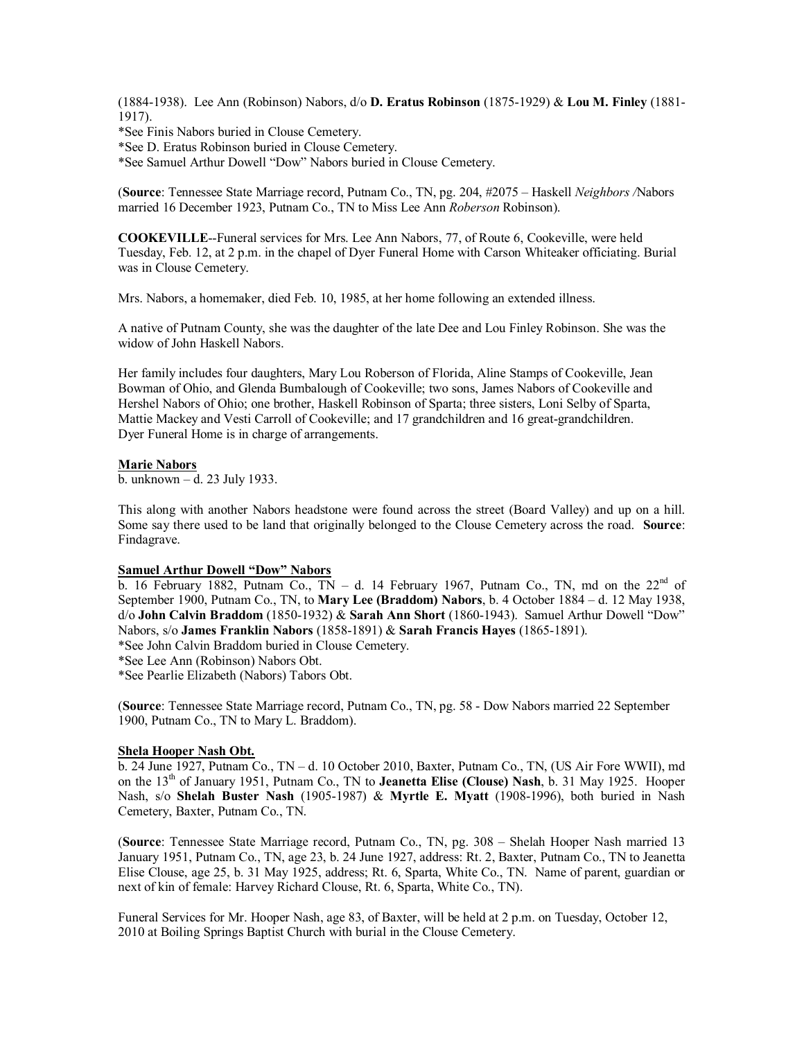(1884-1938). Lee Ann (Robinson) Nabors, d/o **D. Eratus Robinson** (1875-1929) & **Lou M. Finley** (1881-1917).
*See Finis Nabors buried in Clouse Cemetery.
*See D. Eratus Robinson buried in Clouse Cemetery.
*See Samuel Arthur Dowell "Dow" Nabors buried in Clouse Cemetery.

(**Source**: Tennessee State Marriage record, Putnam Co., TN, pg. 204, #2075 – Haskell *Neighbors* /Nabors married 16 December 1923, Putnam Co., TN to Miss Lee Ann *Roberson* Robinson).

**COOKEVILLE**--Funeral services for Mrs. Lee Ann Nabors, 77, of Route 6, Cookeville, were held Tuesday, Feb. 12, at 2 p.m. in the chapel of Dyer Funeral Home with Carson Whiteaker officiating. Burial was in Clouse Cemetery.

Mrs. Nabors, a homemaker, died Feb. 10, 1985, at her home following an extended illness.

A native of Putnam County, she was the daughter of the late Dee and Lou Finley Robinson. She was the widow of John Haskell Nabors.

Her family includes four daughters, Mary Lou Roberson of Florida, Aline Stamps of Cookeville, Jean Bowman of Ohio, and Glenda Bumbalough of Cookeville; two sons, James Nabors of Cookeville and Hershel Nabors of Ohio; one brother, Haskell Robinson of Sparta; three sisters, Loni Selby of Sparta, Mattie Mackey and Vesti Carroll of Cookeville; and 17 grandchildren and 16 great-grandchildren.
Dyer Funeral Home is in charge of arrangements.

**Marie Nabors**
b. unknown – d. 23 July 1933.

This along with another Nabors headstone were found across the street (Board Valley) and up on a hill. Some say there used to be land that originally belonged to the Clouse Cemetery across the road. **Source**: Findagrave.

**Samuel Arthur Dowell "Dow" Nabors**
b. 16 February 1882, Putnam Co., TN – d. 14 February 1967, Putnam Co., TN, md on the 22nd of September 1900, Putnam Co., TN, to **Mary Lee (Braddom) Nabors**, b. 4 October 1884 – d. 12 May 1938, d/o **John Calvin Braddom** (1850-1932) & **Sarah Ann Short** (1860-1943). Samuel Arthur Dowell "Dow" Nabors, s/o **James Franklin Nabors** (1858-1891) & **Sarah Francis Hayes** (1865-1891).
*See John Calvin Braddom buried in Clouse Cemetery.
*See Lee Ann (Robinson) Nabors Obt.
*See Pearlie Elizabeth (Nabors) Tabors Obt.

(**Source**: Tennessee State Marriage record, Putnam Co., TN, pg. 58 - Dow Nabors married 22 September 1900, Putnam Co., TN to Mary L. Braddom).

**Shela Hooper Nash Obt.**
b. 24 June 1927, Putnam Co., TN – d. 10 October 2010, Baxter, Putnam Co., TN, (US Air Fore WWII), md on the 13th of January 1951, Putnam Co., TN to **Jeanetta Elise (Clouse) Nash**, b. 31 May 1925. Hooper Nash, s/o **Shelah Buster Nash** (1905-1987) & **Myrtle E. Myatt** (1908-1996), both buried in Nash Cemetery, Baxter, Putnam Co., TN.

(**Source**: Tennessee State Marriage record, Putnam Co., TN, pg. 308 – Shelah Hooper Nash married 13 January 1951, Putnam Co., TN, age 23, b. 24 June 1927, address: Rt. 2, Baxter, Putnam Co., TN to Jeanetta Elise Clouse, age 25, b. 31 May 1925, address; Rt. 6, Sparta, White Co., TN. Name of parent, guardian or next of kin of female: Harvey Richard Clouse, Rt. 6, Sparta, White Co., TN).

Funeral Services for Mr. Hooper Nash, age 83, of Baxter, will be held at 2 p.m. on Tuesday, October 12, 2010 at Boiling Springs Baptist Church with burial in the Clouse Cemetery.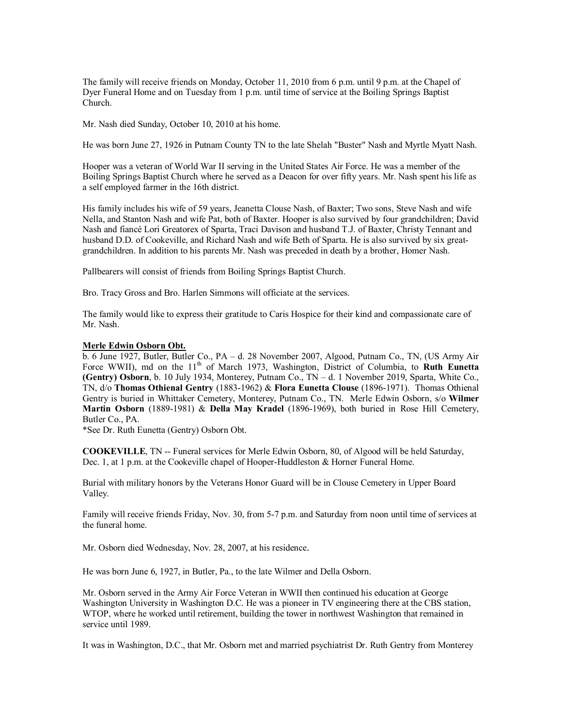The family will receive friends on Monday, October 11, 2010 from 6 p.m. until 9 p.m. at the Chapel of Dyer Funeral Home and on Tuesday from 1 p.m. until time of service at the Boiling Springs Baptist Church.

Mr. Nash died Sunday, October 10, 2010 at his home.

He was born June 27, 1926 in Putnam County TN to the late Shelah "Buster" Nash and Myrtle Myatt Nash.

Hooper was a veteran of World War II serving in the United States Air Force. He was a member of the Boiling Springs Baptist Church where he served as a Deacon for over fifty years. Mr. Nash spent his life as a self employed farmer in the 16th district.

His family includes his wife of 59 years, Jeanetta Clouse Nash, of Baxter; Two sons, Steve Nash and wife Nella, and Stanton Nash and wife Pat, both of Baxter. Hooper is also survived by four grandchildren; David Nash and fiancé Lori Greatorex of Sparta, Traci Davison and husband T.J. of Baxter, Christy Tennant and husband D.D. of Cookeville, and Richard Nash and wife Beth of Sparta. He is also survived by six great-grandchildren. In addition to his parents Mr. Nash was preceded in death by a brother, Homer Nash.

Pallbearers will consist of friends from Boiling Springs Baptist Church.

Bro. Tracy Gross and Bro. Harlen Simmons will officiate at the services.

The family would like to express their gratitude to Caris Hospice for their kind and compassionate care of Mr. Nash.

**Merle Edwin Osborn Obt.**

b. 6 June 1927, Butler, Butler Co., PA – d. 28 November 2007, Algood, Putnam Co., TN, (US Army Air Force WWII), md on the 11th of March 1973, Washington, District of Columbia, to **Ruth Eunetta (Gentry) Osborn**, b. 10 July 1934, Monterey, Putnam Co., TN – d. 1 November 2019, Sparta, White Co., TN, d/o **Thomas Othienal Gentry** (1883-1962) & **Flora Eunetta Clouse** (1896-1971). Thomas Othienal Gentry is buried in Whittaker Cemetery, Monterey, Putnam Co., TN. Merle Edwin Osborn, s/o **Wilmer Martin Osborn** (1889-1981) & **Della May Kradel** (1896-1969), both buried in Rose Hill Cemetery, Butler Co., PA.
*See Dr. Ruth Eunetta (Gentry) Osborn Obt.

**COOKEVILLE**, TN -- Funeral services for Merle Edwin Osborn, 80, of Algood will be held Saturday, Dec. 1, at 1 p.m. at the Cookeville chapel of Hooper-Huddleston & Horner Funeral Home.

Burial with military honors by the Veterans Honor Guard will be in Clouse Cemetery in Upper Board Valley.

Family will receive friends Friday, Nov. 30, from 5-7 p.m. and Saturday from noon until time of services at the funeral home.

Mr. Osborn died Wednesday, Nov. 28, 2007, at his residence.

He was born June 6, 1927, in Butler, Pa., to the late Wilmer and Della Osborn.

Mr. Osborn served in the Army Air Force Veteran in WWII then continued his education at George Washington University in Washington D.C. He was a pioneer in TV engineering there at the CBS station, WTOP, where he worked until retirement, building the tower in northwest Washington that remained in service until 1989.

It was in Washington, D.C., that Mr. Osborn met and married psychiatrist Dr. Ruth Gentry from Monterey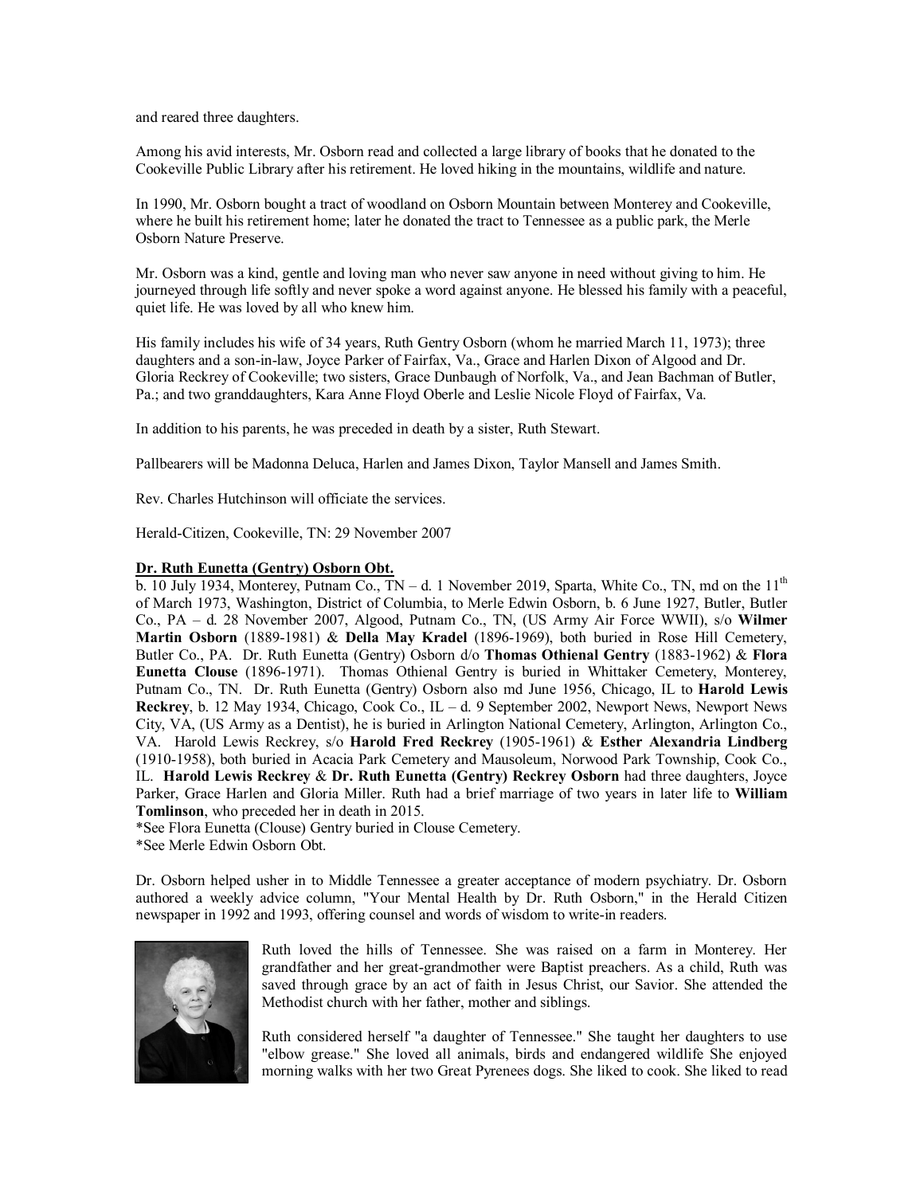and reared three daughters.

Among his avid interests, Mr. Osborn read and collected a large library of books that he donated to the Cookeville Public Library after his retirement. He loved hiking in the mountains, wildlife and nature.

In 1990, Mr. Osborn bought a tract of woodland on Osborn Mountain between Monterey and Cookeville, where he built his retirement home; later he donated the tract to Tennessee as a public park, the Merle Osborn Nature Preserve.

Mr. Osborn was a kind, gentle and loving man who never saw anyone in need without giving to him. He journeyed through life softly and never spoke a word against anyone. He blessed his family with a peaceful, quiet life. He was loved by all who knew him.

His family includes his wife of 34 years, Ruth Gentry Osborn (whom he married March 11, 1973); three daughters and a son-in-law, Joyce Parker of Fairfax, Va., Grace and Harlen Dixon of Algood and Dr. Gloria Reckrey of Cookeville; two sisters, Grace Dunbaugh of Norfolk, Va., and Jean Bachman of Butler, Pa.; and two granddaughters, Kara Anne Floyd Oberle and Leslie Nicole Floyd of Fairfax, Va.

In addition to his parents, he was preceded in death by a sister, Ruth Stewart.

Pallbearers will be Madonna Deluca, Harlen and James Dixon, Taylor Mansell and James Smith.

Rev. Charles Hutchinson will officiate the services.

Herald-Citizen, Cookeville, TN: 29 November 2007

**Dr. Ruth Eunetta (Gentry) Osborn Obt.**

b. 10 July 1934, Monterey, Putnam Co., TN – d. 1 November 2019, Sparta, White Co., TN, md on the 11th of March 1973, Washington, District of Columbia, to Merle Edwin Osborn, b. 6 June 1927, Butler, Butler Co., PA – d. 28 November 2007, Algood, Putnam Co., TN, (US Army Air Force WWII), s/o **Wilmer Martin Osborn** (1889-1981) & **Della May Kradel** (1896-1969), both buried in Rose Hill Cemetery, Butler Co., PA. Dr. Ruth Eunetta (Gentry) Osborn d/o **Thomas Othienal Gentry** (1883-1962) & **Flora Eunetta Clouse** (1896-1971). Thomas Othienal Gentry is buried in Whittaker Cemetery, Monterey, Putnam Co., TN. Dr. Ruth Eunetta (Gentry) Osborn also md June 1956, Chicago, IL to **Harold Lewis Reckrey**, b. 12 May 1934, Chicago, Cook Co., IL – d. 9 September 2002, Newport News, Newport News City, VA, (US Army as a Dentist), he is buried in Arlington National Cemetery, Arlington, Arlington Co., VA. Harold Lewis Reckrey, s/o **Harold Fred Reckrey** (1905-1961) & **Esther Alexandria Lindberg** (1910-1958), both buried in Acacia Park Cemetery and Mausoleum, Norwood Park Township, Cook Co., IL. **Harold Lewis Reckrey** & **Dr. Ruth Eunetta (Gentry) Reckrey Osborn** had three daughters, Joyce Parker, Grace Harlen and Gloria Miller. Ruth had a brief marriage of two years in later life to **William Tomlinson**, who preceded her in death in 2015.

*See Flora Eunetta (Clouse) Gentry buried in Clouse Cemetery.
*See Merle Edwin Osborn Obt.

Dr. Osborn helped usher in to Middle Tennessee a greater acceptance of modern psychiatry. Dr. Osborn authored a weekly advice column, "Your Mental Health by Dr. Ruth Osborn," in the Herald Citizen newspaper in 1992 and 1993, offering counsel and words of wisdom to write-in readers.

Ruth loved the hills of Tennessee. She was raised on a farm in Monterey. Her grandfather and her great-grandmother were Baptist preachers. As a child, Ruth was saved through grace by an act of faith in Jesus Christ, our Savior. She attended the Methodist church with her father, mother and siblings.

Ruth considered herself "a daughter of Tennessee." She taught her daughters to use "elbow grease." She loved all animals, birds and endangered wildlife She enjoyed morning walks with her two Great Pyrenees dogs. She liked to cook. She liked to read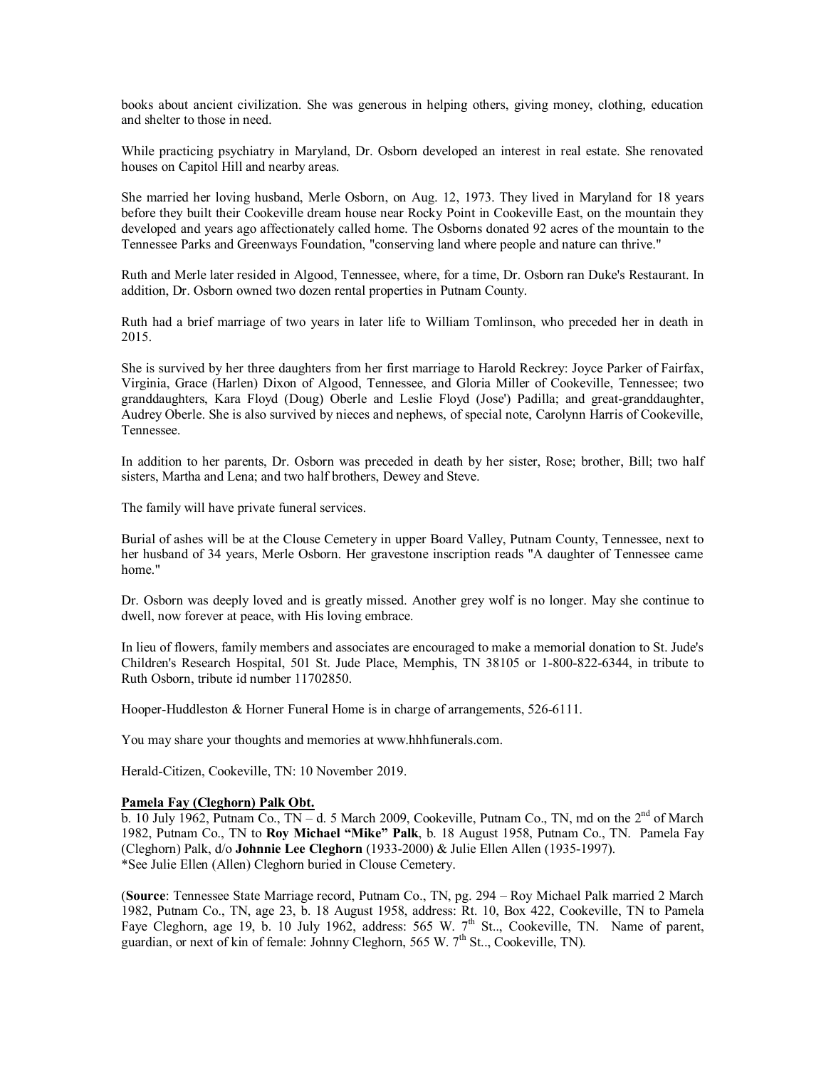books about ancient civilization. She was generous in helping others, giving money, clothing, education and shelter to those in need.

While practicing psychiatry in Maryland, Dr. Osborn developed an interest in real estate. She renovated houses on Capitol Hill and nearby areas.

She married her loving husband, Merle Osborn, on Aug. 12, 1973. They lived in Maryland for 18 years before they built their Cookeville dream house near Rocky Point in Cookeville East, on the mountain they developed and years ago affectionately called home. The Osborns donated 92 acres of the mountain to the Tennessee Parks and Greenways Foundation, "conserving land where people and nature can thrive."

Ruth and Merle later resided in Algood, Tennessee, where, for a time, Dr. Osborn ran Duke's Restaurant. In addition, Dr. Osborn owned two dozen rental properties in Putnam County.

Ruth had a brief marriage of two years in later life to William Tomlinson, who preceded her in death in 2015.

She is survived by her three daughters from her first marriage to Harold Reckrey: Joyce Parker of Fairfax, Virginia, Grace (Harlen) Dixon of Algood, Tennessee, and Gloria Miller of Cookeville, Tennessee; two granddaughters, Kara Floyd (Doug) Oberle and Leslie Floyd (Jose') Padilla; and great-granddaughter, Audrey Oberle. She is also survived by nieces and nephews, of special note, Carolynn Harris of Cookeville, Tennessee.

In addition to her parents, Dr. Osborn was preceded in death by her sister, Rose; brother, Bill; two half sisters, Martha and Lena; and two half brothers, Dewey and Steve.

The family will have private funeral services.

Burial of ashes will be at the Clouse Cemetery in upper Board Valley, Putnam County, Tennessee, next to her husband of 34 years, Merle Osborn. Her gravestone inscription reads "A daughter of Tennessee came home."

Dr. Osborn was deeply loved and is greatly missed. Another grey wolf is no longer. May she continue to dwell, now forever at peace, with His loving embrace.

In lieu of flowers, family members and associates are encouraged to make a memorial donation to St. Jude's Children's Research Hospital, 501 St. Jude Place, Memphis, TN 38105 or 1-800-822-6344, in tribute to Ruth Osborn, tribute id number 11702850.

Hooper-Huddleston & Horner Funeral Home is in charge of arrangements, 526-6111.

You may share your thoughts and memories at www.hhhfunerals.com.

Herald-Citizen, Cookeville, TN: 10 November 2019.

**Pamela Fay (Cleghorn) Palk Obt.**

b. 10 July 1962, Putnam Co., TN – d. 5 March 2009, Cookeville, Putnam Co., TN, md on the 2nd of March 1982, Putnam Co., TN to **Roy Michael "Mike" Palk**, b. 18 August 1958, Putnam Co., TN. Pamela Fay (Cleghorn) Palk, d/o **Johnnie Lee Cleghorn** (1933-2000) & Julie Ellen Allen (1935-1997).
*See Julie Ellen (Allen) Cleghorn buried in Clouse Cemetery.

(**Source**: Tennessee State Marriage record, Putnam Co., TN, pg. 294 – Roy Michael Palk married 2 March 1982, Putnam Co., TN, age 23, b. 18 August 1958, address: Rt. 10, Box 422, Cookeville, TN to Pamela Faye Cleghorn, age 19, b. 10 July 1962, address: 565 W. 7th St.., Cookeville, TN. Name of parent, guardian, or next of kin of female: Johnny Cleghorn, 565 W. 7th St.., Cookeville, TN).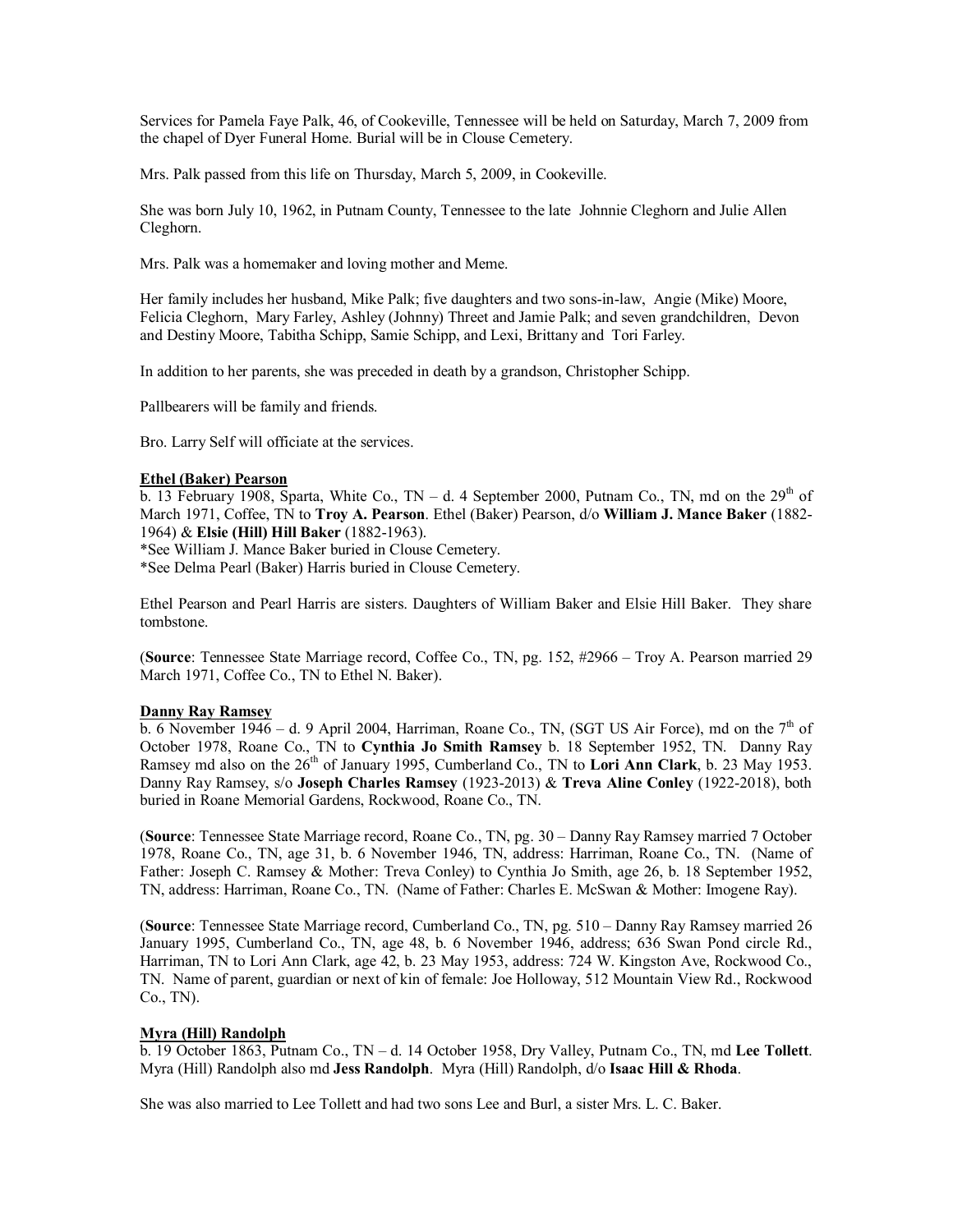Services for Pamela Faye Palk, 46, of Cookeville, Tennessee will be held on Saturday, March 7, 2009 from the chapel of Dyer Funeral Home. Burial will be in Clouse Cemetery.

Mrs. Palk passed from this life on Thursday, March 5, 2009, in Cookeville.

She was born July 10, 1962, in Putnam County, Tennessee to the late Johnnie Cleghorn and Julie Allen Cleghorn.

Mrs. Palk was a homemaker and loving mother and Meme.

Her family includes her husband, Mike Palk; five daughters and two sons-in-law, Angie (Mike) Moore, Felicia Cleghorn, Mary Farley, Ashley (Johnny) Threet and Jamie Palk; and seven grandchildren, Devon and Destiny Moore, Tabitha Schipp, Samie Schipp, and Lexi, Brittany and Tori Farley.

In addition to her parents, she was preceded in death by a grandson, Christopher Schipp.

Pallbearers will be family and friends.

Bro. Larry Self will officiate at the services.

**Ethel (Baker) Pearson**

b. 13 February 1908, Sparta, White Co., TN – d. 4 September 2000, Putnam Co., TN, md on the 29th of March 1971, Coffee, TN to **Troy A. Pearson**. Ethel (Baker) Pearson, d/o **William J. Mance Baker** (1882-1964) & **Elsie (Hill) Hill Baker** (1882-1963).
*See William J. Mance Baker buried in Clouse Cemetery.
*See Delma Pearl (Baker) Harris buried in Clouse Cemetery.

Ethel Pearson and Pearl Harris are sisters. Daughters of William Baker and Elsie Hill Baker. They share tombstone.

(**Source**: Tennessee State Marriage record, Coffee Co., TN, pg. 152, #2966 – Troy A. Pearson married 29 March 1971, Coffee Co., TN to Ethel N. Baker).

**Danny Ray Ramsey**

b. 6 November 1946 – d. 9 April 2004, Harriman, Roane Co., TN, (SGT US Air Force), md on the 7th of October 1978, Roane Co., TN to **Cynthia Jo Smith Ramsey** b. 18 September 1952, TN. Danny Ray Ramsey md also on the 26th of January 1995, Cumberland Co., TN to **Lori Ann Clark**, b. 23 May 1953. Danny Ray Ramsey, s/o **Joseph Charles Ramsey** (1923-2013) & **Treva Aline Conley** (1922-2018), both buried in Roane Memorial Gardens, Rockwood, Roane Co., TN.

(**Source**: Tennessee State Marriage record, Roane Co., TN, pg. 30 – Danny Ray Ramsey married 7 October 1978, Roane Co., TN, age 31, b. 6 November 1946, TN, address: Harriman, Roane Co., TN. (Name of Father: Joseph C. Ramsey & Mother: Treva Conley) to Cynthia Jo Smith, age 26, b. 18 September 1952, TN, address: Harriman, Roane Co., TN. (Name of Father: Charles E. McSwan & Mother: Imogene Ray).

(**Source**: Tennessee State Marriage record, Cumberland Co., TN, pg. 510 – Danny Ray Ramsey married 26 January 1995, Cumberland Co., TN, age 48, b. 6 November 1946, address; 636 Swan Pond circle Rd., Harriman, TN to Lori Ann Clark, age 42, b. 23 May 1953, address: 724 W. Kingston Ave, Rockwood Co., TN. Name of parent, guardian or next of kin of female: Joe Holloway, 512 Mountain View Rd., Rockwood Co., TN).

**Myra (Hill) Randolph**

b. 19 October 1863, Putnam Co., TN – d. 14 October 1958, Dry Valley, Putnam Co., TN, md **Lee Tollett**. Myra (Hill) Randolph also md **Jess Randolph**. Myra (Hill) Randolph, d/o **Isaac Hill & Rhoda**.

She was also married to Lee Tollett and had two sons Lee and Burl, a sister Mrs. L. C. Baker.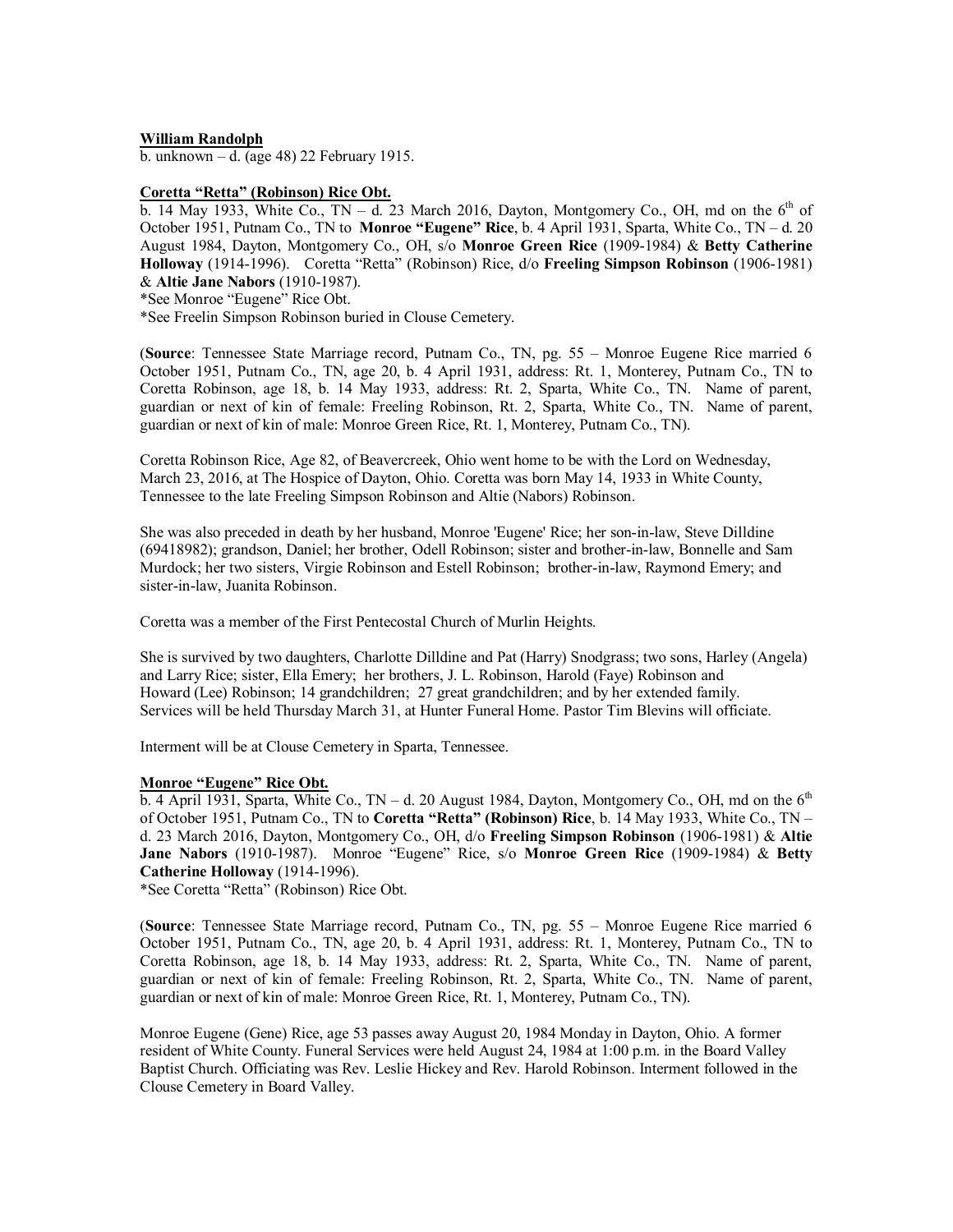**William Randolph**
b. unknown – d. (age 48) 22 February 1915.

**Coretta "Retta" (Robinson) Rice Obt.**
b. 14 May 1933, White Co., TN – d. 23 March 2016, Dayton, Montgomery Co., OH, md on the 6th of October 1951, Putnam Co., TN to **Monroe "Eugene" Rice**, b. 4 April 1931, Sparta, White Co., TN – d. 20 August 1984, Dayton, Montgomery Co., OH, s/o **Monroe Green Rice** (1909-1984) & **Betty Catherine Holloway** (1914-1996). Coretta "Retta" (Robinson) Rice, d/o **Freeling Simpson Robinson** (1906-1981) & **Altie Jane Nabors** (1910-1987).
*See Monroe "Eugene" Rice Obt.
*See Freelin Simpson Robinson buried in Clouse Cemetery.

(**Source**: Tennessee State Marriage record, Putnam Co., TN, pg. 55 – Monroe Eugene Rice married 6 October 1951, Putnam Co., TN, age 20, b. 4 April 1931, address: Rt. 1, Monterey, Putnam Co., TN to Coretta Robinson, age 18, b. 14 May 1933, address: Rt. 2, Sparta, White Co., TN. Name of parent, guardian or next of kin of female: Freeling Robinson, Rt. 2, Sparta, White Co., TN. Name of parent, guardian or next of kin of male: Monroe Green Rice, Rt. 1, Monterey, Putnam Co., TN).

Coretta Robinson Rice, Age 82, of Beavercreek, Ohio went home to be with the Lord on Wednesday, March 23, 2016, at The Hospice of Dayton, Ohio. Coretta was born May 14, 1933 in White County, Tennessee to the late Freeling Simpson Robinson and Altie (Nabors) Robinson.

She was also preceded in death by her husband, Monroe 'Eugene' Rice; her son-in-law, Steve Dilldine (69418982); grandson, Daniel; her brother, Odell Robinson; sister and brother-in-law, Bonnelle and Sam Murdock; her two sisters, Virgie Robinson and Estell Robinson; brother-in-law, Raymond Emery; and sister-in-law, Juanita Robinson.

Coretta was a member of the First Pentecostal Church of Murlin Heights.

She is survived by two daughters, Charlotte Dilldine and Pat (Harry) Snodgrass; two sons, Harley (Angela) and Larry Rice; sister, Ella Emery; her brothers, J. L. Robinson, Harold (Faye) Robinson and Howard (Lee) Robinson; 14 grandchildren; 27 great grandchildren; and by her extended family. Services will be held Thursday March 31, at Hunter Funeral Home. Pastor Tim Blevins will officiate.

Interment will be at Clouse Cemetery in Sparta, Tennessee.

**Monroe "Eugene" Rice Obt.**
b. 4 April 1931, Sparta, White Co., TN – d. 20 August 1984, Dayton, Montgomery Co., OH, md on the 6th of October 1951, Putnam Co., TN to **Coretta "Retta" (Robinson) Rice**, b. 14 May 1933, White Co., TN – d. 23 March 2016, Dayton, Montgomery Co., OH, d/o **Freeling Simpson Robinson** (1906-1981) & **Altie Jane Nabors** (1910-1987). Monroe "Eugene" Rice, s/o **Monroe Green Rice** (1909-1984) & **Betty Catherine Holloway** (1914-1996).
*See Coretta "Retta" (Robinson) Rice Obt.

(**Source**: Tennessee State Marriage record, Putnam Co., TN, pg. 55 – Monroe Eugene Rice married 6 October 1951, Putnam Co., TN, age 20, b. 4 April 1931, address: Rt. 1, Monterey, Putnam Co., TN to Coretta Robinson, age 18, b. 14 May 1933, address: Rt. 2, Sparta, White Co., TN. Name of parent, guardian or next of kin of female: Freeling Robinson, Rt. 2, Sparta, White Co., TN. Name of parent, guardian or next of kin of male: Monroe Green Rice, Rt. 1, Monterey, Putnam Co., TN).

Monroe Eugene (Gene) Rice, age 53 passes away August 20, 1984 Monday in Dayton, Ohio. A former resident of White County. Funeral Services were held August 24, 1984 at 1:00 p.m. in the Board Valley Baptist Church. Officiating was Rev. Leslie Hickey and Rev. Harold Robinson. Interment followed in the Clouse Cemetery in Board Valley.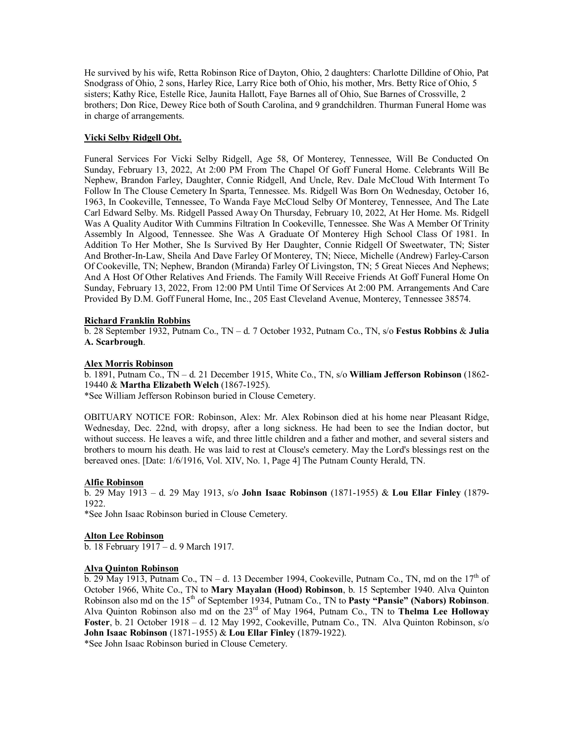He survived by his wife, Retta Robinson Rice of Dayton, Ohio, 2 daughters: Charlotte Dilldine of Ohio, Pat Snodgrass of Ohio, 2 sons, Harley Rice, Larry Rice both of Ohio, his mother, Mrs. Betty Rice of Ohio, 5 sisters; Kathy Rice, Estelle Rice, Jaunita Hallott, Faye Barnes all of Ohio, Sue Barnes of Crossville, 2 brothers; Don Rice, Dewey Rice both of South Carolina, and 9 grandchildren. Thurman Funeral Home was in charge of arrangements.

**Vicki Selby Ridgell Obt.**

Funeral Services For Vicki Selby Ridgell, Age 58, Of Monterey, Tennessee, Will Be Conducted On Sunday, February 13, 2022, At 2:00 PM From The Chapel Of Goff Funeral Home. Celebrants Will Be Nephew, Brandon Farley, Daughter, Connie Ridgell, And Uncle, Rev. Dale McCloud With Interment To Follow In The Clouse Cemetery In Sparta, Tennessee. Ms. Ridgell Was Born On Wednesday, October 16, 1963, In Cookeville, Tennessee, To Wanda Faye McCloud Selby Of Monterey, Tennessee, And The Late Carl Edward Selby. Ms. Ridgell Passed Away On Thursday, February 10, 2022, At Her Home. Ms. Ridgell Was A Quality Auditor With Cummins Filtration In Cookeville, Tennessee. She Was A Member Of Trinity Assembly In Algood, Tennessee. She Was A Graduate Of Monterey High School Class Of 1981. In Addition To Her Mother, She Is Survived By Her Daughter, Connie Ridgell Of Sweetwater, TN; Sister And Brother-In-Law, Sheila And Dave Farley Of Monterey, TN; Niece, Michelle (Andrew) Farley-Carson Of Cookeville, TN; Nephew, Brandon (Miranda) Farley Of Livingston, TN; 5 Great Nieces And Nephews; And A Host Of Other Relatives And Friends. The Family Will Receive Friends At Goff Funeral Home On Sunday, February 13, 2022, From 12:00 PM Until Time Of Services At 2:00 PM. Arrangements And Care Provided By D.M. Goff Funeral Home, Inc., 205 East Cleveland Avenue, Monterey, Tennessee 38574.

**Richard Franklin Robbins**

b. 28 September 1932, Putnam Co., TN – d. 7 October 1932, Putnam Co., TN, s/o **Festus Robbins** & **Julia A. Scarbrough**.

**Alex Morris Robinson**

b. 1891, Putnam Co., TN – d. 21 December 1915, White Co., TN, s/o **William Jefferson Robinson** (1862-19440 & **Martha Elizabeth Welch** (1867-1925).
*See William Jefferson Robinson buried in Clouse Cemetery.

OBITUARY NOTICE FOR: Robinson, Alex: Mr. Alex Robinson died at his home near Pleasant Ridge, Wednesday, Dec. 22nd, with dropsy, after a long sickness. He had been to see the Indian doctor, but without success. He leaves a wife, and three little children and a father and mother, and several sisters and brothers to mourn his death. He was laid to rest at Clouse's cemetery. May the Lord's blessings rest on the bereaved ones. [Date: 1/6/1916, Vol. XIV, No. 1, Page 4] The Putnam County Herald, TN.

**Alfie Robinson**

b. 29 May 1913 – d. 29 May 1913, s/o **John Isaac Robinson** (1871-1955) & **Lou Ellar Finley** (1879-1922.
*See John Isaac Robinson buried in Clouse Cemetery.

**Alton Lee Robinson**

b. 18 February 1917 – d. 9 March 1917.

**Alva Quinton Robinson**

b. 29 May 1913, Putnam Co., TN – d. 13 December 1994, Cookeville, Putnam Co., TN, md on the 17th of October 1966, White Co., TN to **Mary Mayalan (Hood) Robinson**, b. 15 September 1940. Alva Quinton Robinson also md on the 15th of September 1934, Putnam Co., TN to **Pasty "Pansie" (Nabors) Robinson**. Alva Quinton Robinson also md on the 23rd of May 1964, Putnam Co., TN to **Thelma Lee Holloway Foster**, b. 21 October 1918 – d. 12 May 1992, Cookeville, Putnam Co., TN. Alva Quinton Robinson, s/o **John Isaac Robinson** (1871-1955) & **Lou Ellar Finley** (1879-1922).
*See John Isaac Robinson buried in Clouse Cemetery.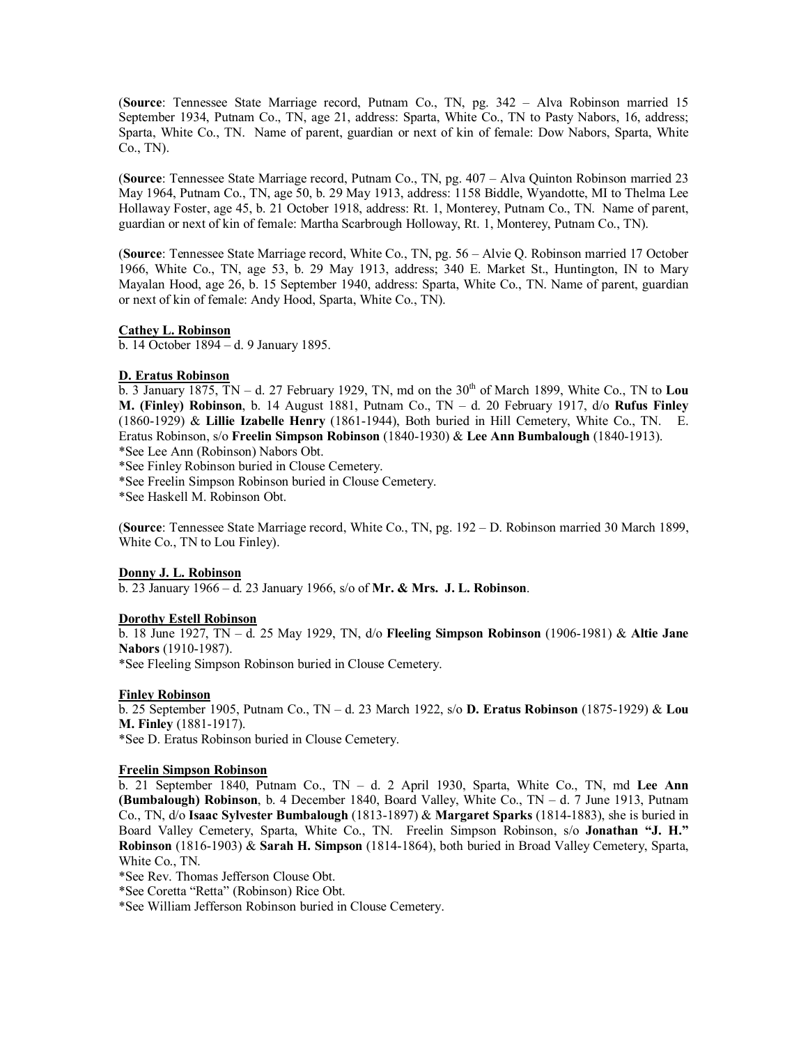(**Source**: Tennessee State Marriage record, Putnam Co., TN, pg. 342 – Alva Robinson married 15 September 1934, Putnam Co., TN, age 21, address: Sparta, White Co., TN to Pasty Nabors, 16, address; Sparta, White Co., TN. Name of parent, guardian or next of kin of female: Dow Nabors, Sparta, White Co., TN).

(**Source**: Tennessee State Marriage record, Putnam Co., TN, pg. 407 – Alva Quinton Robinson married 23 May 1964, Putnam Co., TN, age 50, b. 29 May 1913, address: 1158 Biddle, Wyandotte, MI to Thelma Lee Hollaway Foster, age 45, b. 21 October 1918, address: Rt. 1, Monterey, Putnam Co., TN. Name of parent, guardian or next of kin of female: Martha Scarbrough Holloway, Rt. 1, Monterey, Putnam Co., TN).

(**Source**: Tennessee State Marriage record, White Co., TN, pg. 56 – Alvie Q. Robinson married 17 October 1966, White Co., TN, age 53, b. 29 May 1913, address; 340 E. Market St., Huntington, IN to Mary Mayalan Hood, age 26, b. 15 September 1940, address: Sparta, White Co., TN. Name of parent, guardian or next of kin of female: Andy Hood, Sparta, White Co., TN).

**Cathey L. Robinson**

b. 14 October 1894 – d. 9 January 1895.

**D. Eratus Robinson**

b. 3 January 1875, TN – d. 27 February 1929, TN, md on the 30th of March 1899, White Co., TN to **Lou M. (Finley) Robinson**, b. 14 August 1881, Putnam Co., TN – d. 20 February 1917, d/o **Rufus Finley** (1860-1929) & **Lillie Izabelle Henry** (1861-1944), Both buried in Hill Cemetery, White Co., TN. E. Eratus Robinson, s/o **Freelin Simpson Robinson** (1840-1930) & **Lee Ann Bumbalough** (1840-1913).
*See Lee Ann (Robinson) Nabors Obt.
*See Finley Robinson buried in Clouse Cemetery.
*See Freelin Simpson Robinson buried in Clouse Cemetery.
*See Haskell M. Robinson Obt.

(**Source**: Tennessee State Marriage record, White Co., TN, pg. 192 – D. Robinson married 30 March 1899, White Co., TN to Lou Finley).

**Donny J. L. Robinson**

b. 23 January 1966 – d. 23 January 1966, s/o of **Mr. & Mrs. J. L. Robinson**.

**Dorothy Estell Robinson**

b. 18 June 1927, TN – d. 25 May 1929, TN, d/o **Fleeling Simpson Robinson** (1906-1981) & **Altie Jane Nabors** (1910-1987).
*See Fleeling Simpson Robinson buried in Clouse Cemetery.

**Finley Robinson**

b. 25 September 1905, Putnam Co., TN – d. 23 March 1922, s/o **D. Eratus Robinson** (1875-1929) & **Lou M. Finley** (1881-1917).
*See D. Eratus Robinson buried in Clouse Cemetery.

**Freelin Simpson Robinson**

b. 21 September 1840, Putnam Co., TN – d. 2 April 1930, Sparta, White Co., TN, md **Lee Ann (Bumbalough) Robinson**, b. 4 December 1840, Board Valley, White Co., TN – d. 7 June 1913, Putnam Co., TN, d/o **Isaac Sylvester Bumbalough** (1813-1897) & **Margaret Sparks** (1814-1883), she is buried in Board Valley Cemetery, Sparta, White Co., TN. Freelin Simpson Robinson, s/o **Jonathan "J. H." Robinson** (1816-1903) & **Sarah H. Simpson** (1814-1864), both buried in Broad Valley Cemetery, Sparta, White Co., TN.
*See Rev. Thomas Jefferson Clouse Obt.
*See Coretta "Retta" (Robinson) Rice Obt.
*See William Jefferson Robinson buried in Clouse Cemetery.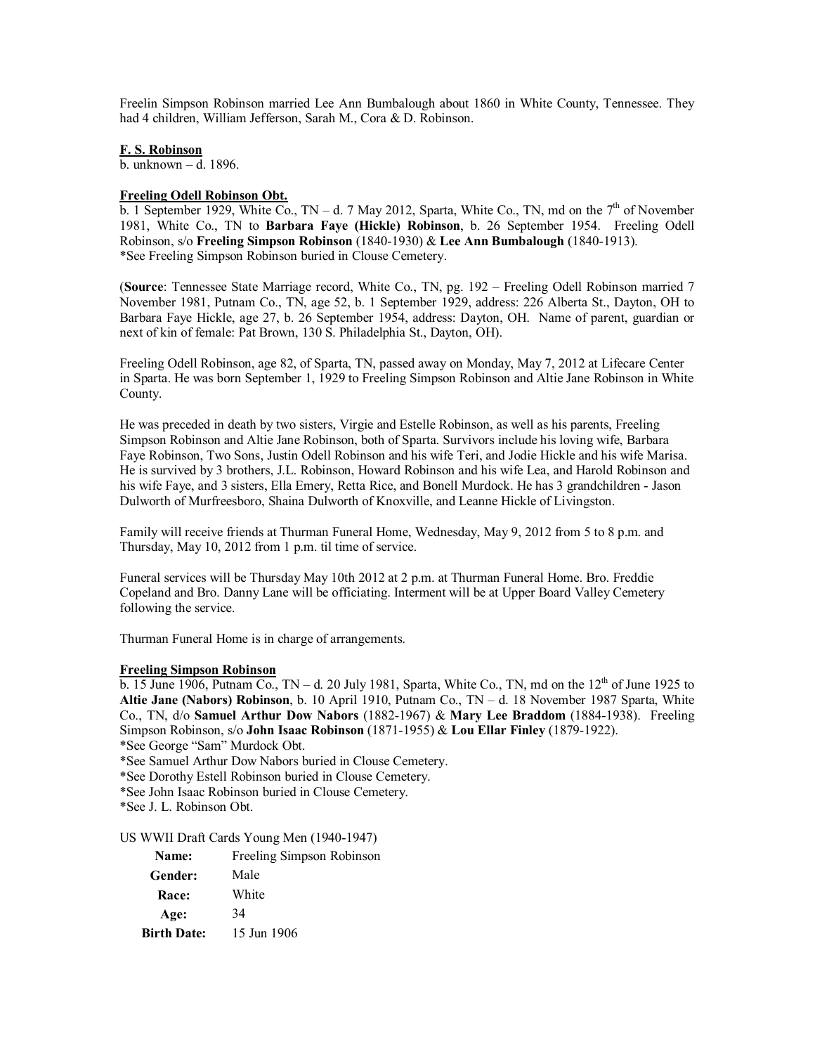Freelin Simpson Robinson married Lee Ann Bumbalough about 1860 in White County, Tennessee. They had 4 children, William Jefferson, Sarah M., Cora & D. Robinson.

**F. S. Robinson**

b. unknown – d. 1896.

**Freeling Odell Robinson Obt.**

b. 1 September 1929, White Co., TN – d. 7 May 2012, Sparta, White Co., TN, md on the 7th of November 1981, White Co., TN to **Barbara Faye (Hickle) Robinson**, b. 26 September 1954. Freeling Odell Robinson, s/o **Freeling Simpson Robinson** (1840-1930) & **Lee Ann Bumbalough** (1840-1913).
*See Freeling Simpson Robinson buried in Clouse Cemetery.

(**Source**: Tennessee State Marriage record, White Co., TN, pg. 192 – Freeling Odell Robinson married 7 November 1981, Putnam Co., TN, age 52, b. 1 September 1929, address: 226 Alberta St., Dayton, OH to Barbara Faye Hickle, age 27, b. 26 September 1954, address: Dayton, OH. Name of parent, guardian or next of kin of female: Pat Brown, 130 S. Philadelphia St., Dayton, OH).

Freeling Odell Robinson, age 82, of Sparta, TN, passed away on Monday, May 7, 2012 at Lifecare Center in Sparta. He was born September 1, 1929 to Freeling Simpson Robinson and Altie Jane Robinson in White County.

He was preceded in death by two sisters, Virgie and Estelle Robinson, as well as his parents, Freeling Simpson Robinson and Altie Jane Robinson, both of Sparta. Survivors include his loving wife, Barbara Faye Robinson, Two Sons, Justin Odell Robinson and his wife Teri, and Jodie Hickle and his wife Marisa. He is survived by 3 brothers, J.L. Robinson, Howard Robinson and his wife Lea, and Harold Robinson and his wife Faye, and 3 sisters, Ella Emery, Retta Rice, and Bonell Murdock. He has 3 grandchildren - Jason Dulworth of Murfreesboro, Shaina Dulworth of Knoxville, and Leanne Hickle of Livingston.

Family will receive friends at Thurman Funeral Home, Wednesday, May 9, 2012 from 5 to 8 p.m. and Thursday, May 10, 2012 from 1 p.m. til time of service.

Funeral services will be Thursday May 10th 2012 at 2 p.m. at Thurman Funeral Home. Bro. Freddie Copeland and Bro. Danny Lane will be officiating. Interment will be at Upper Board Valley Cemetery following the service.

Thurman Funeral Home is in charge of arrangements.

**Freeling Simpson Robinson**

b. 15 June 1906, Putnam Co., TN – d. 20 July 1981, Sparta, White Co., TN, md on the 12th of June 1925 to **Altie Jane (Nabors) Robinson**, b. 10 April 1910, Putnam Co., TN – d. 18 November 1987 Sparta, White Co., TN, d/o **Samuel Arthur Dow Nabors** (1882-1967) & **Mary Lee Braddom** (1884-1938). Freeling Simpson Robinson, s/o **John Isaac Robinson** (1871-1955) & **Lou Ellar Finley** (1879-1922).
*See George "Sam" Murdock Obt.
*See Samuel Arthur Dow Nabors buried in Clouse Cemetery.
*See Dorothy Estell Robinson buried in Clouse Cemetery.
*See John Isaac Robinson buried in Clouse Cemetery.
*See J. L. Robinson Obt.

US WWII Draft Cards Young Men (1940-1947)

| | |
|---|---|
| **Name:** | Freeling Simpson Robinson |
| **Gender:** | Male |
| **Race:** | White |
| **Age:** | 34 |
| **Birth Date:** | 15 Jun 1906 |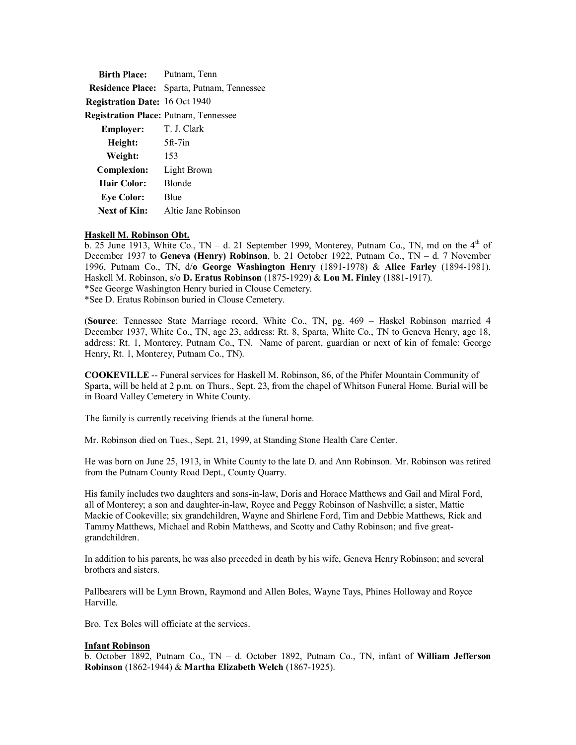**Birth Place:** Putnam, Tenn
**Residence Place:** Sparta, Putnam, Tennessee
**Registration Date:** 16 Oct 1940
**Registration Place:** Putnam, Tennessee
**Employer:** T. J. Clark
**Height:** 5ft-7in
**Weight:** 153
**Complexion:** Light Brown
**Hair Color:** Blonde
**Eye Color:** Blue
**Next of Kin:** Altie Jane Robinson

**Haskell M. Robinson Obt.**

b. 25 June 1913, White Co., TN – d. 21 September 1999, Monterey, Putnam Co., TN, md on the 4th of December 1937 to **Geneva (Henry) Robinson**, b. 21 October 1922, Putnam Co., TN – d. 7 November 1996, Putnam Co., TN, d/**o George Washington Henry** (1891-1978) & **Alice Farley** (1894-1981). Haskell M. Robinson, s/o **D. Eratus Robinson** (1875-1929) & **Lou M. Finley** (1881-1917).
*See George Washington Henry buried in Clouse Cemetery.
*See D. Eratus Robinson buried in Clouse Cemetery.

(**Source**: Tennessee State Marriage record, White Co., TN, pg. 469 – Haskel Robinson married 4 December 1937, White Co., TN, age 23, address: Rt. 8, Sparta, White Co., TN to Geneva Henry, age 18, address: Rt. 1, Monterey, Putnam Co., TN. Name of parent, guardian or next of kin of female: George Henry, Rt. 1, Monterey, Putnam Co., TN).

**COOKEVILLE** -- Funeral services for Haskell M. Robinson, 86, of the Phifer Mountain Community of Sparta, will be held at 2 p.m. on Thurs., Sept. 23, from the chapel of Whitson Funeral Home. Burial will be in Board Valley Cemetery in White County.

The family is currently receiving friends at the funeral home.

Mr. Robinson died on Tues., Sept. 21, 1999, at Standing Stone Health Care Center.

He was born on June 25, 1913, in White County to the late D. and Ann Robinson. Mr. Robinson was retired from the Putnam County Road Dept., County Quarry.

His family includes two daughters and sons-in-law, Doris and Horace Matthews and Gail and Miral Ford, all of Monterey; a son and daughter-in-law, Royce and Peggy Robinson of Nashville; a sister, Mattie Mackie of Cookeville; six grandchildren, Wayne and Shirlene Ford, Tim and Debbie Matthews, Rick and Tammy Matthews, Michael and Robin Matthews, and Scotty and Cathy Robinson; and five great-grandchildren.

In addition to his parents, he was also preceded in death by his wife, Geneva Henry Robinson; and several brothers and sisters.

Pallbearers will be Lynn Brown, Raymond and Allen Boles, Wayne Tays, Phines Holloway and Royce Harville.

Bro. Tex Boles will officiate at the services.

**Infant Robinson**

b. October 1892, Putnam Co., TN – d. October 1892, Putnam Co., TN, infant of **William Jefferson Robinson** (1862-1944) & **Martha Elizabeth Welch** (1867-1925).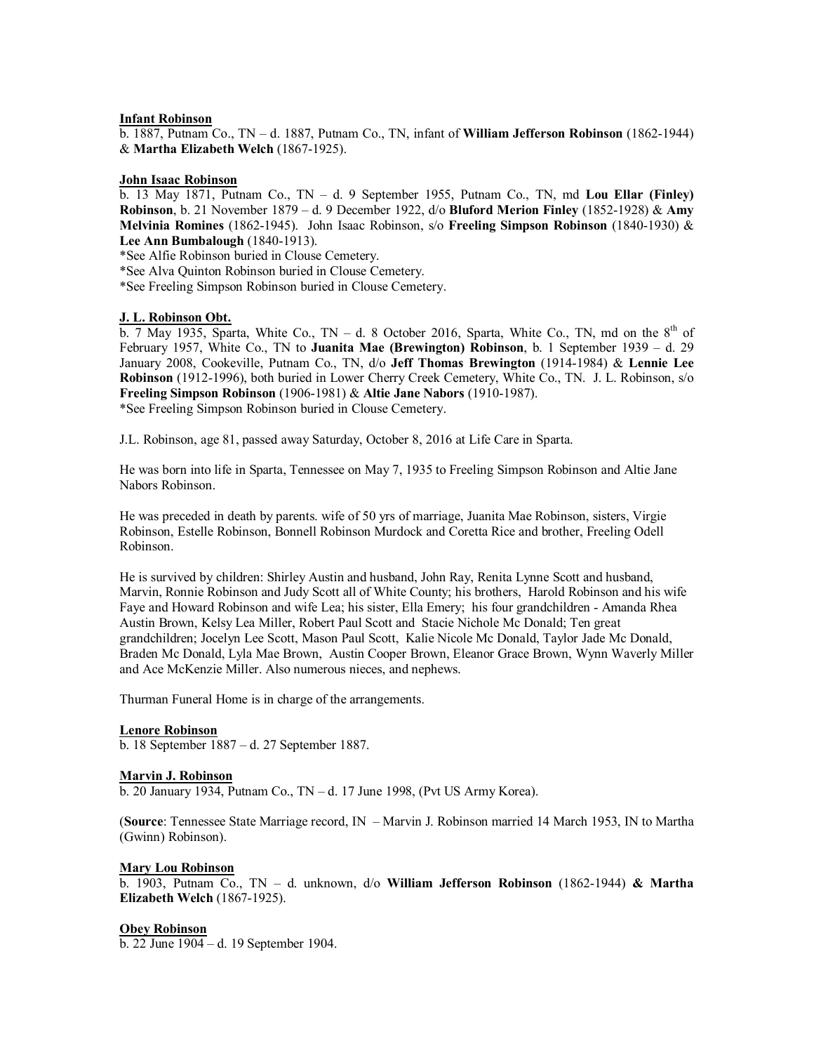**Infant Robinson**

b. 1887, Putnam Co., TN – d. 1887, Putnam Co., TN, infant of **William Jefferson Robinson** (1862-1944) & **Martha Elizabeth Welch** (1867-1925).

**John Isaac Robinson**

b. 13 May 1871, Putnam Co., TN – d. 9 September 1955, Putnam Co., TN, md **Lou Ellar (Finley) Robinson**, b. 21 November 1879 – d. 9 December 1922, d/o **Bluford Merion Finley** (1852-1928) & **Amy Melvinia Romines** (1862-1945). John Isaac Robinson, s/o **Freeling Simpson Robinson** (1840-1930) & **Lee Ann Bumbalough** (1840-1913).

*See Alfie Robinson buried in Clouse Cemetery.
*See Alva Quinton Robinson buried in Clouse Cemetery.
*See Freeling Simpson Robinson buried in Clouse Cemetery.

**J. L. Robinson Obt.**

b. 7 May 1935, Sparta, White Co., TN – d. 8 October 2016, Sparta, White Co., TN, md on the 8th of February 1957, White Co., TN to **Juanita Mae (Brewington) Robinson**, b. 1 September 1939 – d. 29 January 2008, Cookeville, Putnam Co., TN, d/o **Jeff Thomas Brewington** (1914-1984) & **Lennie Lee Robinson** (1912-1996), both buried in Lower Cherry Creek Cemetery, White Co., TN. J. L. Robinson, s/o **Freeling Simpson Robinson** (1906-1981) & **Altie Jane Nabors** (1910-1987).

*See Freeling Simpson Robinson buried in Clouse Cemetery.

J.L. Robinson, age 81, passed away Saturday, October 8, 2016 at Life Care in Sparta.

He was born into life in Sparta, Tennessee on May 7, 1935 to Freeling Simpson Robinson and Altie Jane Nabors Robinson.

He was preceded in death by parents. wife of 50 yrs of marriage, Juanita Mae Robinson, sisters, Virgie Robinson, Estelle Robinson, Bonnell Robinson Murdock and Coretta Rice and brother, Freeling Odell Robinson.

He is survived by children: Shirley Austin and husband, John Ray, Renita Lynne Scott and husband, Marvin, Ronnie Robinson and Judy Scott all of White County; his brothers, Harold Robinson and his wife Faye and Howard Robinson and wife Lea; his sister, Ella Emery; his four grandchildren - Amanda Rhea Austin Brown, Kelsy Lea Miller, Robert Paul Scott and Stacie Nichole Mc Donald; Ten great grandchildren; Jocelyn Lee Scott, Mason Paul Scott, Kalie Nicole Mc Donald, Taylor Jade Mc Donald, Braden Mc Donald, Lyla Mae Brown, Austin Cooper Brown, Eleanor Grace Brown, Wynn Waverly Miller and Ace McKenzie Miller. Also numerous nieces, and nephews.

Thurman Funeral Home is in charge of the arrangements.

**Lenore Robinson**

b. 18 September 1887 – d. 27 September 1887.

**Marvin J. Robinson**

b. 20 January 1934, Putnam Co., TN – d. 17 June 1998, (Pvt US Army Korea).

(**Source**: Tennessee State Marriage record, IN – Marvin J. Robinson married 14 March 1953, IN to Martha (Gwinn) Robinson).

**Mary Lou Robinson**

b. 1903, Putnam Co., TN – d. unknown, d/o **William Jefferson Robinson** (1862-1944) **& Martha Elizabeth Welch** (1867-1925).

**Obey Robinson**

b. 22 June 1904 – d. 19 September 1904.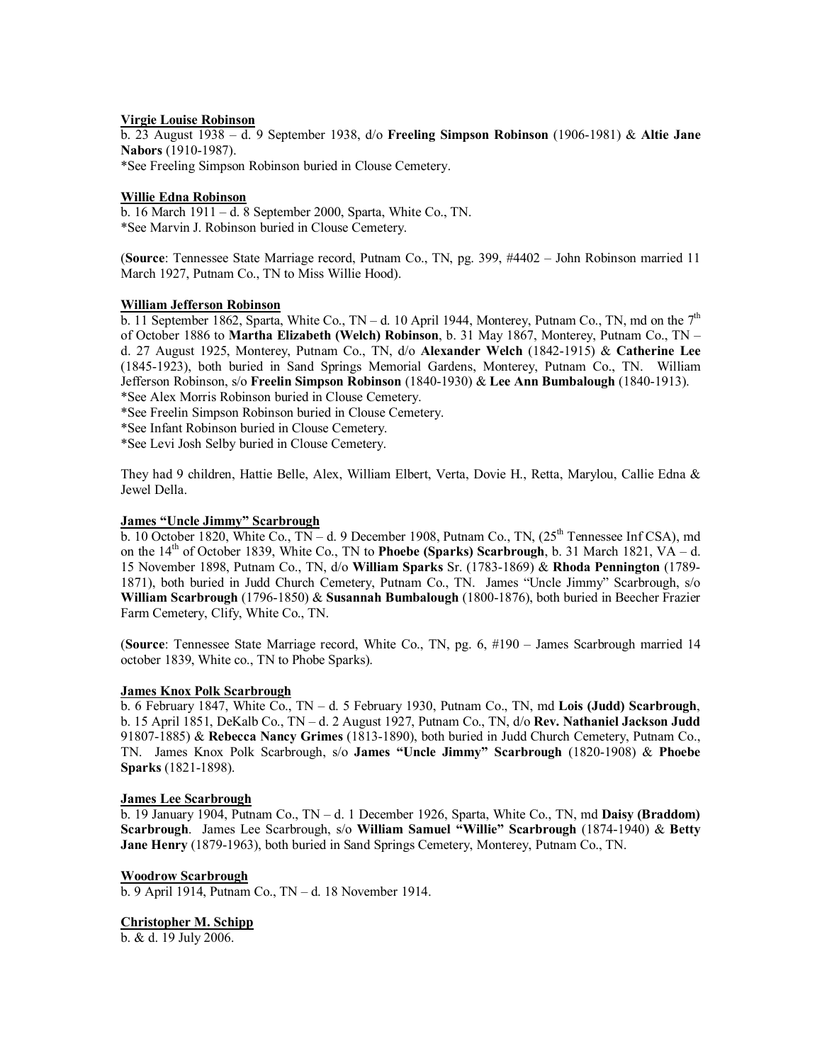**Virgie Louise Robinson**
b. 23 August 1938 – d. 9 September 1938, d/o **Freeling Simpson Robinson** (1906-1981) & **Altie Jane Nabors** (1910-1987).
*See Freeling Simpson Robinson buried in Clouse Cemetery.

**Willie Edna Robinson**
b. 16 March 1911 – d. 8 September 2000, Sparta, White Co., TN.
*See Marvin J. Robinson buried in Clouse Cemetery.

(**Source**: Tennessee State Marriage record, Putnam Co., TN, pg. 399, #4402 – John Robinson married 11 March 1927, Putnam Co., TN to Miss Willie Hood).

**William Jefferson Robinson**
b. 11 September 1862, Sparta, White Co., TN – d. 10 April 1944, Monterey, Putnam Co., TN, md on the 7th of October 1886 to **Martha Elizabeth (Welch) Robinson**, b. 31 May 1867, Monterey, Putnam Co., TN – d. 27 August 1925, Monterey, Putnam Co., TN, d/o **Alexander Welch** (1842-1915) & **Catherine Lee** (1845-1923), both buried in Sand Springs Memorial Gardens, Monterey, Putnam Co., TN. William Jefferson Robinson, s/o **Freelin Simpson Robinson** (1840-1930) & **Lee Ann Bumbalough** (1840-1913).
*See Alex Morris Robinson buried in Clouse Cemetery.
*See Freelin Simpson Robinson buried in Clouse Cemetery.
*See Infant Robinson buried in Clouse Cemetery.
*See Levi Josh Selby buried in Clouse Cemetery.

They had 9 children, Hattie Belle, Alex, William Elbert, Verta, Dovie H., Retta, Marylou, Callie Edna & Jewel Della.

**James "Uncle Jimmy" Scarbrough**
b. 10 October 1820, White Co., TN – d. 9 December 1908, Putnam Co., TN, (25th Tennessee Inf CSA), md on the 14th of October 1839, White Co., TN to **Phoebe (Sparks) Scarbrough**, b. 31 March 1821, VA – d. 15 November 1898, Putnam Co., TN, d/o **William Sparks** Sr. (1783-1869) & **Rhoda Pennington** (1789-1871), both buried in Judd Church Cemetery, Putnam Co., TN. James "Uncle Jimmy" Scarbrough, s/o **William Scarbrough** (1796-1850) & **Susannah Bumbalough** (1800-1876), both buried in Beecher Frazier Farm Cemetery, Clify, White Co., TN.

(**Source**: Tennessee State Marriage record, White Co., TN, pg. 6, #190 – James Scarbrough married 14 october 1839, White co., TN to Phobe Sparks).

**James Knox Polk Scarbrough**
b. 6 February 1847, White Co., TN – d. 5 February 1930, Putnam Co., TN, md **Lois (Judd) Scarbrough**, b. 15 April 1851, DeKalb Co., TN – d. 2 August 1927, Putnam Co., TN, d/o **Rev. Nathaniel Jackson Judd** 91807-1885) & **Rebecca Nancy Grimes** (1813-1890), both buried in Judd Church Cemetery, Putnam Co., TN. James Knox Polk Scarbrough, s/o **James "Uncle Jimmy" Scarbrough** (1820-1908) & **Phoebe Sparks** (1821-1898).

**James Lee Scarbrough**
b. 19 January 1904, Putnam Co., TN – d. 1 December 1926, Sparta, White Co., TN, md **Daisy (Braddom) Scarbrough**. James Lee Scarbrough, s/o **William Samuel "Willie" Scarbrough** (1874-1940) & **Betty Jane Henry** (1879-1963), both buried in Sand Springs Cemetery, Monterey, Putnam Co., TN.

**Woodrow Scarbrough**
b. 9 April 1914, Putnam Co., TN – d. 18 November 1914.

**Christopher M. Schipp**
b. & d. 19 July 2006.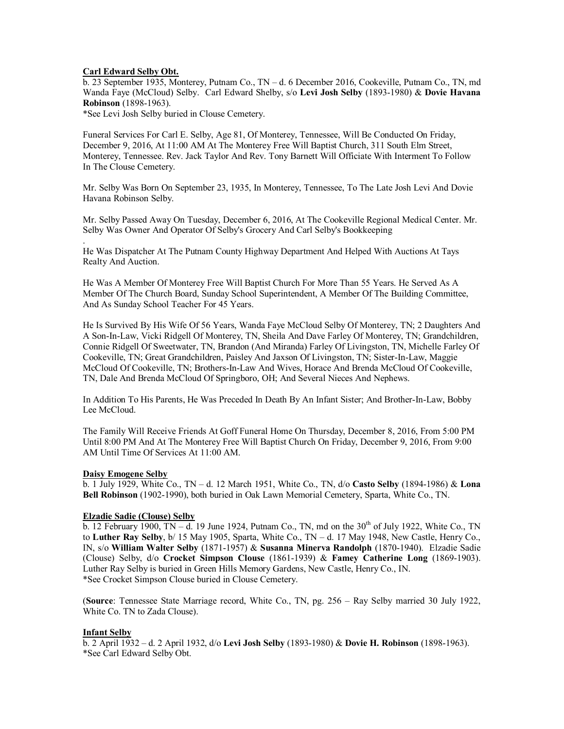**Carl Edward Selby Obt.**

b. 23 September 1935, Monterey, Putnam Co., TN – d. 6 December 2016, Cookeville, Putnam Co., TN, md Wanda Faye (McCloud) Selby. Carl Edward Shelby, s/o **Levi Josh Selby** (1893-1980) & **Dovie Havana Robinson** (1898-1963).
*See Levi Josh Selby buried in Clouse Cemetery.

Funeral Services For Carl E. Selby, Age 81, Of Monterey, Tennessee, Will Be Conducted On Friday, December 9, 2016, At 11:00 AM At The Monterey Free Will Baptist Church, 311 South Elm Street, Monterey, Tennessee. Rev. Jack Taylor And Rev. Tony Barnett Will Officiate With Interment To Follow In The Clouse Cemetery.

Mr. Selby Was Born On September 23, 1935, In Monterey, Tennessee, To The Late Josh Levi And Dovie Havana Robinson Selby.

Mr. Selby Passed Away On Tuesday, December 6, 2016, At The Cookeville Regional Medical Center. Mr. Selby Was Owner And Operator Of Selby's Grocery And Carl Selby's Bookkeeping

.
He Was Dispatcher At The Putnam County Highway Department And Helped With Auctions At Tays Realty And Auction.

He Was A Member Of Monterey Free Will Baptist Church For More Than 55 Years. He Served As A Member Of The Church Board, Sunday School Superintendent, A Member Of The Building Committee, And As Sunday School Teacher For 45 Years.

He Is Survived By His Wife Of 56 Years, Wanda Faye McCloud Selby Of Monterey, TN; 2 Daughters And A Son-In-Law, Vicki Ridgell Of Monterey, TN, Sheila And Dave Farley Of Monterey, TN; Grandchildren, Connie Ridgell Of Sweetwater, TN, Brandon (And Miranda) Farley Of Livingston, TN, Michelle Farley Of Cookeville, TN; Great Grandchildren, Paisley And Jaxson Of Livingston, TN; Sister-In-Law, Maggie McCloud Of Cookeville, TN; Brothers-In-Law And Wives, Horace And Brenda McCloud Of Cookeville, TN, Dale And Brenda McCloud Of Springboro, OH; And Several Nieces And Nephews.

In Addition To His Parents, He Was Preceded In Death By An Infant Sister; And Brother-In-Law, Bobby Lee McCloud.

The Family Will Receive Friends At Goff Funeral Home On Thursday, December 8, 2016, From 5:00 PM Until 8:00 PM And At The Monterey Free Will Baptist Church On Friday, December 9, 2016, From 9:00 AM Until Time Of Services At 11:00 AM.

**Daisy Emogene Selby**

b. 1 July 1929, White Co., TN – d. 12 March 1951, White Co., TN, d/o **Casto Selby** (1894-1986) & **Lona Bell Robinson** (1902-1990), both buried in Oak Lawn Memorial Cemetery, Sparta, White Co., TN.

**Elzadie Sadie (Clouse) Selby**

b. 12 February 1900, TN – d. 19 June 1924, Putnam Co., TN, md on the 30th of July 1922, White Co., TN to **Luther Ray Selby**, b/ 15 May 1905, Sparta, White Co., TN – d. 17 May 1948, New Castle, Henry Co., IN, s/o **William Walter Selby** (1871-1957) & **Susanna Minerva Randolph** (1870-1940). Elzadie Sadie (Clouse) Selby, d/o **Crocket Simpson Clouse** (1861-1939) & **Famey Catherine Long** (1869-1903). Luther Ray Selby is buried in Green Hills Memory Gardens, New Castle, Henry Co., IN.
*See Crocket Simpson Clouse buried in Clouse Cemetery.

(**Source**: Tennessee State Marriage record, White Co., TN, pg. 256 – Ray Selby married 30 July 1922, White Co. TN to Zada Clouse).

**Infant Selby**

b. 2 April 1932 – d. 2 April 1932, d/o **Levi Josh Selby** (1893-1980) & **Dovie H. Robinson** (1898-1963).
*See Carl Edward Selby Obt.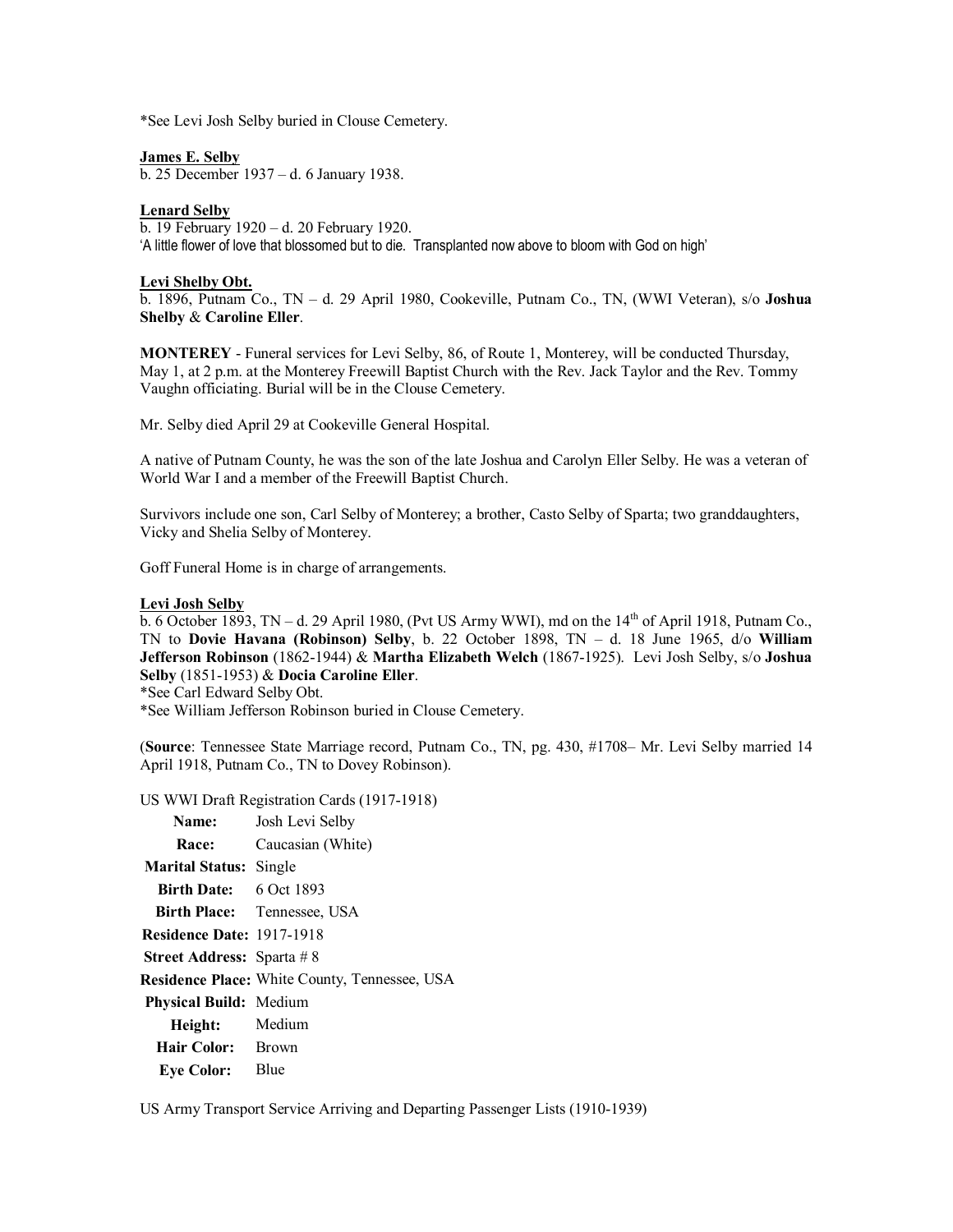*See Levi Josh Selby buried in Clouse Cemetery.

**James E. Selby**
b. 25 December 1937 – d. 6 January 1938.

**Lenard Selby**
b. 19 February 1920 – d. 20 February 1920.
'A little flower of love that blossomed but to die. Transplanted now above to bloom with God on high'

**Levi Shelby Obt.**
b. 1896, Putnam Co., TN – d. 29 April 1980, Cookeville, Putnam Co., TN, (WWI Veteran), s/o **Joshua Shelby** & **Caroline Eller**.

**MONTEREY** - Funeral services for Levi Selby, 86, of Route 1, Monterey, will be conducted Thursday, May 1, at 2 p.m. at the Monterey Freewill Baptist Church with the Rev. Jack Taylor and the Rev. Tommy Vaughn officiating. Burial will be in the Clouse Cemetery.

Mr. Selby died April 29 at Cookeville General Hospital.

A native of Putnam County, he was the son of the late Joshua and Carolyn Eller Selby. He was a veteran of World War I and a member of the Freewill Baptist Church.

Survivors include one son, Carl Selby of Monterey; a brother, Casto Selby of Sparta; two granddaughters, Vicky and Shelia Selby of Monterey.

Goff Funeral Home is in charge of arrangements.

**Levi Josh Selby**
b. 6 October 1893, TN – d. 29 April 1980, (Pvt US Army WWI), md on the 14th of April 1918, Putnam Co., TN to **Dovie Havana (Robinson) Selby**, b. 22 October 1898, TN – d. 18 June 1965, d/o **William Jefferson Robinson** (1862-1944) & **Martha Elizabeth Welch** (1867-1925). Levi Josh Selby, s/o **Joshua Selby** (1851-1953) & **Docia Caroline Eller**.
*See Carl Edward Selby Obt.
*See William Jefferson Robinson buried in Clouse Cemetery.

(**Source**: Tennessee State Marriage record, Putnam Co., TN, pg. 430, #1708– Mr. Levi Selby married 14 April 1918, Putnam Co., TN to Dovey Robinson).

US WWI Draft Registration Cards (1917-1918)

| | |
|---|---|
| **Name:** | Josh Levi Selby |
| **Race:** | Caucasian (White) |
| **Marital Status:** | Single |
| **Birth Date:** | 6 Oct 1893 |
| **Birth Place:** | Tennessee, USA |
| **Residence Date:** | 1917-1918 |
| **Street Address:** | Sparta # 8 |
| **Residence Place:** | White County, Tennessee, USA |
| **Physical Build:** | Medium |
| **Height:** | Medium |
| **Hair Color:** | Brown |
| **Eye Color:** | Blue |

US Army Transport Service Arriving and Departing Passenger Lists (1910-1939)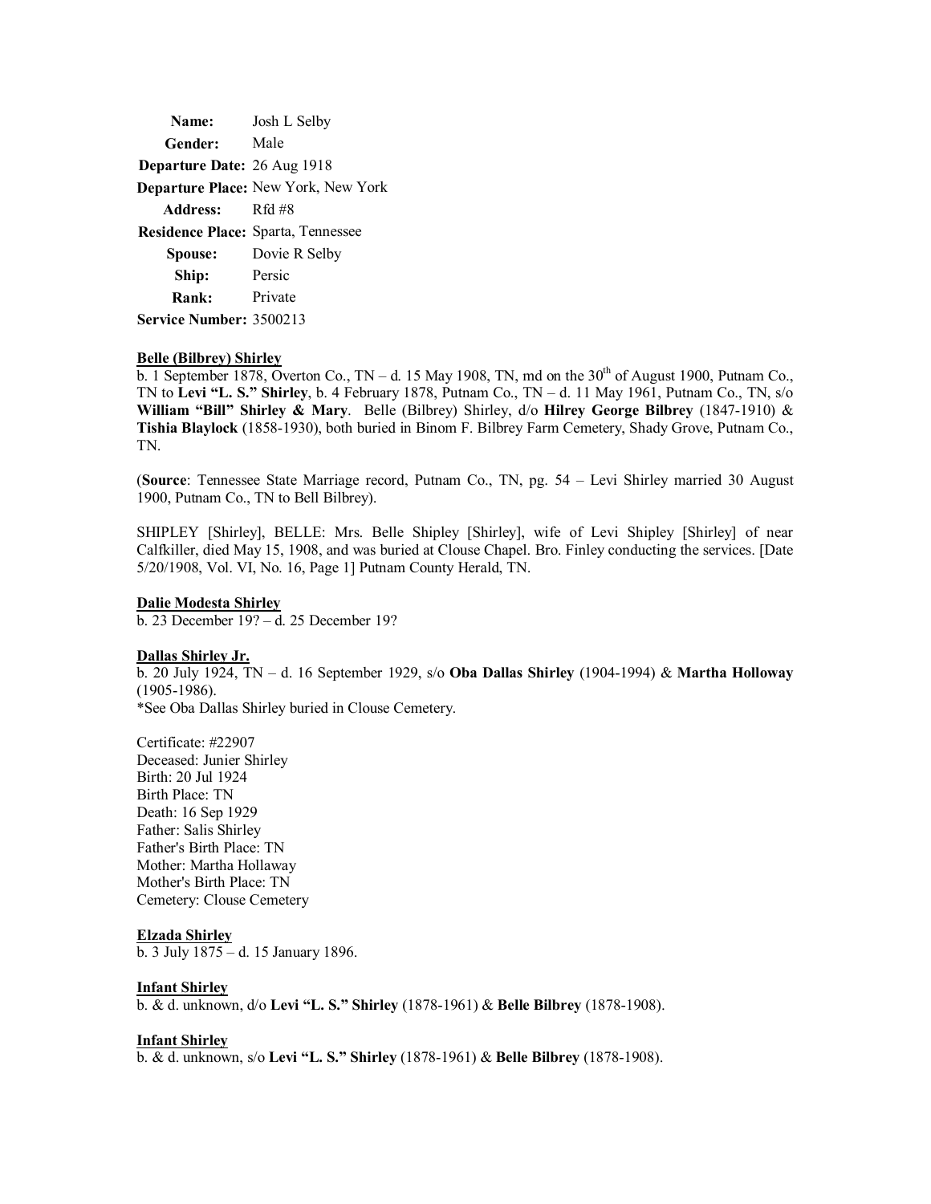**Name:** Josh L Selby
**Gender:** Male
**Departure Date:** 26 Aug 1918
**Departure Place:** New York, New York
**Address:** Rfd #8
**Residence Place:** Sparta, Tennessee
**Spouse:** Dovie R Selby
**Ship:** Persic
**Rank:** Private
**Service Number:** 3500213

**Belle (Bilbrey) Shirley**
b. 1 September 1878, Overton Co., TN – d. 15 May 1908, TN, md on the 30th of August 1900, Putnam Co., TN to **Levi "L. S." Shirley**, b. 4 February 1878, Putnam Co., TN – d. 11 May 1961, Putnam Co., TN, s/o **William "Bill" Shirley & Mary**. Belle (Bilbrey) Shirley, d/o **Hilrey George Bilbrey** (1847-1910) & **Tishia Blaylock** (1858-1930), both buried in Binom F. Bilbrey Farm Cemetery, Shady Grove, Putnam Co., TN.

(**Source**: Tennessee State Marriage record, Putnam Co., TN, pg. 54 – Levi Shirley married 30 August 1900, Putnam Co., TN to Bell Bilbrey).

SHIPLEY [Shirley], BELLE: Mrs. Belle Shipley [Shirley], wife of Levi Shipley [Shirley] of near Calfkiller, died May 15, 1908, and was buried at Clouse Chapel. Bro. Finley conducting the services. [Date 5/20/1908, Vol. VI, No. 16, Page 1] Putnam County Herald, TN.

**Dalie Modesta Shirley**
b. 23 December 19? – d. 25 December 19?

**Dallas Shirley Jr.**
b. 20 July 1924, TN – d. 16 September 1929, s/o **Oba Dallas Shirley** (1904-1994) & **Martha Holloway** (1905-1986).
*See Oba Dallas Shirley buried in Clouse Cemetery.

Certificate: #22907
Deceased: Junier Shirley
Birth: 20 Jul 1924
Birth Place: TN
Death: 16 Sep 1929
Father: Salis Shirley
Father's Birth Place: TN
Mother: Martha Hollaway
Mother's Birth Place: TN
Cemetery: Clouse Cemetery

**Elzada Shirley**
b. 3 July 1875 – d. 15 January 1896.

**Infant Shirley**
b. & d. unknown, d/o **Levi "L. S." Shirley** (1878-1961) & **Belle Bilbrey** (1878-1908).

**Infant Shirley**
b. & d. unknown, s/o **Levi "L. S." Shirley** (1878-1961) & **Belle Bilbrey** (1878-1908).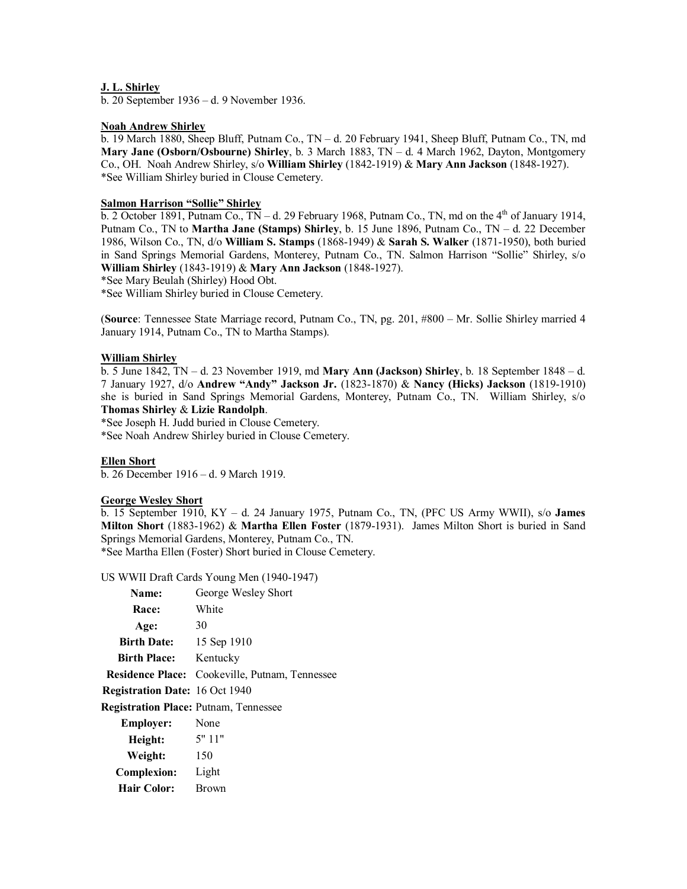**J. L. Shirley**
b. 20 September 1936 – d. 9 November 1936.

**Noah Andrew Shirley**
b. 19 March 1880, Sheep Bluff, Putnam Co., TN – d. 20 February 1941, Sheep Bluff, Putnam Co., TN, md **Mary Jane (Osborn/Osbourne) Shirley**, b. 3 March 1883, TN – d. 4 March 1962, Dayton, Montgomery Co., OH. Noah Andrew Shirley, s/o **William Shirley** (1842-1919) & **Mary Ann Jackson** (1848-1927).
*See William Shirley buried in Clouse Cemetery.

**Salmon Harrison "Sollie" Shirley**
b. 2 October 1891, Putnam Co., TN – d. 29 February 1968, Putnam Co., TN, md on the 4th of January 1914, Putnam Co., TN to **Martha Jane (Stamps) Shirley**, b. 15 June 1896, Putnam Co., TN – d. 22 December 1986, Wilson Co., TN, d/o **William S. Stamps** (1868-1949) & **Sarah S. Walker** (1871-1950), both buried in Sand Springs Memorial Gardens, Monterey, Putnam Co., TN. Salmon Harrison "Sollie" Shirley, s/o **William Shirley** (1843-1919) & **Mary Ann Jackson** (1848-1927).
*See Mary Beulah (Shirley) Hood Obt.
*See William Shirley buried in Clouse Cemetery.

(**Source**: Tennessee State Marriage record, Putnam Co., TN, pg. 201, #800 – Mr. Sollie Shirley married 4 January 1914, Putnam Co., TN to Martha Stamps).

**William Shirley**
b. 5 June 1842, TN – d. 23 November 1919, md **Mary Ann (Jackson) Shirley**, b. 18 September 1848 – d. 7 January 1927, d/o **Andrew "Andy" Jackson Jr.** (1823-1870) & **Nancy (Hicks) Jackson** (1819-1910) she is buried in Sand Springs Memorial Gardens, Monterey, Putnam Co., TN. William Shirley, s/o **Thomas Shirley** & **Lizie Randolph**.
*See Joseph H. Judd buried in Clouse Cemetery.
*See Noah Andrew Shirley buried in Clouse Cemetery.

**Ellen Short**
b. 26 December 1916 – d. 9 March 1919.

**George Wesley Short**
b. 15 September 1910, KY – d. 24 January 1975, Putnam Co., TN, (PFC US Army WWII), s/o **James Milton Short** (1883-1962) & **Martha Ellen Foster** (1879-1931). James Milton Short is buried in Sand Springs Memorial Gardens, Monterey, Putnam Co., TN.
*See Martha Ellen (Foster) Short buried in Clouse Cemetery.

US WWII Draft Cards Young Men (1940-1947)

| | |
|---|---|
| **Name:** | George Wesley Short |
| **Race:** | White |
| **Age:** | 30 |
| **Birth Date:** | 15 Sep 1910 |
| **Birth Place:** | Kentucky |
| **Residence Place:** | Cookeville, Putnam, Tennessee |
| **Registration Date:** | 16 Oct 1940 |
| **Registration Place:** | Putnam, Tennessee |
| **Employer:** | None |
| **Height:** | 5' 11" |
| **Weight:** | 150 |
| **Complexion:** | Light |
| **Hair Color:** | Brown |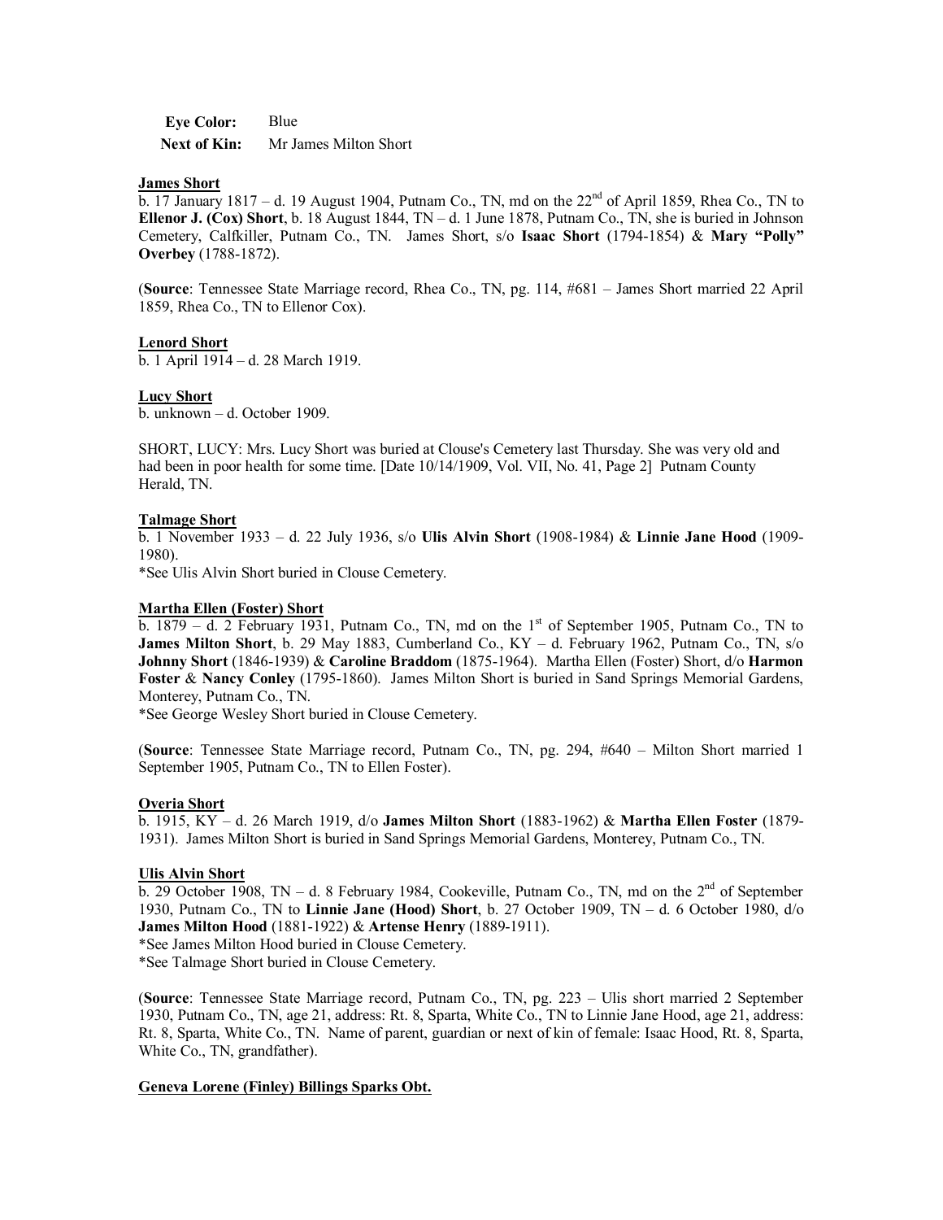**Eye Color:** Blue
**Next of Kin:** Mr James Milton Short

**James Short**
b. 17 January 1817 – d. 19 August 1904, Putnam Co., TN, md on the 22nd of April 1859, Rhea Co., TN to **Ellenor J. (Cox) Short**, b. 18 August 1844, TN – d. 1 June 1878, Putnam Co., TN, she is buried in Johnson Cemetery, Calfkiller, Putnam Co., TN. James Short, s/o **Isaac Short** (1794-1854) & **Mary "Polly" Overbey** (1788-1872).

(**Source**: Tennessee State Marriage record, Rhea Co., TN, pg. 114, #681 – James Short married 22 April 1859, Rhea Co., TN to Ellenor Cox).

**Lenord Short**
b. 1 April 1914 – d. 28 March 1919.

**Lucy Short**
b. unknown – d. October 1909.

SHORT, LUCY: Mrs. Lucy Short was buried at Clouse's Cemetery last Thursday. She was very old and had been in poor health for some time. [Date 10/14/1909, Vol. VII, No. 41, Page 2] Putnam County Herald, TN.

**Talmage Short**
b. 1 November 1933 – d. 22 July 1936, s/o **Ulis Alvin Short** (1908-1984) & **Linnie Jane Hood** (1909-1980).
*See Ulis Alvin Short buried in Clouse Cemetery.

**Martha Ellen (Foster) Short**
b. 1879 – d. 2 February 1931, Putnam Co., TN, md on the 1st of September 1905, Putnam Co., TN to **James Milton Short**, b. 29 May 1883, Cumberland Co., KY – d. February 1962, Putnam Co., TN, s/o **Johnny Short** (1846-1939) & **Caroline Braddom** (1875-1964). Martha Ellen (Foster) Short, d/o **Harmon Foster** & **Nancy Conley** (1795-1860). James Milton Short is buried in Sand Springs Memorial Gardens, Monterey, Putnam Co., TN.
*See George Wesley Short buried in Clouse Cemetery.

(**Source**: Tennessee State Marriage record, Putnam Co., TN, pg. 294, #640 – Milton Short married 1 September 1905, Putnam Co., TN to Ellen Foster).

**Overia Short**
b. 1915, KY – d. 26 March 1919, d/o **James Milton Short** (1883-1962) & **Martha Ellen Foster** (1879-1931). James Milton Short is buried in Sand Springs Memorial Gardens, Monterey, Putnam Co., TN.

**Ulis Alvin Short**
b. 29 October 1908, TN – d. 8 February 1984, Cookeville, Putnam Co., TN, md on the 2nd of September 1930, Putnam Co., TN to **Linnie Jane (Hood) Short**, b. 27 October 1909, TN – d. 6 October 1980, d/o **James Milton Hood** (1881-1922) & **Artense Henry** (1889-1911).
*See James Milton Hood buried in Clouse Cemetery.
*See Talmage Short buried in Clouse Cemetery.

(**Source**: Tennessee State Marriage record, Putnam Co., TN, pg. 223 – Ulis short married 2 September 1930, Putnam Co., TN, age 21, address: Rt. 8, Sparta, White Co., TN to Linnie Jane Hood, age 21, address: Rt. 8, Sparta, White Co., TN. Name of parent, guardian or next of kin of female: Isaac Hood, Rt. 8, Sparta, White Co., TN, grandfather).

**Geneva Lorene (Finley) Billings Sparks Obt.**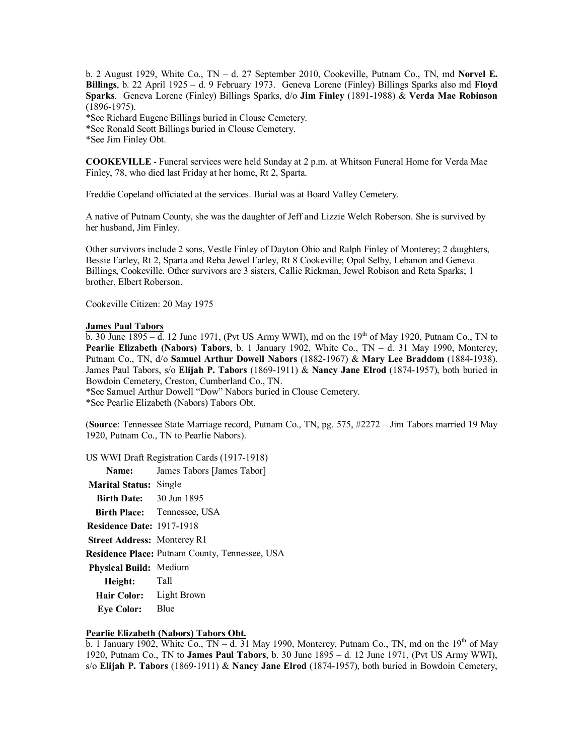b. 2 August 1929, White Co., TN – d. 27 September 2010, Cookeville, Putnam Co., TN, md **Norvel E. Billings**, b. 22 April 1925 – d. 9 February 1973. Geneva Lorene (Finley) Billings Sparks also md **Floyd Sparks**. Geneva Lorene (Finley) Billings Sparks, d/o **Jim Finley** (1891-1988) & **Verda Mae Robinson** (1896-1975).

*See Richard Eugene Billings buried in Clouse Cemetery.
*See Ronald Scott Billings buried in Clouse Cemetery.
*See Jim Finley Obt.

**COOKEVILLE** - Funeral services were held Sunday at 2 p.m. at Whitson Funeral Home for Verda Mae Finley, 78, who died last Friday at her home, Rt 2, Sparta.

Freddie Copeland officiated at the services. Burial was at Board Valley Cemetery.

A native of Putnam County, she was the daughter of Jeff and Lizzie Welch Roberson. She is survived by her husband, Jim Finley.

Other survivors include 2 sons, Vestle Finley of Dayton Ohio and Ralph Finley of Monterey; 2 daughters, Bessie Farley, Rt 2, Sparta and Reba Jewel Farley, Rt 8 Cookeville; Opal Selby, Lebanon and Geneva Billings, Cookeville. Other survivors are 3 sisters, Callie Rickman, Jewel Robison and Reta Sparks; 1 brother, Elbert Roberson.

Cookeville Citizen: 20 May 1975

**James Paul Tabors**

b. 30 June 1895 – d. 12 June 1971, (Pvt US Army WWI), md on the 19th of May 1920, Putnam Co., TN to **Pearlie Elizabeth (Nabors) Tabors**, b. 1 January 1902, White Co., TN – d. 31 May 1990, Monterey, Putnam Co., TN, d/o **Samuel Arthur Dowell Nabors** (1882-1967) & **Mary Lee Braddom** (1884-1938). James Paul Tabors, s/o **Elijah P. Tabors** (1869-1911) & **Nancy Jane Elrod** (1874-1957), both buried in Bowdoin Cemetery, Creston, Cumberland Co., TN.

*See Samuel Arthur Dowell "Dow" Nabors buried in Clouse Cemetery.
*See Pearlie Elizabeth (Nabors) Tabors Obt.

(**Source**: Tennessee State Marriage record, Putnam Co., TN, pg. 575, #2272 – Jim Tabors married 19 May 1920, Putnam Co., TN to Pearlie Nabors).

US WWI Draft Registration Cards (1917-1918)

| | |
|---|---|
| **Name:** | James Tabors [James Tabor] |
| **Marital Status:** | Single |
| **Birth Date:** | 30 Jun 1895 |
| **Birth Place:** | Tennessee, USA |
| **Residence Date:** | 1917-1918 |
| **Street Address:** | Monterey R1 |
| **Residence Place:** | Putnam County, Tennessee, USA |
| **Physical Build:** | Medium |
| **Height:** | Tall |
| **Hair Color:** | Light Brown |
| **Eye Color:** | Blue |

**Pearlie Elizabeth (Nabors) Tabors Obt.**

b. 1 January 1902, White Co., TN – d. 31 May 1990, Monterey, Putnam Co., TN, md on the 19th of May 1920, Putnam Co., TN to **James Paul Tabors**, b. 30 June 1895 – d. 12 June 1971, (Pvt US Army WWI), s/o **Elijah P. Tabors** (1869-1911) & **Nancy Jane Elrod** (1874-1957), both buried in Bowdoin Cemetery,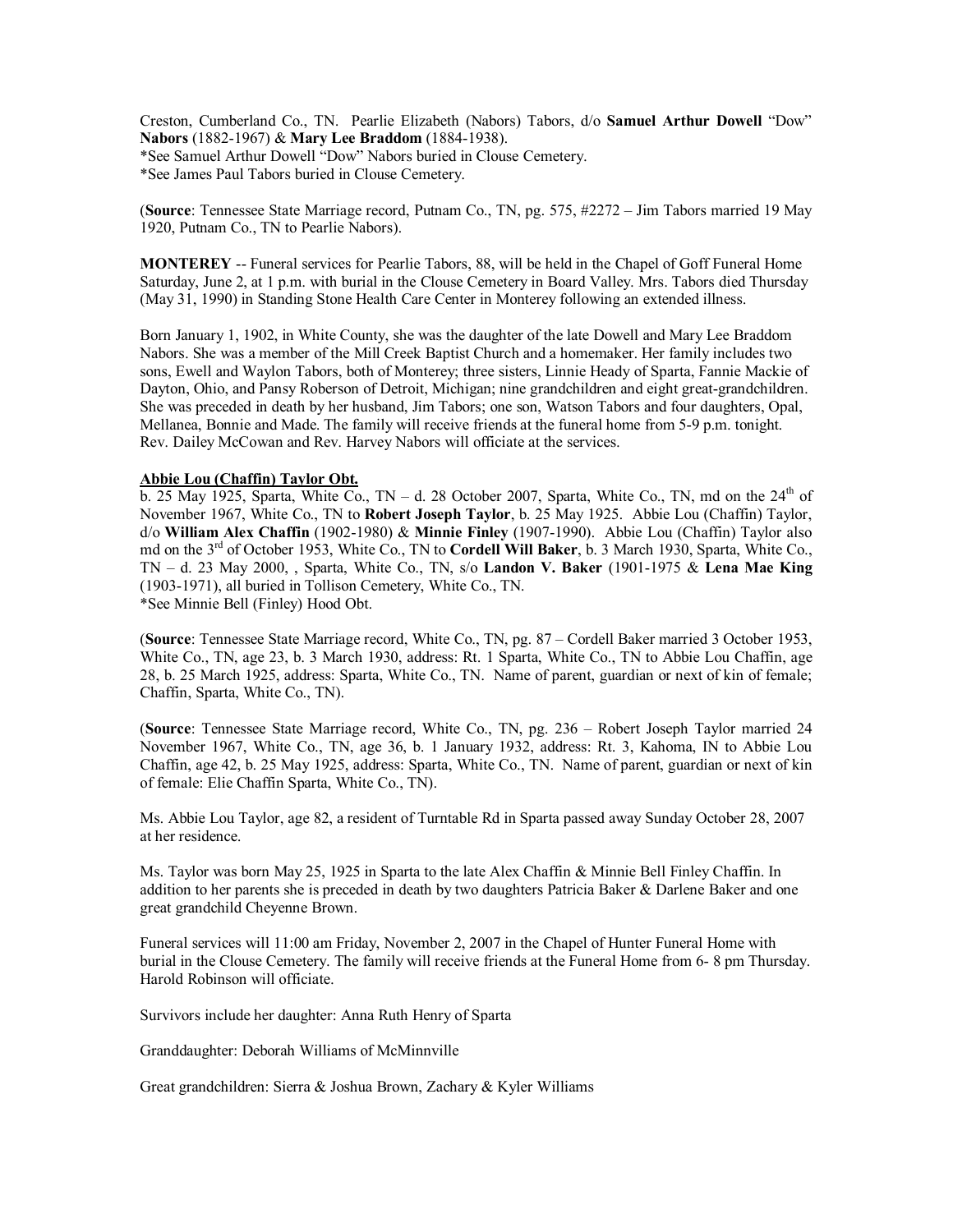Creston, Cumberland Co., TN. Pearlie Elizabeth (Nabors) Tabors, d/o **Samuel Arthur Dowell** "Dow" **Nabors** (1882-1967) & **Mary Lee Braddom** (1884-1938).
*See Samuel Arthur Dowell "Dow" Nabors buried in Clouse Cemetery.
*See James Paul Tabors buried in Clouse Cemetery.

(**Source**: Tennessee State Marriage record, Putnam Co., TN, pg. 575, #2272 – Jim Tabors married 19 May 1920, Putnam Co., TN to Pearlie Nabors).

**MONTEREY** -- Funeral services for Pearlie Tabors, 88, will be held in the Chapel of Goff Funeral Home Saturday, June 2, at 1 p.m. with burial in the Clouse Cemetery in Board Valley. Mrs. Tabors died Thursday (May 31, 1990) in Standing Stone Health Care Center in Monterey following an extended illness.

Born January 1, 1902, in White County, she was the daughter of the late Dowell and Mary Lee Braddom Nabors. She was a member of the Mill Creek Baptist Church and a homemaker. Her family includes two sons, Ewell and Waylon Tabors, both of Monterey; three sisters, Linnie Heady of Sparta, Fannie Mackie of Dayton, Ohio, and Pansy Roberson of Detroit, Michigan; nine grandchildren and eight great-grandchildren. She was preceded in death by her husband, Jim Tabors; one son, Watson Tabors and four daughters, Opal, Mellanea, Bonnie and Made. The family will receive friends at the funeral home from 5-9 p.m. tonight. Rev. Dailey McCowan and Rev. Harvey Nabors will officiate at the services.

**Abbie Lou (Chaffin) Taylor Obt.**

b. 25 May 1925, Sparta, White Co., TN – d. 28 October 2007, Sparta, White Co., TN, md on the 24th of November 1967, White Co., TN to **Robert Joseph Taylor**, b. 25 May 1925. Abbie Lou (Chaffin) Taylor, d/o **William Alex Chaffin** (1902-1980) & **Minnie Finley** (1907-1990). Abbie Lou (Chaffin) Taylor also md on the 3rd of October 1953, White Co., TN to **Cordell Will Baker**, b. 3 March 1930, Sparta, White Co., TN – d. 23 May 2000, , Sparta, White Co., TN, s/o **Landon V. Baker** (1901-1975 & **Lena Mae King** (1903-1971), all buried in Tollison Cemetery, White Co., TN.
*See Minnie Bell (Finley) Hood Obt.

(**Source**: Tennessee State Marriage record, White Co., TN, pg. 87 – Cordell Baker married 3 October 1953, White Co., TN, age 23, b. 3 March 1930, address: Rt. 1 Sparta, White Co., TN to Abbie Lou Chaffin, age 28, b. 25 March 1925, address: Sparta, White Co., TN. Name of parent, guardian or next of kin of female; Chaffin, Sparta, White Co., TN).

(**Source**: Tennessee State Marriage record, White Co., TN, pg. 236 – Robert Joseph Taylor married 24 November 1967, White Co., TN, age 36, b. 1 January 1932, address: Rt. 3, Kahoma, IN to Abbie Lou Chaffin, age 42, b. 25 May 1925, address: Sparta, White Co., TN. Name of parent, guardian or next of kin of female: Elie Chaffin Sparta, White Co., TN).

Ms. Abbie Lou Taylor, age 82, a resident of Turntable Rd in Sparta passed away Sunday October 28, 2007 at her residence.

Ms. Taylor was born May 25, 1925 in Sparta to the late Alex Chaffin & Minnie Bell Finley Chaffin. In addition to her parents she is preceded in death by two daughters Patricia Baker & Darlene Baker and one great grandchild Cheyenne Brown.

Funeral services will 11:00 am Friday, November 2, 2007 in the Chapel of Hunter Funeral Home with burial in the Clouse Cemetery. The family will receive friends at the Funeral Home from 6- 8 pm Thursday. Harold Robinson will officiate.

Survivors include her daughter: Anna Ruth Henry of Sparta

Granddaughter: Deborah Williams of McMinnville

Great grandchildren: Sierra & Joshua Brown, Zachary & Kyler Williams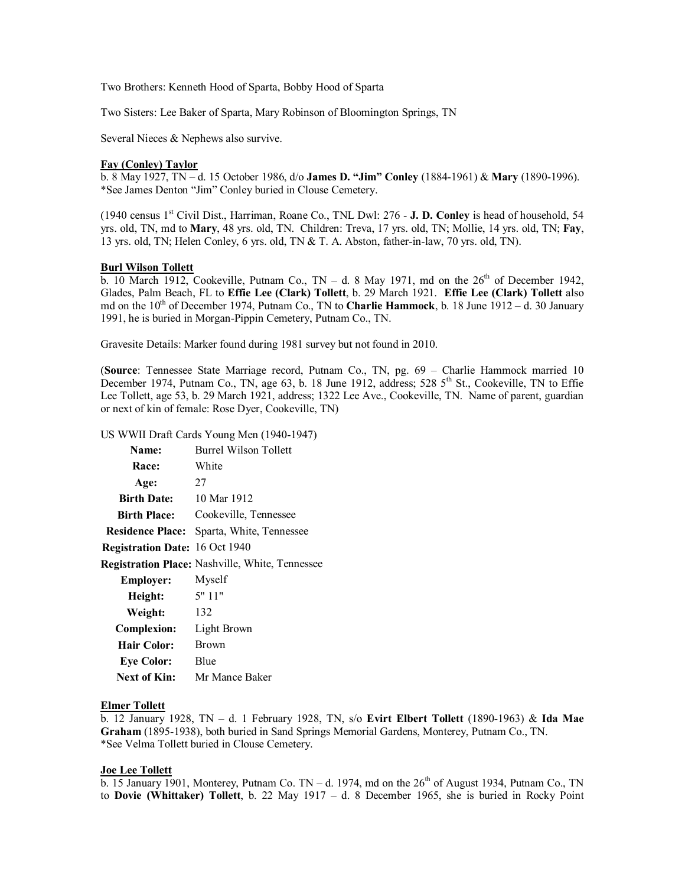Two Brothers: Kenneth Hood of Sparta, Bobby Hood of Sparta

Two Sisters: Lee Baker of Sparta, Mary Robinson of Bloomington Springs, TN

Several Nieces & Nephews also survive.

**Fay (Conley) Taylor**

b. 8 May 1927, TN – d. 15 October 1986, d/o **James D. "Jim" Conley** (1884-1961) & **Mary** (1890-1996). *See James Denton "Jim" Conley buried in Clouse Cemetery.

(1940 census 1st Civil Dist., Harriman, Roane Co., TNL Dwl: 276 - **J. D. Conley** is head of household, 54 yrs. old, TN, md to **Mary**, 48 yrs. old, TN. Children: Treva, 17 yrs. old, TN; Mollie, 14 yrs. old, TN; **Fay**, 13 yrs. old, TN; Helen Conley, 6 yrs. old, TN & T. A. Abston, father-in-law, 70 yrs. old, TN).

**Burl Wilson Tollett**

b. 10 March 1912, Cookeville, Putnam Co., TN – d. 8 May 1971, md on the 26th of December 1942, Glades, Palm Beach, FL to **Effie Lee (Clark) Tollett**, b. 29 March 1921. **Effie Lee (Clark) Tollett** also md on the 10th of December 1974, Putnam Co., TN to **Charlie Hammock**, b. 18 June 1912 – d. 30 January 1991, he is buried in Morgan-Pippin Cemetery, Putnam Co., TN.

Gravesite Details: Marker found during 1981 survey but not found in 2010.

(**Source**: Tennessee State Marriage record, Putnam Co., TN, pg. 69 – Charlie Hammock married 10 December 1974, Putnam Co., TN, age 63, b. 18 June 1912, address; 528 5th St., Cookeville, TN to Effie Lee Tollett, age 53, b. 29 March 1921, address; 1322 Lee Ave., Cookeville, TN. Name of parent, guardian or next of kin of female: Rose Dyer, Cookeville, TN)

US WWII Draft Cards Young Men (1940-1947)

| | |
|---|---|
| **Name:** | Burrel Wilson Tollett |
| **Race:** | White |
| **Age:** | 27 |
| **Birth Date:** | 10 Mar 1912 |
| **Birth Place:** | Cookeville, Tennessee |
| **Residence Place:** | Sparta, White, Tennessee |
| **Registration Date:** | 16 Oct 1940 |
| **Registration Place:** | Nashville, White, Tennessee |
| **Employer:** | Myself |
| **Height:** | 5" 11" |
| **Weight:** | 132 |
| **Complexion:** | Light Brown |
| **Hair Color:** | Brown |
| **Eye Color:** | Blue |
| **Next of Kin:** | Mr Mance Baker |

**Elmer Tollett**

b. 12 January 1928, TN – d. 1 February 1928, TN, s/o **Evirt Elbert Tollett** (1890-1963) & **Ida Mae Graham** (1895-1938), both buried in Sand Springs Memorial Gardens, Monterey, Putnam Co., TN. *See Velma Tollett buried in Clouse Cemetery.

**Joe Lee Tollett**

b. 15 January 1901, Monterey, Putnam Co. TN – d. 1974, md on the 26th of August 1934, Putnam Co., TN to **Dovie (Whittaker) Tollett**, b. 22 May 1917 – d. 8 December 1965, she is buried in Rocky Point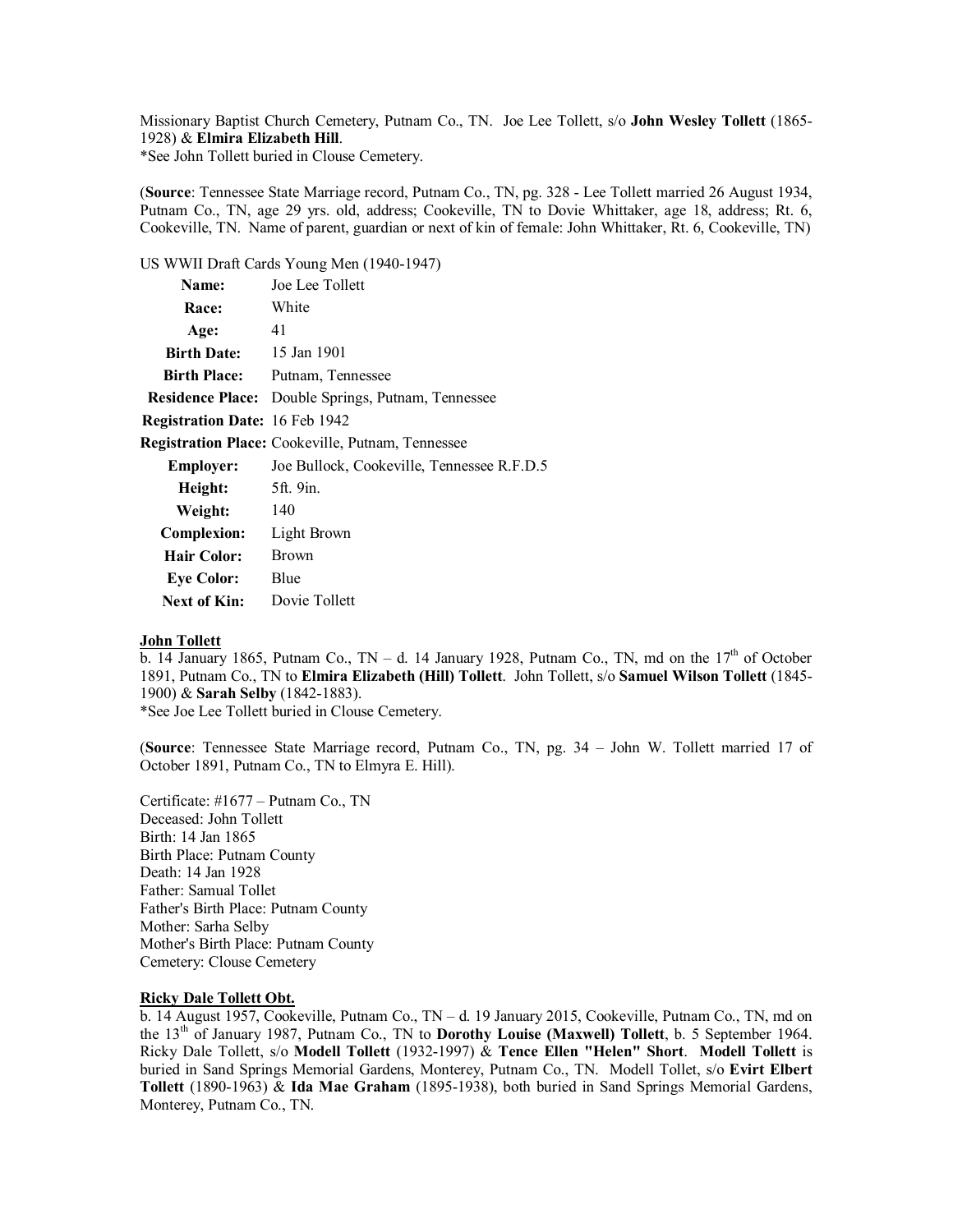Missionary Baptist Church Cemetery, Putnam Co., TN. Joe Lee Tollett, s/o **John Wesley Tollett** (1865-1928) & **Elmira Elizabeth Hill**.
*See John Tollett buried in Clouse Cemetery.

(**Source**: Tennessee State Marriage record, Putnam Co., TN, pg. 328 - Lee Tollett married 26 August 1934, Putnam Co., TN, age 29 yrs. old, address; Cookeville, TN to Dovie Whittaker, age 18, address; Rt. 6, Cookeville, TN. Name of parent, guardian or next of kin of female: John Whittaker, Rt. 6, Cookeville, TN)

US WWII Draft Cards Young Men (1940-1947)

| | |
|---|---|
| **Name:** | Joe Lee Tollett |
| **Race:** | White |
| **Age:** | 41 |
| **Birth Date:** | 15 Jan 1901 |
| **Birth Place:** | Putnam, Tennessee |
| **Residence Place:** | Double Springs, Putnam, Tennessee |
| **Registration Date:** | 16 Feb 1942 |
| **Registration Place:** | Cookeville, Putnam, Tennessee |
| **Employer:** | Joe Bullock, Cookeville, Tennessee R.F.D.5 |
| **Height:** | 5ft. 9in. |
| **Weight:** | 140 |
| **Complexion:** | Light Brown |
| **Hair Color:** | Brown |
| **Eye Color:** | Blue |
| **Next of Kin:** | Dovie Tollett |

**John Tollett**

b. 14 January 1865, Putnam Co., TN – d. 14 January 1928, Putnam Co., TN, md on the 17th of October 1891, Putnam Co., TN to **Elmira Elizabeth (Hill) Tollett**. John Tollett, s/o **Samuel Wilson Tollett** (1845-1900) & **Sarah Selby** (1842-1883).
*See Joe Lee Tollett buried in Clouse Cemetery.

(**Source**: Tennessee State Marriage record, Putnam Co., TN, pg. 34 – John W. Tollett married 17 of October 1891, Putnam Co., TN to Elmyra E. Hill).

Certificate: #1677 – Putnam Co., TN
Deceased: John Tollett
Birth: 14 Jan 1865
Birth Place: Putnam County
Death: 14 Jan 1928
Father: Samual Tollet
Father's Birth Place: Putnam County
Mother: Sarha Selby
Mother's Birth Place: Putnam County
Cemetery: Clouse Cemetery

**Ricky Dale Tollett Obt.**

b. 14 August 1957, Cookeville, Putnam Co., TN – d. 19 January 2015, Cookeville, Putnam Co., TN, md on the 13th of January 1987, Putnam Co., TN to **Dorothy Louise (Maxwell) Tollett**, b. 5 September 1964. Ricky Dale Tollett, s/o **Modell Tollett** (1932-1997) & **Tence Ellen "Helen" Short**. **Modell Tollett** is buried in Sand Springs Memorial Gardens, Monterey, Putnam Co., TN. Modell Tollet, s/o **Evirt Elbert Tollett** (1890-1963) & **Ida Mae Graham** (1895-1938), both buried in Sand Springs Memorial Gardens, Monterey, Putnam Co., TN.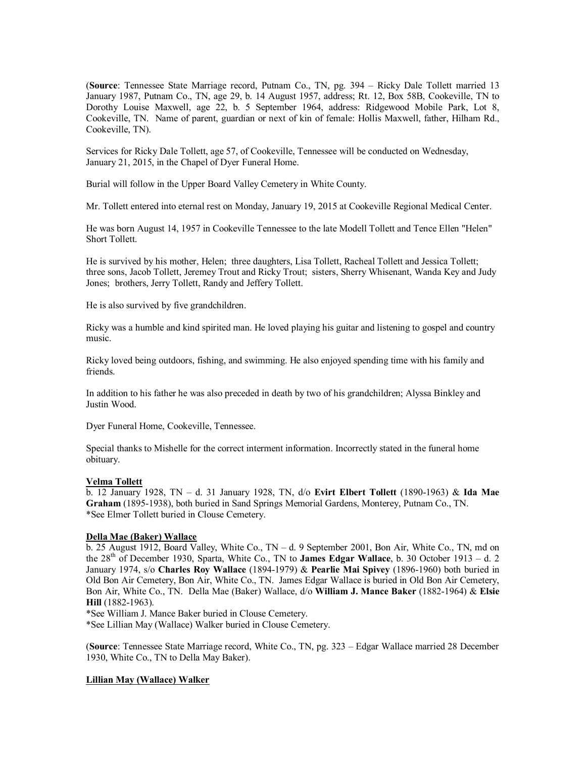(**Source**: Tennessee State Marriage record, Putnam Co., TN, pg. 394 – Ricky Dale Tollett married 13 January 1987, Putnam Co., TN, age 29, b. 14 August 1957, address; Rt. 12, Box 58B, Cookeville, TN to Dorothy Louise Maxwell, age 22, b. 5 September 1964, address: Ridgewood Mobile Park, Lot 8, Cookeville, TN. Name of parent, guardian or next of kin of female: Hollis Maxwell, father, Hilham Rd., Cookeville, TN).

Services for Ricky Dale Tollett, age 57, of Cookeville, Tennessee will be conducted on Wednesday, January 21, 2015, in the Chapel of Dyer Funeral Home.

Burial will follow in the Upper Board Valley Cemetery in White County.

Mr. Tollett entered into eternal rest on Monday, January 19, 2015 at Cookeville Regional Medical Center.

He was born August 14, 1957 in Cookeville Tennessee to the late Modell Tollett and Tence Ellen "Helen" Short Tollett.

He is survived by his mother, Helen; three daughters, Lisa Tollett, Racheal Tollett and Jessica Tollett; three sons, Jacob Tollett, Jeremey Trout and Ricky Trout; sisters, Sherry Whisenant, Wanda Key and Judy Jones; brothers, Jerry Tollett, Randy and Jeffery Tollett.

He is also survived by five grandchildren.

Ricky was a humble and kind spirited man. He loved playing his guitar and listening to gospel and country music.

Ricky loved being outdoors, fishing, and swimming. He also enjoyed spending time with his family and friends.

In addition to his father he was also preceded in death by two of his grandchildren; Alyssa Binkley and Justin Wood.

Dyer Funeral Home, Cookeville, Tennessee.

Special thanks to Mishelle for the correct interment information. Incorrectly stated in the funeral home obituary.

**Velma Tollett**

b. 12 January 1928, TN – d. 31 January 1928, TN, d/o **Evirt Elbert Tollett** (1890-1963) & **Ida Mae Graham** (1895-1938), both buried in Sand Springs Memorial Gardens, Monterey, Putnam Co., TN.
*See Elmer Tollett buried in Clouse Cemetery.

**Della Mae (Baker) Wallace**

b. 25 August 1912, Board Valley, White Co., TN – d. 9 September 2001, Bon Air, White Co., TN, md on the 28th of December 1930, Sparta, White Co., TN to **James Edgar Wallace**, b. 30 October 1913 – d. 2 January 1974, s/o **Charles Roy Wallace** (1894-1979) & **Pearlie Mai Spivey** (1896-1960) both buried in Old Bon Air Cemetery, Bon Air, White Co., TN. James Edgar Wallace is buried in Old Bon Air Cemetery, Bon Air, White Co., TN. Della Mae (Baker) Wallace, d/o **William J. Mance Baker** (1882-1964) & **Elsie Hill** (1882-1963).
*See William J. Mance Baker buried in Clouse Cemetery.
*See Lillian May (Wallace) Walker buried in Clouse Cemetery.

(**Source**: Tennessee State Marriage record, White Co., TN, pg. 323 – Edgar Wallace married 28 December 1930, White Co., TN to Della May Baker).

**Lillian May (Wallace) Walker**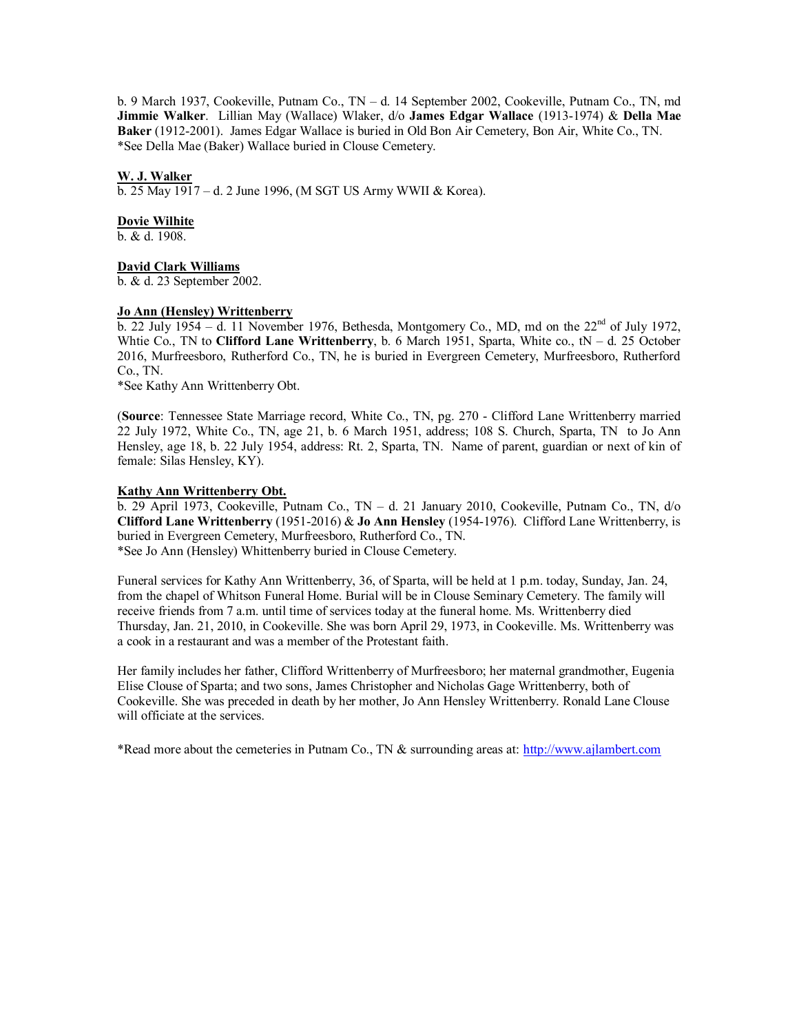b. 9 March 1937, Cookeville, Putnam Co., TN – d. 14 September 2002, Cookeville, Putnam Co., TN, md **Jimmie Walker**. Lillian May (Wallace) Wlaker, d/o **James Edgar Wallace** (1913-1974) & **Della Mae Baker** (1912-2001). James Edgar Wallace is buried in Old Bon Air Cemetery, Bon Air, White Co., TN.
*See Della Mae (Baker) Wallace buried in Clouse Cemetery.

**W. J. Walker**
b. 25 May 1917 – d. 2 June 1996, (M SGT US Army WWII & Korea).

**Dovie Wilhite**
b. & d. 1908.

**David Clark Williams**
b. & d. 23 September 2002.

**Jo Ann (Hensley) Writtenberry**
b. 22 July 1954 – d. 11 November 1976, Bethesda, Montgomery Co., MD, md on the 22nd of July 1972, Whtie Co., TN to **Clifford Lane Writtenberry**, b. 6 March 1951, Sparta, White co., tN – d. 25 October 2016, Murfreesboro, Rutherford Co., TN, he is buried in Evergreen Cemetery, Murfreesboro, Rutherford Co., TN.
*See Kathy Ann Writtenberry Obt.

(**Source**: Tennessee State Marriage record, White Co., TN, pg. 270 - Clifford Lane Writtenberry married 22 July 1972, White Co., TN, age 21, b. 6 March 1951, address; 108 S. Church, Sparta, TN to Jo Ann Hensley, age 18, b. 22 July 1954, address: Rt. 2, Sparta, TN. Name of parent, guardian or next of kin of female: Silas Hensley, KY).

**Kathy Ann Writtenberry Obt.**
b. 29 April 1973, Cookeville, Putnam Co., TN – d. 21 January 2010, Cookeville, Putnam Co., TN, d/o **Clifford Lane Writtenberry** (1951-2016) & **Jo Ann Hensley** (1954-1976). Clifford Lane Writtenberry, is buried in Evergreen Cemetery, Murfreesboro, Rutherford Co., TN.
*See Jo Ann (Hensley) Whittenberry buried in Clouse Cemetery.

Funeral services for Kathy Ann Writtenberry, 36, of Sparta, will be held at 1 p.m. today, Sunday, Jan. 24, from the chapel of Whitson Funeral Home. Burial will be in Clouse Seminary Cemetery. The family will receive friends from 7 a.m. until time of services today at the funeral home. Ms. Writtenberry died Thursday, Jan. 21, 2010, in Cookeville. She was born April 29, 1973, in Cookeville. Ms. Writtenberry was a cook in a restaurant and was a member of the Protestant faith.

Her family includes her father, Clifford Writtenberry of Murfreesboro; her maternal grandmother, Eugenia Elise Clouse of Sparta; and two sons, James Christopher and Nicholas Gage Writtenberry, both of Cookeville. She was preceded in death by her mother, Jo Ann Hensley Writtenberry. Ronald Lane Clouse will officiate at the services.

*Read more about the cemeteries in Putnam Co., TN & surrounding areas at: http://www.ajlambert.com